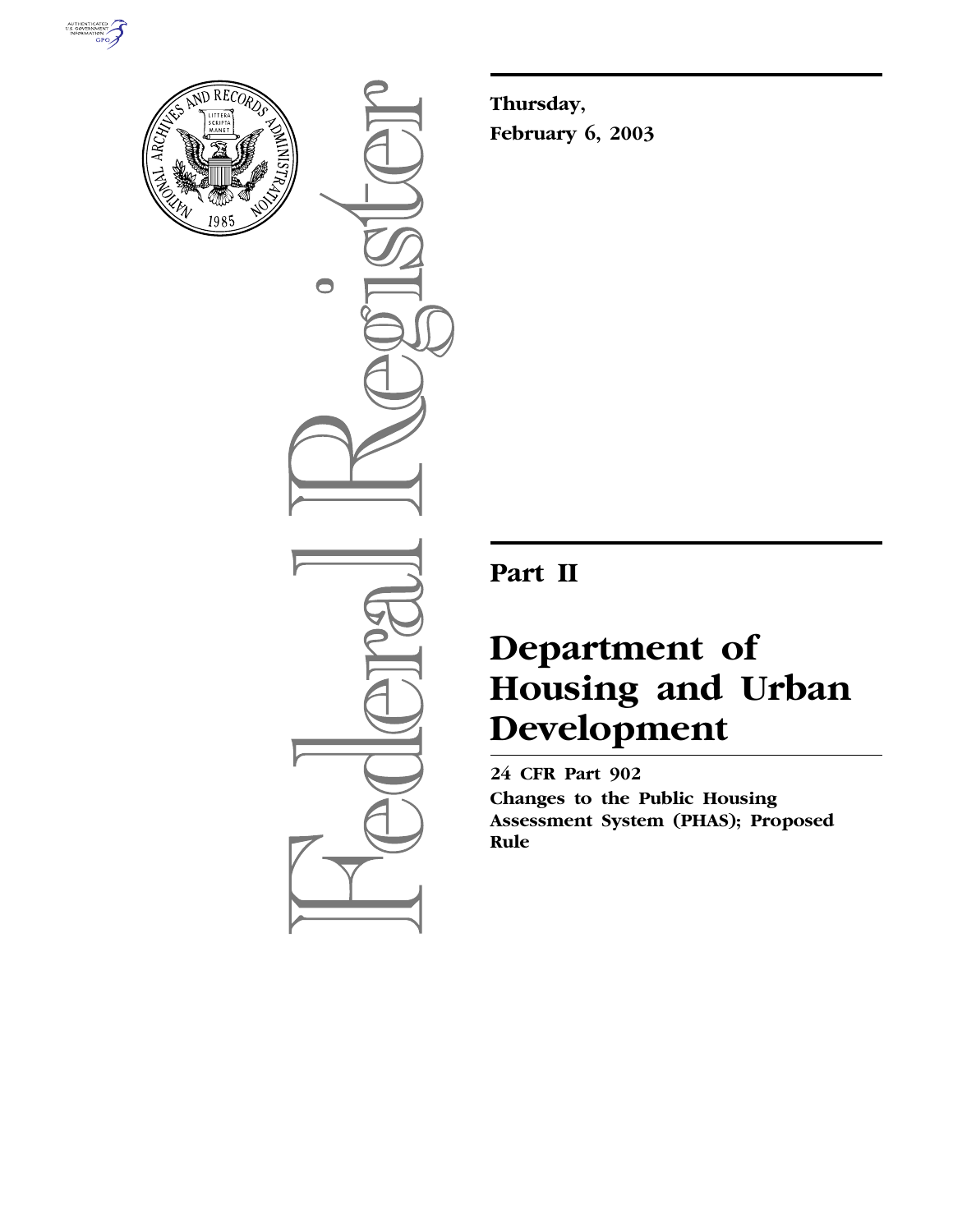**Thursday,**

**February 6, 2003**

# Part II

# Department of Housing and Urban Development

**24 CFR Part 902**

**Changes to the Public Housing Assessment System (PHAS); Proposed Rule**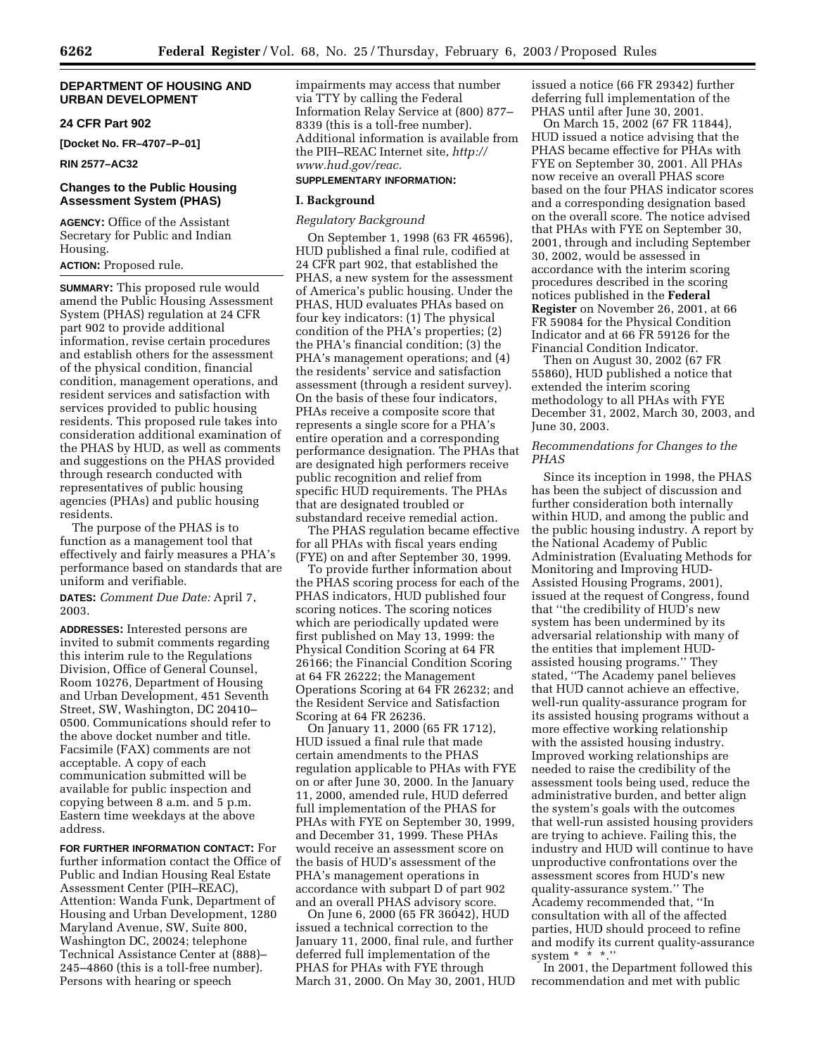## DEPARTMENT OF HOUSING AND URBAN DEVELOPMENT

### 24 CFR Part 902

**[Docket No. FR–4707–P–01]**

**RIN 2577–AC32**

### Changes to the Public Housing Assessment System (PHAS)

**AGENCY:** Office of the Assistant Secretary for Public and Indian Housing.

**ACTION:** Proposed rule.

**SUMMARY:** This proposed rule would amend the Public Housing Assessment System (PHAS) regulation at 24 CFR part 902 to provide additional information, revise certain procedures and establish others for the assessment of the physical condition, financial condition, management operations, and resident services and satisfaction with services provided to public housing residents. This proposed rule takes into consideration additional examination of the PHAS by HUD, as well as comments and suggestions on the PHAS provided through research conducted with representatives of public housing agencies (PHAs) and public housing residents.

The purpose of the PHAS is to function as a management tool that effectively and fairly measures a PHA's performance based on standards that are uniform and verifiable.

**DATES:** *Comment Due Date:* April 7, 2003.

**ADDRESSES:** Interested persons are invited to submit comments regarding this interim rule to the Regulations Division, Office of General Counsel, Room 10276, Department of Housing and Urban Development, 451 Seventh Street, SW, Washington, DC 20410–0500. Communications should refer to the above docket number and title. Facsimile (FAX) comments are not acceptable. A copy of each communication submitted will be available for public inspection and copying between 8 a.m. and 5 p.m. Eastern time weekdays at the above address.

**FOR FURTHER INFORMATION CONTACT:** For further information contact the Office of Public and Indian Housing Real Estate Assessment Center (PIH–REAC), Attention: Wanda Funk, Department of Housing and Urban Development, 1280 Maryland Avenue, SW, Suite 800, Washington DC, 20024; telephone Technical Assistance Center at (888)–245–4860 (this is a toll-free number). Persons with hearing or speech impairments may access that number via TTY by calling the Federal Information Relay Service at (800) 877–8339 (this is a toll-free number). Additional information is available from the PIH–REAC Internet site, *http://www.hud.gov/reac.*

**SUPPLEMENTARY INFORMATION:**

**I. Background**

*Regulatory Background*

On September 1, 1998 (63 FR 46596), HUD published a final rule, codified at 24 CFR part 902, that established the PHAS, a new system for the assessment of America's public housing. Under the PHAS, HUD evaluates PHAs based on four key indicators: (1) The physical condition of the PHA's properties; (2) the PHA's financial condition; (3) the PHA's management operations; and (4) the residents' service and satisfaction assessment (through a resident survey). On the basis of these four indicators, PHAs receive a composite score that represents a single score for a PHA's entire operation and a corresponding performance designation. The PHAs that are designated high performers receive public recognition and relief from specific HUD requirements. The PHAs that are designated troubled or substandard receive remedial action.

The PHAS regulation became effective for all PHAs with fiscal years ending (FYE) on and after September 30, 1999.

To provide further information about the PHAS scoring process for each of the PHAS indicators, HUD published four scoring notices. The scoring notices which are periodically updated were first published on May 13, 1999: the Physical Condition Scoring at 64 FR 26166; the Financial Condition Scoring at 64 FR 26222; the Management Operations Scoring at 64 FR 26232; and the Resident Service and Satisfaction Scoring at 64 FR 26236.

On January 11, 2000 (65 FR 1712), HUD issued a final rule that made certain amendments to the PHAS regulation applicable to PHAs with FYE on or after June 30, 2000. In the January 11, 2000, amended rule, HUD deferred full implementation of the PHAS for PHAs with FYE on September 30, 1999, and December 31, 1999. These PHAs would receive an assessment score on the basis of HUD's assessment of the PHA's management operations in accordance with subpart D of part 902 and an overall PHAS advisory score.

On June 6, 2000 (65 FR 36042), HUD issued a technical correction to the January 11, 2000, final rule, and further deferred full implementation of the PHAS for PHAs with FYE through March 31, 2000. On May 30, 2001, HUD issued a notice (66 FR 29342) further deferring full implementation of the PHAS until after June 30, 2001.

On March 15, 2002 (67 FR 11844), HUD issued a notice advising that the PHAS became effective for PHAs with FYE on September 30, 2001. All PHAs now receive an overall PHAS score based on the four PHAS indicator scores and a corresponding designation based on the overall score. The notice advised that PHAs with FYE on September 30, 2001, through and including September 30, 2002, would be assessed in accordance with the interim scoring procedures described in the scoring notices published in the **Federal Register** on November 26, 2001, at 66 FR 59084 for the Physical Condition Indicator and at 66 FR 59126 for the Financial Condition Indicator.

Then on August 30, 2002 (67 FR 55860), HUD published a notice that extended the interim scoring methodology to all PHAs with FYE December 31, 2002, March 30, 2003, and June 30, 2003.

*Recommendations for Changes to the PHAS*

Since its inception in 1998, the PHAS has been the subject of discussion and further consideration both internally within HUD, and among the public and the public housing industry. A report by the National Academy of Public Administration (Evaluating Methods for Monitoring and Improving HUD-Assisted Housing Programs, 2001), issued at the request of Congress, found that ''the credibility of HUD's new system has been undermined by its adversarial relationship with many of the entities that implement HUD-assisted housing programs.'' They stated, ''The Academy panel believes that HUD cannot achieve an effective, well-run quality-assurance program for its assisted housing programs without a more effective working relationship with the assisted housing industry. Improved working relationships are needed to raise the credibility of the assessment tools being used, reduce the administrative burden, and better align the system's goals with the outcomes that well-run assisted housing providers are trying to achieve. Failing this, the industry and HUD will continue to have unproductive confrontations over the assessment scores from HUD's new quality-assurance system.'' The Academy recommended that, ''In consultation with all of the affected parties, HUD should proceed to refine and modify its current quality-assurance system * * *.''

In 2001, the Department followed this recommendation and met with public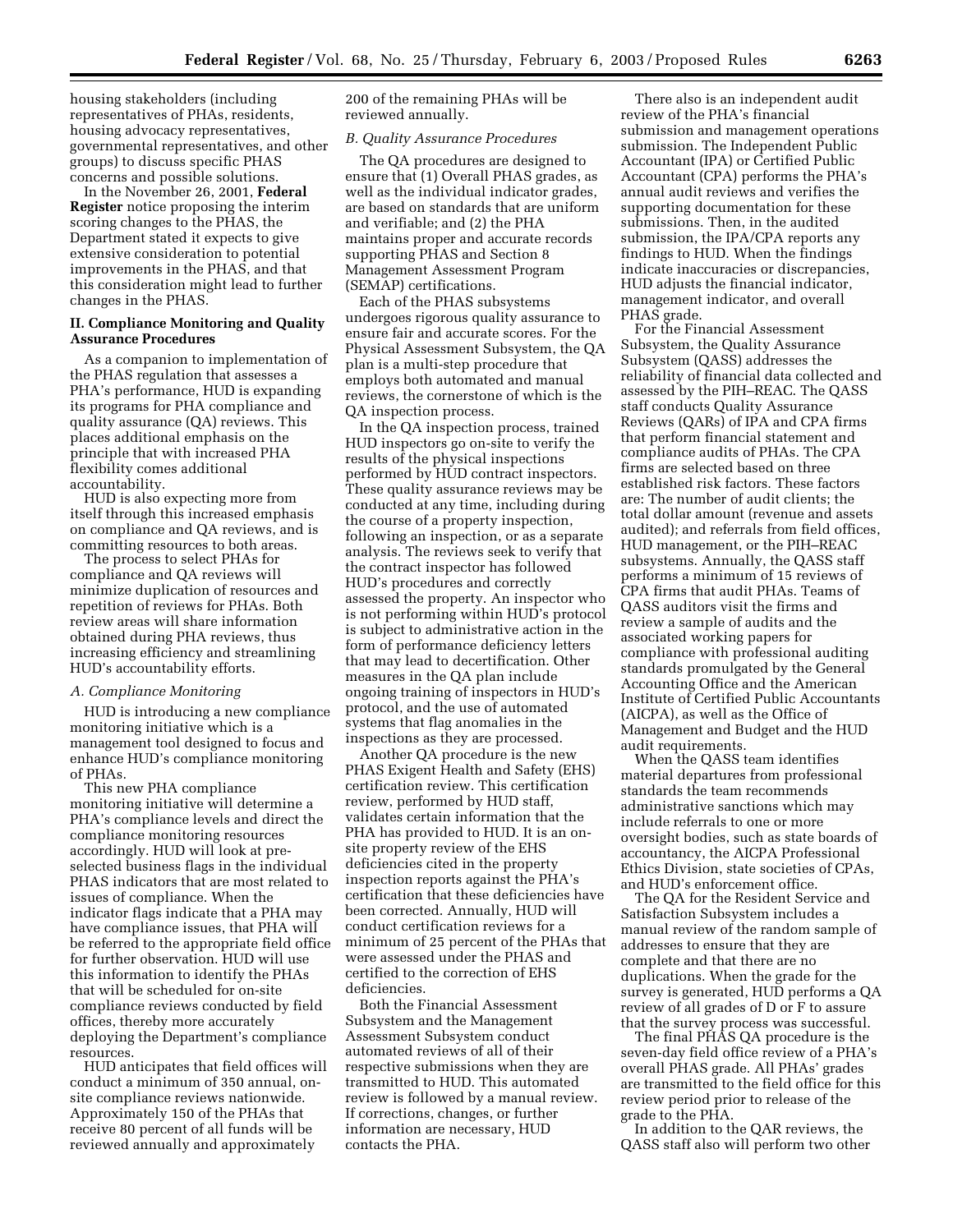housing stakeholders (including representatives of PHAs, residents, housing advocacy representatives, governmental representatives, and other groups) to discuss specific PHAS concerns and possible solutions.

In the November 26, 2001, **Federal Register** notice proposing the interim scoring changes to the PHAS, the Department stated it expects to give extensive consideration to potential improvements in the PHAS, and that this consideration might lead to further changes in the PHAS.

## II. Compliance Monitoring and Quality Assurance Procedures

As a companion to implementation of the PHAS regulation that assesses a PHA's performance, HUD is expanding its programs for PHA compliance and quality assurance (QA) reviews. This places additional emphasis on the principle that with increased PHA flexibility comes additional accountability.

HUD is also expecting more from itself through this increased emphasis on compliance and QA reviews, and is committing resources to both areas.

The process to select PHAs for compliance and QA reviews will minimize duplication of resources and repetition of reviews for PHAs. Both review areas will share information obtained during PHA reviews, thus increasing efficiency and streamlining HUD's accountability efforts.

### *A. Compliance Monitoring*

HUD is introducing a new compliance monitoring initiative which is a management tool designed to focus and enhance HUD's compliance monitoring of PHAs.

This new PHA compliance monitoring initiative will determine a PHA's compliance levels and direct the compliance monitoring resources accordingly. HUD will look at pre-selected business flags in the individual PHAS indicators that are most related to issues of compliance. When the indicator flags indicate that a PHA may have compliance issues, that PHA will be referred to the appropriate field office for further observation. HUD will use this information to identify the PHAs that will be scheduled for on-site compliance reviews conducted by field offices, thereby more accurately deploying the Department's compliance resources.

HUD anticipates that field offices will conduct a minimum of 350 annual, on-site compliance reviews nationwide. Approximately 150 of the PHAs that receive 80 percent of all funds will be reviewed annually and approximately 200 of the remaining PHAs will be reviewed annually.

### *B. Quality Assurance Procedures*

The QA procedures are designed to ensure that (1) Overall PHAS grades, as well as the individual indicator grades, are based on standards that are uniform and verifiable; and (2) the PHA maintains proper and accurate records supporting PHAS and Section 8 Management Assessment Program (SEMAP) certifications.

Each of the PHAS subsystems undergoes rigorous quality assurance to ensure fair and accurate scores. For the Physical Assessment Subsystem, the QA plan is a multi-step procedure that employs both automated and manual reviews, the cornerstone of which is the QA inspection process.

In the QA inspection process, trained HUD inspectors go on-site to verify the results of the physical inspections performed by HUD contract inspectors. These quality assurance reviews may be conducted at any time, including during the course of a property inspection, following an inspection, or as a separate analysis. The reviews seek to verify that the contract inspector has followed HUD's procedures and correctly assessed the property. An inspector who is not performing within HUD's protocol is subject to administrative action in the form of performance deficiency letters that may lead to decertification. Other measures in the QA plan include ongoing training of inspectors in HUD's protocol, and the use of automated systems that flag anomalies in the inspections as they are processed.

Another QA procedure is the new PHAS Exigent Health and Safety (EHS) certification review. This certification review, performed by HUD staff, validates certain information that the PHA has provided to HUD. It is an on-site property review of the EHS deficiencies cited in the property inspection reports against the PHA's certification that these deficiencies have been corrected. Annually, HUD will conduct certification reviews for a minimum of 25 percent of the PHAs that were assessed under the PHAS and certified to the correction of EHS deficiencies.

Both the Financial Assessment Subsystem and the Management Assessment Subsystem conduct automated reviews of all of their respective submissions when they are transmitted to HUD. This automated review is followed by a manual review. If corrections, changes, or further information are necessary, HUD contacts the PHA.

There also is an independent audit review of the PHA's financial submission and management operations submission. The Independent Public Accountant (IPA) or Certified Public Accountant (CPA) performs the PHA's annual audit reviews and verifies the supporting documentation for these submissions. Then, in the audited submission, the IPA/CPA reports any findings to HUD. When the findings indicate inaccuracies or discrepancies, HUD adjusts the financial indicator, management indicator, and overall PHAS grade.

For the Financial Assessment Subsystem, the Quality Assurance Subsystem (QASS) addresses the reliability of financial data collected and assessed by the PIH–REAC. The QASS staff conducts Quality Assurance Reviews (QARs) of IPA and CPA firms that perform financial statement and compliance audits of PHAs. The CPA firms are selected based on three established risk factors. These factors are: The number of audit clients; the total dollar amount (revenue and assets audited); and referrals from field offices, HUD management, or the PIH–REAC subsystems. Annually, the QASS staff performs a minimum of 15 reviews of CPA firms that audit PHAs. Teams of QASS auditors visit the firms and review a sample of audits and the associated working papers for compliance with professional auditing standards promulgated by the General Accounting Office and the American Institute of Certified Public Accountants (AICPA), as well as the Office of Management and Budget and the HUD audit requirements.

When the QASS team identifies material departures from professional standards the team recommends administrative sanctions which may include referrals to one or more oversight bodies, such as state boards of accountancy, the AICPA Professional Ethics Division, state societies of CPAs, and HUD's enforcement office.

The QA for the Resident Service and Satisfaction Subsystem includes a manual review of the random sample of addresses to ensure that they are complete and that there are no duplications. When the grade for the survey is generated, HUD performs a QA review of all grades of D or F to assure that the survey process was successful.

The final PHAS QA procedure is the seven-day field office review of a PHA's overall PHAS grade. All PHAs' grades are transmitted to the field office for this review period prior to release of the grade to the PHA.

In addition to the QAR reviews, the QASS staff also will perform two other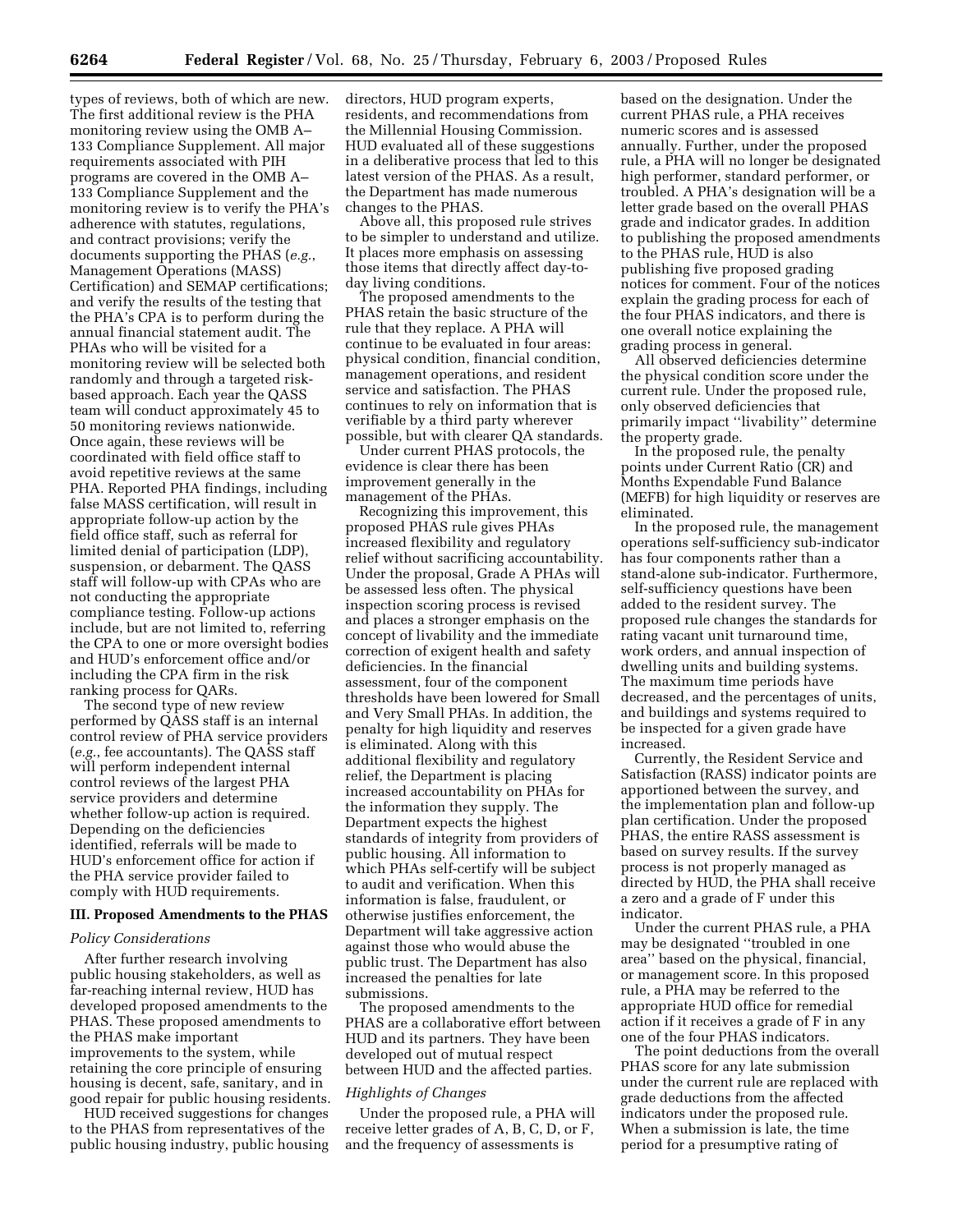types of reviews, both of which are new. The first additional review is the PHA monitoring review using the OMB A–133 Compliance Supplement. All major requirements associated with PIH programs are covered in the OMB A–133 Compliance Supplement and the monitoring review is to verify the PHA's adherence with statutes, regulations, and contract provisions; verify the documents supporting the PHAS (*e.g.*, Management Operations (MASS) Certification) and SEMAP certifications; and verify the results of the testing that the PHA's CPA is to perform during the annual financial statement audit. The PHAs who will be visited for a monitoring review will be selected both randomly and through a targeted risk-based approach. Each year the QASS team will conduct approximately 45 to 50 monitoring reviews nationwide. Once again, these reviews will be coordinated with field office staff to avoid repetitive reviews at the same PHA. Reported PHA findings, including false MASS certification, will result in appropriate follow-up action by the field office staff, such as referral for limited denial of participation (LDP), suspension, or debarment. The QASS staff will follow-up with CPAs who are not conducting the appropriate compliance testing. Follow-up actions include, but are not limited to, referring the CPA to one or more oversight bodies and HUD's enforcement office and/or including the CPA firm in the risk ranking process for QARs.

The second type of new review performed by QASS staff is an internal control review of PHA service providers (*e.g.*, fee accountants). The QASS staff will perform independent internal control reviews of the largest PHA service providers and determine whether follow-up action is required. Depending on the deficiencies identified, referrals will be made to HUD's enforcement office for action if the PHA service provider failed to comply with HUD requirements.

## III. Proposed Amendments to the PHAS

### *Policy Considerations*

After further research involving public housing stakeholders, as well as far-reaching internal review, HUD has developed proposed amendments to the PHAS. These proposed amendments to the PHAS make important improvements to the system, while retaining the core principle of ensuring housing is decent, safe, sanitary, and in good repair for public housing residents.

HUD received suggestions for changes to the PHAS from representatives of the public housing industry, public housing directors, HUD program experts, residents, and recommendations from the Millennial Housing Commission. HUD evaluated all of these suggestions in a deliberative process that led to this latest version of the PHAS. As a result, the Department has made numerous changes to the PHAS.

Above all, this proposed rule strives to be simpler to understand and utilize. It places more emphasis on assessing those items that directly affect day-to-day living conditions.

The proposed amendments to the PHAS retain the basic structure of the rule that they replace. A PHA will continue to be evaluated in four areas: physical condition, financial condition, management operations, and resident service and satisfaction. The PHAS continues to rely on information that is verifiable by a third party wherever possible, but with clearer QA standards.

Under current PHAS protocols, the evidence is clear there has been improvement generally in the management of the PHAs.

Recognizing this improvement, this proposed PHAS rule gives PHAs increased flexibility and regulatory relief without sacrificing accountability. Under the proposal, Grade A PHAs will be assessed less often. The physical inspection scoring process is revised and places a stronger emphasis on the concept of livability and the immediate correction of exigent health and safety deficiencies. In the financial assessment, four of the component thresholds have been lowered for Small and Very Small PHAs. In addition, the penalty for high liquidity and reserves is eliminated. Along with this additional flexibility and regulatory relief, the Department is placing increased accountability on PHAs for the information they supply. The Department expects the highest standards of integrity from providers of public housing. All information to which PHAs self-certify will be subject to audit and verification. When this information is false, fraudulent, or otherwise justifies enforcement, the Department will take aggressive action against those who would abuse the public trust. The Department has also increased the penalties for late submissions.

The proposed amendments to the PHAS are a collaborative effort between HUD and its partners. They have been developed out of mutual respect between HUD and the affected parties.

### *Highlights of Changes*

Under the proposed rule, a PHA will receive letter grades of A, B, C, D, or F, and the frequency of assessments is based on the designation. Under the current PHAS rule, a PHA receives numeric scores and is assessed annually. Further, under the proposed rule, a PHA will no longer be designated high performer, standard performer, or troubled. A PHA's designation will be a letter grade based on the overall PHAS grade and indicator grades. In addition to publishing the proposed amendments to the PHAS rule, HUD is also publishing five proposed grading notices for comment. Four of the notices explain the grading process for each of the four PHAS indicators, and there is one overall notice explaining the grading process in general.

All observed deficiencies determine the physical condition score under the current rule. Under the proposed rule, only observed deficiencies that primarily impact "livability" determine the property grade.

In the proposed rule, the penalty points under Current Ratio (CR) and Months Expendable Fund Balance (MEFB) for high liquidity or reserves are eliminated.

In the proposed rule, the management operations self-sufficiency sub-indicator has four components rather than a stand-alone sub-indicator. Furthermore, self-sufficiency questions have been added to the resident survey. The proposed rule changes the standards for rating vacant unit turnaround time, work orders, and annual inspection of dwelling units and building systems. The maximum time periods have decreased, and the percentages of units, and buildings and systems required to be inspected for a given grade have increased.

Currently, the Resident Service and Satisfaction (RASS) indicator points are apportioned between the survey, and the implementation plan and follow-up plan certification. Under the proposed PHAS, the entire RASS assessment is based on survey results. If the survey process is not properly managed as directed by HUD, the PHA shall receive a zero and a grade of F under this indicator.

Under the current PHAS rule, a PHA may be designated "troubled in one area" based on the physical, financial, or management score. In this proposed rule, a PHA may be referred to the appropriate HUD office for remedial action if it receives a grade of F in any one of the four PHAS indicators.

The point deductions from the overall PHAS score for any late submission under the current rule are replaced with grade deductions from the affected indicators under the proposed rule. When a submission is late, the time period for a presumptive rating of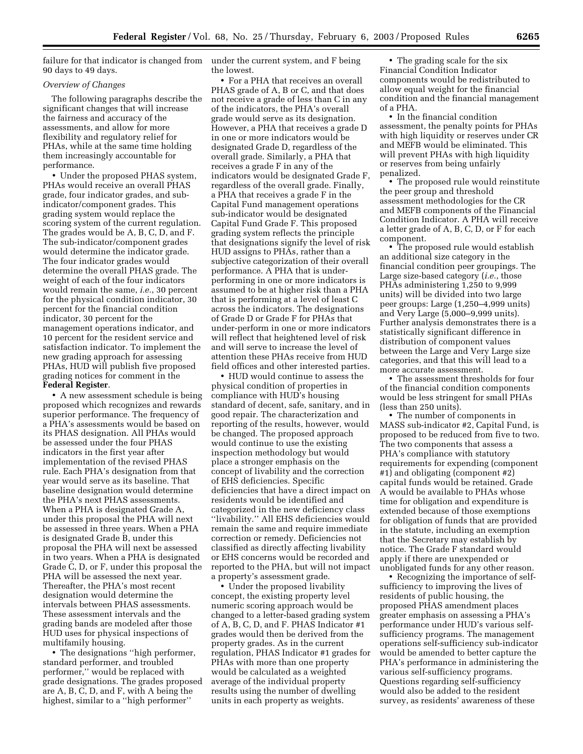failure for that indicator is changed from 90 days to 49 days.

*Overview of Changes*

The following paragraphs describe the significant changes that will increase the fairness and accuracy of the assessments, and allow for more flexibility and regulatory relief for PHAs, while at the same time holding them increasingly accountable for performance.

• Under the proposed PHAS system, PHAs would receive an overall PHAS grade, four indicator grades, and sub-indicator/component grades. This grading system would replace the scoring system of the current regulation. The grades would be A, B, C, D, and F. The sub-indicator/component grades would determine the indicator grade. The four indicator grades would determine the overall PHAS grade. The weight of each of the four indicators would remain the same, *i.e.*, 30 percent for the physical condition indicator, 30 percent for the financial condition indicator, 30 percent for the management operations indicator, and 10 percent for the resident service and satisfaction indicator. To implement the new grading approach for assessing PHAs, HUD will publish five proposed grading notices for comment in the **Federal Register**.

• A new assessment schedule is being proposed which recognizes and rewards superior performance. The frequency of a PHA's assessments would be based on its PHAS designation. All PHAs would be assessed under the four PHAS indicators in the first year after implementation of the revised PHAS rule. Each PHA's designation from that year would serve as its baseline. That baseline designation would determine the PHA's next PHAS assessments. When a PHA is designated Grade A, under this proposal the PHA will next be assessed in three years. When a PHA is designated Grade B, under this proposal the PHA will next be assessed in two years. When a PHA is designated Grade C, D, or F, under this proposal the PHA will be assessed the next year. Thereafter, the PHA's most recent designation would determine the intervals between PHAS assessments. These assessment intervals and the grading bands are modeled after those HUD uses for physical inspections of multifamily housing.

• The designations ''high performer, standard performer, and troubled performer,'' would be replaced with grade designations. The grades proposed are A, B, C, D, and F, with A being the highest, similar to a ''high performer'' under the current system, and F being the lowest.

• For a PHA that receives an overall PHAS grade of A, B or C, and that does not receive a grade of less than C in any of the indicators, the PHA's overall grade would serve as its designation. However, a PHA that receives a grade D in one or more indicators would be designated Grade D, regardless of the overall grade. Similarly, a PHA that receives a grade F in any of the indicators would be designated Grade F, regardless of the overall grade. Finally, a PHA that receives a grade F in the Capital Fund management operations sub-indicator would be designated Capital Fund Grade F. This proposed grading system reflects the principle that designations signify the level of risk HUD assigns to PHAs, rather than a subjective categorization of their overall performance. A PHA that is under-performing in one or more indicators is assumed to be at higher risk than a PHA that is performing at a level of least C across the indicators. The designations of Grade D or Grade F for PHAs that under-perform in one or more indicators will reflect that heightened level of risk and will serve to increase the level of attention these PHAs receive from HUD field offices and other interested parties.

• HUD would continue to assess the physical condition of properties in compliance with HUD's housing standard of decent, safe, sanitary, and in good repair. The characterization and reporting of the results, however, would be changed. The proposed approach would continue to use the existing inspection methodology but would place a stronger emphasis on the concept of livability and the correction of EHS deficiencies. Specific deficiencies that have a direct impact on residents would be identified and categorized in the new deficiency class ''livability.'' All EHS deficiencies would remain the same and require immediate correction or remedy. Deficiencies not classified as directly affecting livability or EHS concerns would be recorded and reported to the PHA, but will not impact a property's assessment grade.

• Under the proposed livability concept, the existing property level numeric scoring approach would be changed to a letter-based grading system of A, B, C, D, and F. PHAS Indicator #1 grades would then be derived from the property grades. As in the current regulation, PHAS Indicator #1 grades for PHAs with more than one property would be calculated as a weighted average of the individual property results using the number of dwelling units in each property as weights.

• The grading scale for the six Financial Condition Indicator components would be redistributed to allow equal weight for the financial condition and the financial management of a PHA.

• In the financial condition assessment, the penalty points for PHAs with high liquidity or reserves under CR and MEFB would be eliminated. This will prevent PHAs with high liquidity or reserves from being unfairly penalized.

• The proposed rule would reinstitute the peer group and threshold assessment methodologies for the CR and MEFB components of the Financial Condition Indicator. A PHA will receive a letter grade of A, B, C, D, or F for each component.

• The proposed rule would establish an additional size category in the financial condition peer groupings. The Large size-based category (*i.e.*, those PHAs administering 1,250 to 9,999 units) will be divided into two large peer groups: Large (1,250–4,999 units) and Very Large (5,000–9,999 units). Further analysis demonstrates there is a statistically significant difference in distribution of component values between the Large and Very Large size categories, and that this will lead to a more accurate assessment.

• The assessment thresholds for four of the financial condition components would be less stringent for small PHAs (less than 250 units).

• The number of components in MASS sub-indicator #2, Capital Fund, is proposed to be reduced from five to two. The two components that assess a PHA's compliance with statutory requirements for expending (component #1) and obligating (component #2) capital funds would be retained. Grade A would be available to PHAs whose time for obligation and expenditure is extended because of those exemptions for obligation of funds that are provided in the statute, including an exemption that the Secretary may establish by notice. The Grade F standard would apply if there are unexpended or unobligated funds for any other reason.

• Recognizing the importance of self-sufficiency to improving the lives of residents of public housing, the proposed PHAS amendment places greater emphasis on assessing a PHA's performance under HUD's various self-sufficiency programs. The management operations self-sufficiency sub-indicator would be amended to better capture the PHA's performance in administering the various self-sufficiency programs. Questions regarding self-sufficiency would also be added to the resident survey, as residents' awareness of these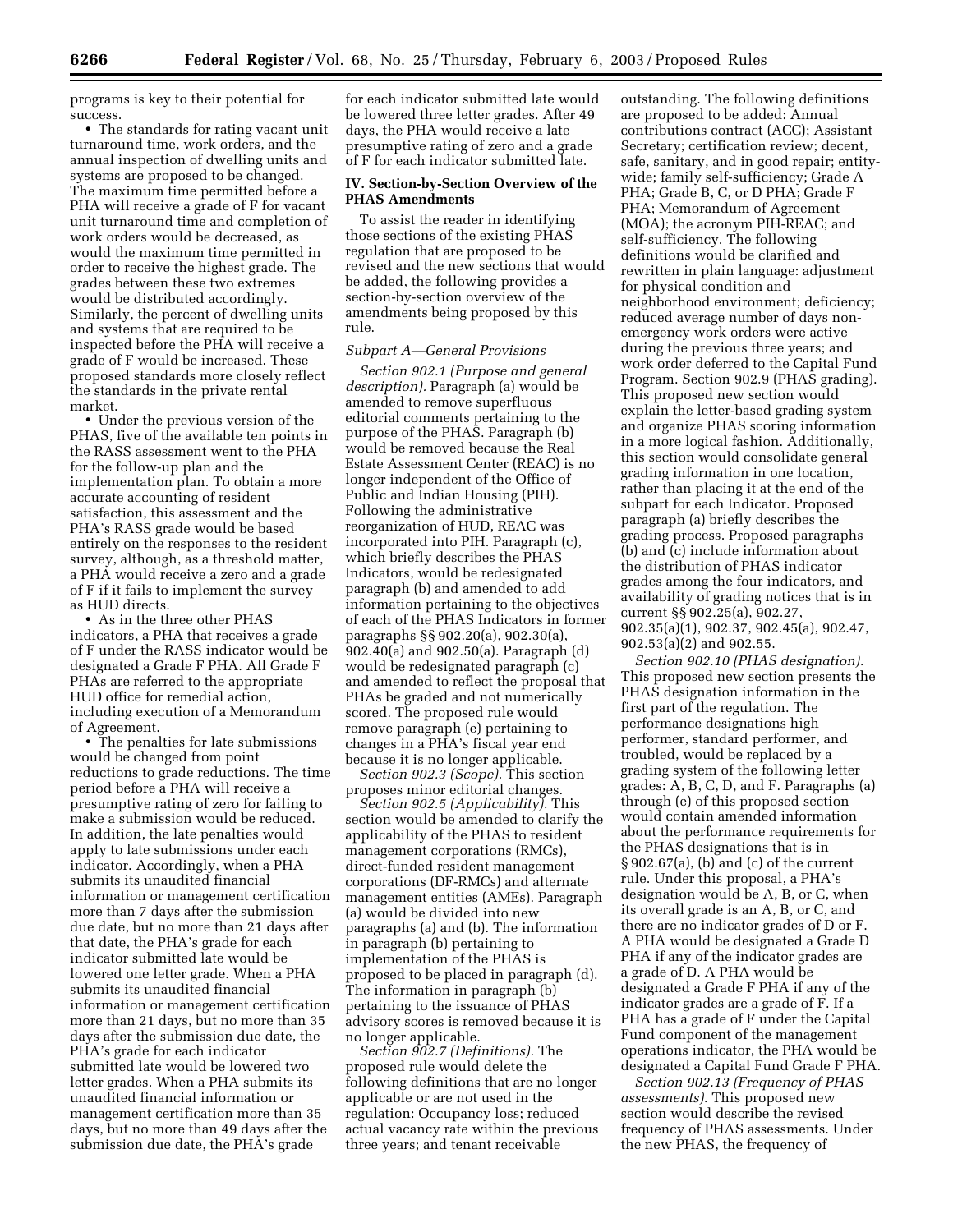programs is key to their potential for success.

- The standards for rating vacant unit turnaround time, work orders, and the annual inspection of dwelling units and systems are proposed to be changed. The maximum time permitted before a PHA will receive a grade of F for vacant unit turnaround time and completion of work orders would be decreased, as would the maximum time permitted in order to receive the highest grade. The grades between these two extremes would be distributed accordingly. Similarly, the percent of dwelling units and systems that are required to be inspected before the PHA will receive a grade of F would be increased. These proposed standards more closely reflect the standards in the private rental market.
- Under the previous version of the PHAS, five of the available ten points in the RASS assessment went to the PHA for the follow-up plan and the implementation plan. To obtain a more accurate accounting of resident satisfaction, this assessment and the PHA's RASS grade would be based entirely on the responses to the resident survey, although, as a threshold matter, a PHA would receive a zero and a grade of F if it fails to implement the survey as HUD directs.
- As in the three other PHAS indicators, a PHA that receives a grade of F under the RASS indicator would be designated a Grade F PHA. All Grade F PHAs are referred to the appropriate HUD office for remedial action, including execution of a Memorandum of Agreement.
- The penalties for late submissions would be changed from point reductions to grade reductions. The time period before a PHA will receive a presumptive rating of zero for failing to make a submission would be reduced. In addition, the late penalties would apply to late submissions under each indicator. Accordingly, when a PHA submits its unaudited financial information or management certification more than 7 days after the submission due date, but no more than 21 days after that date, the PHA's grade for each indicator submitted late would be lowered one letter grade. When a PHA submits its unaudited financial information or management certification more than 21 days, but no more than 35 days after the submission due date, the PHA's grade for each indicator submitted late would be lowered two letter grades. When a PHA submits its unaudited financial information or management certification more than 35 days, but no more than 49 days after the submission due date, the PHA's grade for each indicator submitted late would be lowered three letter grades. After 49 days, the PHA would receive a late presumptive rating of zero and a grade of F for each indicator submitted late.

## IV. Section-by-Section Overview of the PHAS Amendments

To assist the reader in identifying those sections of the existing PHAS regulation that are proposed to be revised and the new sections that would be added, the following provides a section-by-section overview of the amendments being proposed by this rule.

*Subpart A—General Provisions*

*Section 902.1 (Purpose and general description).* Paragraph (a) would be amended to remove superfluous editorial comments pertaining to the purpose of the PHAS. Paragraph (b) would be removed because the Real Estate Assessment Center (REAC) is no longer independent of the Office of Public and Indian Housing (PIH). Following the administrative reorganization of HUD, REAC was incorporated into PIH. Paragraph (c), which briefly describes the PHAS Indicators, would be redesignated paragraph (b) and amended to add information pertaining to the objectives of each of the PHAS Indicators in former paragraphs §§ 902.20(a), 902.30(a), 902.40(a) and 902.50(a). Paragraph (d) would be redesignated paragraph (c) and amended to reflect the proposal that PHAs be graded and not numerically scored. The proposed rule would remove paragraph (e) pertaining to changes in a PHA's fiscal year end because it is no longer applicable.

*Section 902.3 (Scope).* This section proposes minor editorial changes.

*Section 902.5 (Applicability).* This section would be amended to clarify the applicability of the PHAS to resident management corporations (RMCs), direct-funded resident management corporations (DF-RMCs) and alternate management entities (AMEs). Paragraph (a) would be divided into new paragraphs (a) and (b). The information in paragraph (b) pertaining to implementation of the PHAS is proposed to be placed in paragraph (d). The information in paragraph (b) pertaining to the issuance of PHAS advisory scores is removed because it is no longer applicable.

*Section 902.7 (Definitions).* The proposed rule would delete the following definitions that are no longer applicable or are not used in the regulation: Occupancy loss; reduced actual vacancy rate within the previous three years; and tenant receivable outstanding. The following definitions are proposed to be added: Annual contributions contract (ACC); Assistant Secretary; certification review; decent, safe, sanitary, and in good repair; entity-wide; family self-sufficiency; Grade A PHA; Grade B, C, or D PHA; Grade F PHA; Memorandum of Agreement (MOA); the acronym PIH-REAC; and self-sufficiency. The following definitions would be clarified and rewritten in plain language: adjustment for physical condition and neighborhood environment; deficiency; reduced average number of days non-emergency work orders were active during the previous three years; and work order deferred to the Capital Fund Program. Section 902.9 (PHAS grading). This proposed new section would explain the letter-based grading system and organize PHAS scoring information in a more logical fashion. Additionally, this section would consolidate general grading information in one location, rather than placing it at the end of the subpart for each Indicator. Proposed paragraph (a) briefly describes the grading process. Proposed paragraphs (b) and (c) include information about the distribution of PHAS indicator grades among the four indicators, and availability of grading notices that is in current §§ 902.25(a), 902.27, 902.35(a)(1), 902.37, 902.45(a), 902.47, 902.53(a)(2) and 902.55.

*Section 902.10 (PHAS designation).* This proposed new section presents the PHAS designation information in the first part of the regulation. The performance designations high performer, standard performer, and troubled, would be replaced by a grading system of the following letter grades: A, B, C, D, and F. Paragraphs (a) through (e) of this proposed section would contain amended information about the performance requirements for the PHAS designations that is in § 902.67(a), (b) and (c) of the current rule. Under this proposal, a PHA's designation would be A, B, or C, when its overall grade is an A, B, or C, and there are no indicator grades of D or F. A PHA would be designated a Grade D PHA if any of the indicator grades are a grade of D. A PHA would be designated a Grade F PHA if any of the indicator grades are a grade of F. If a PHA has a grade of F under the Capital Fund component of the management operations indicator, the PHA would be designated a Capital Fund Grade F PHA.

*Section 902.13 (Frequency of PHAS assessments).* This proposed new section would describe the revised frequency of PHAS assessments. Under the new PHAS, the frequency of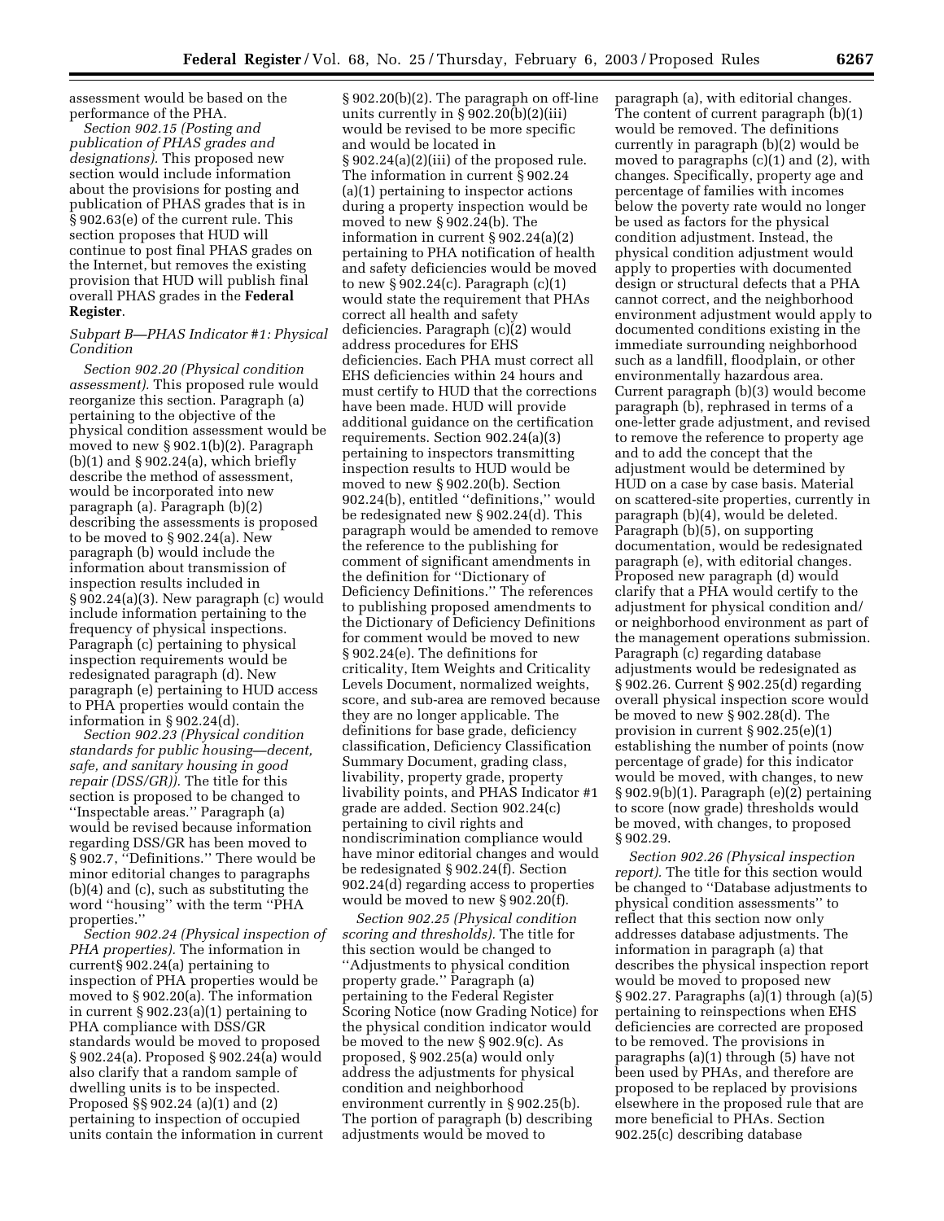assessment would be based on the performance of the PHA.

*Section 902.15 (Posting and publication of PHAS grades and designations).* This proposed new section would include information about the provisions for posting and publication of PHAS grades that is in § 902.63(e) of the current rule. This section proposes that HUD will continue to post final PHAS grades on the Internet, but removes the existing provision that HUD will publish final overall PHAS grades in the **Federal Register**.

### *Subpart B—PHAS Indicator #1: Physical Condition*

*Section 902.20 (Physical condition assessment).* This proposed rule would reorganize this section. Paragraph (a) pertaining to the objective of the physical condition assessment would be moved to new § 902.1(b)(2). Paragraph (b)(1) and § 902.24(a), which briefly describe the method of assessment, would be incorporated into new paragraph (a). Paragraph (b)(2) describing the assessments is proposed to be moved to § 902.24(a). New paragraph (b) would include the information about transmission of inspection results included in § 902.24(a)(3). New paragraph (c) would include information pertaining to the frequency of physical inspections. Paragraph (c) pertaining to physical inspection requirements would be redesignated paragraph (d). New paragraph (e) pertaining to HUD access to PHA properties would contain the information in § 902.24(d).

*Section 902.23 (Physical condition standards for public housing—decent, safe, and sanitary housing in good repair (DSS/GR)).* The title for this section is proposed to be changed to ''Inspectable areas.'' Paragraph (a) would be revised because information regarding DSS/GR has been moved to § 902.7, ''Definitions.'' There would be minor editorial changes to paragraphs (b)(4) and (c), such as substituting the word ''housing'' with the term ''PHA properties.''

*Section 902.24 (Physical inspection of PHA properties).* The information in current§ 902.24(a) pertaining to inspection of PHA properties would be moved to § 902.20(a). The information in current § 902.23(a)(1) pertaining to PHA compliance with DSS/GR standards would be moved to proposed § 902.24(a). Proposed § 902.24(a) would also clarify that a random sample of dwelling units is to be inspected. Proposed §§ 902.24 (a)(1) and (2) pertaining to inspection of occupied units contain the information in current § 902.20(b)(2). The paragraph on off-line units currently in § 902.20(b)(2)(iii) would be revised to be more specific and would be located in § 902.24(a)(2)(iii) of the proposed rule. The information in current § 902.24 (a)(1) pertaining to inspector actions during a property inspection would be moved to new § 902.24(b). The information in current § 902.24(a)(2) pertaining to PHA notification of health and safety deficiencies would be moved to new § 902.24(c). Paragraph (c)(1) would state the requirement that PHAs correct all health and safety deficiencies. Paragraph (c)(2) would address procedures for EHS deficiencies. Each PHA must correct all EHS deficiencies within 24 hours and must certify to HUD that the corrections have been made. HUD will provide additional guidance on the certification requirements. Section 902.24(a)(3) pertaining to inspectors transmitting inspection results to HUD would be moved to new § 902.20(b). Section 902.24(b), entitled ''definitions,'' would be redesignated new § 902.24(d). This paragraph would be amended to remove the reference to the publishing for comment of significant amendments in the definition for ''Dictionary of Deficiency Definitions.'' The references to publishing proposed amendments to the Dictionary of Deficiency Definitions for comment would be moved to new § 902.24(e). The definitions for criticality, Item Weights and Criticality Levels Document, normalized weights, score, and sub-area are removed because they are no longer applicable. The definitions for base grade, deficiency classification, Deficiency Classification Summary Document, grading class, livability, property grade, property livability points, and PHAS Indicator #1 grade are added. Section 902.24(c) pertaining to civil rights and nondiscrimination compliance would have minor editorial changes and would be redesignated § 902.24(f). Section 902.24(d) regarding access to properties would be moved to new § 902.20(f).

*Section 902.25 (Physical condition scoring and thresholds).* The title for this section would be changed to ''Adjustments to physical condition property grade.'' Paragraph (a) pertaining to the Federal Register Scoring Notice (now Grading Notice) for the physical condition indicator would be moved to the new § 902.9(c). As proposed, § 902.25(a) would only address the adjustments for physical condition and neighborhood environment currently in § 902.25(b). The portion of paragraph (b) describing adjustments would be moved to paragraph (a), with editorial changes. The content of current paragraph (b)(1) would be removed. The definitions currently in paragraph (b)(2) would be moved to paragraphs (c)(1) and (2), with changes. Specifically, property age and percentage of families with incomes below the poverty rate would no longer be used as factors for the physical condition adjustment. Instead, the physical condition adjustment would apply to properties with documented design or structural defects that a PHA cannot correct, and the neighborhood environment adjustment would apply to documented conditions existing in the immediate surrounding neighborhood such as a landfill, floodplain, or other environmentally hazardous area. Current paragraph (b)(3) would become paragraph (b), rephrased in terms of a one-letter grade adjustment, and revised to remove the reference to property age and to add the concept that the adjustment would be determined by HUD on a case by case basis. Material on scattered-site properties, currently in paragraph (b)(4), would be deleted. Paragraph (b)(5), on supporting documentation, would be redesignated paragraph (e), with editorial changes. Proposed new paragraph (d) would clarify that a PHA would certify to the adjustment for physical condition and/ or neighborhood environment as part of the management operations submission. Paragraph (c) regarding database adjustments would be redesignated as § 902.26. Current § 902.25(d) regarding overall physical inspection score would be moved to new § 902.28(d). The provision in current § 902.25(e)(1) establishing the number of points (now percentage of grade) for this indicator would be moved, with changes, to new § 902.9(b)(1). Paragraph (e)(2) pertaining to score (now grade) thresholds would be moved, with changes, to proposed § 902.29.

*Section 902.26 (Physical inspection report).* The title for this section would be changed to ''Database adjustments to physical condition assessments'' to reflect that this section now only addresses database adjustments. The information in paragraph (a) that describes the physical inspection report would be moved to proposed new § 902.27. Paragraphs (a)(1) through (a)(5) pertaining to reinspections when EHS deficiencies are corrected are proposed to be removed. The provisions in paragraphs (a)(1) through (5) have not been used by PHAs, and therefore are proposed to be replaced by provisions elsewhere in the proposed rule that are more beneficial to PHAs. Section 902.25(c) describing database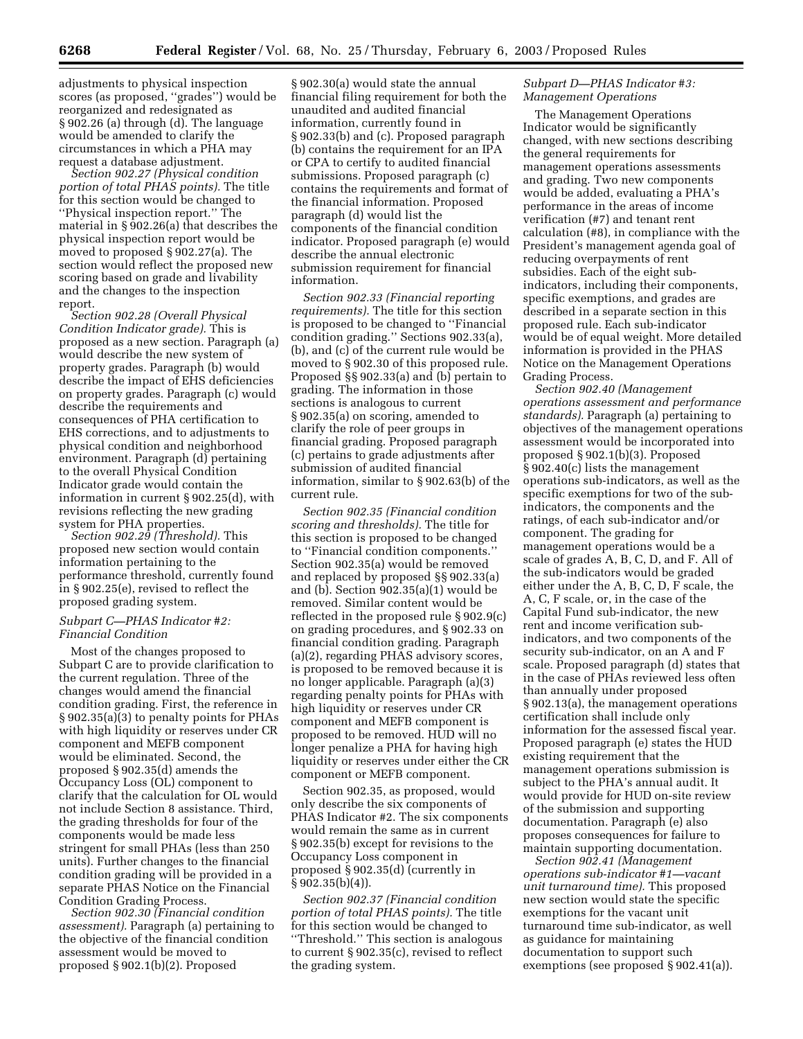adjustments to physical inspection scores (as proposed, ''grades'') would be reorganized and redesignated as § 902.26 (a) through (d). The language would be amended to clarify the circumstances in which a PHA may request a database adjustment.

*Section 902.27 (Physical condition portion of total PHAS points).* The title for this section would be changed to ''Physical inspection report.'' The material in § 902.26(a) that describes the physical inspection report would be moved to proposed § 902.27(a). The section would reflect the proposed new scoring based on grade and livability and the changes to the inspection report.

*Section 902.28 (Overall Physical Condition Indicator grade).* This is proposed as a new section. Paragraph (a) would describe the new system of property grades. Paragraph (b) would describe the impact of EHS deficiencies on property grades. Paragraph (c) would describe the requirements and consequences of PHA certification to EHS corrections, and to adjustments to physical condition and neighborhood environment. Paragraph (d) pertaining to the overall Physical Condition Indicator grade would contain the information in current § 902.25(d), with revisions reflecting the new grading system for PHA properties.

*Section 902.29 (Threshold).* This proposed new section would contain information pertaining to the performance threshold, currently found in § 902.25(e), revised to reflect the proposed grading system.

*Subpart C—PHAS Indicator #2: Financial Condition*

Most of the changes proposed to Subpart C are to provide clarification to the current regulation. Three of the changes would amend the financial condition grading. First, the reference in § 902.35(a)(3) to penalty points for PHAs with high liquidity or reserves under CR component and MEFB component would be eliminated. Second, the proposed § 902.35(d) amends the Occupancy Loss (OL) component to clarify that the calculation for OL would not include Section 8 assistance. Third, the grading thresholds for four of the components would be made less stringent for small PHAs (less than 250 units). Further changes to the financial condition grading will be provided in a separate PHAS Notice on the Financial Condition Grading Process.

*Section 902.30 (Financial condition assessment).* Paragraph (a) pertaining to the objective of the financial condition assessment would be moved to proposed § 902.1(b)(2). Proposed § 902.30(a) would state the annual financial filing requirement for both the unaudited and audited financial information, currently found in § 902.33(b) and (c). Proposed paragraph (b) contains the requirement for an IPA or CPA to certify to audited financial submissions. Proposed paragraph (c) contains the requirements and format of the financial information. Proposed paragraph (d) would list the components of the financial condition indicator. Proposed paragraph (e) would describe the annual electronic submission requirement for financial information.

*Section 902.33 (Financial reporting requirements).* The title for this section is proposed to be changed to ''Financial condition grading.'' Sections 902.33(a), (b), and (c) of the current rule would be moved to § 902.30 of this proposed rule. Proposed §§ 902.33(a) and (b) pertain to grading. The information in those sections is analogous to current § 902.35(a) on scoring, amended to clarify the role of peer groups in financial grading. Proposed paragraph (c) pertains to grade adjustments after submission of audited financial information, similar to § 902.63(b) of the current rule.

*Section 902.35 (Financial condition scoring and thresholds).* The title for this section is proposed to be changed to ''Financial condition components.'' Section 902.35(a) would be removed and replaced by proposed §§ 902.33(a) and (b). Section 902.35(a)(1) would be removed. Similar content would be reflected in the proposed rule § 902.9(c) on grading procedures, and § 902.33 on financial condition grading. Paragraph (a)(2), regarding PHAS advisory scores, is proposed to be removed because it is no longer applicable. Paragraph (a)(3) regarding penalty points for PHAs with high liquidity or reserves under CR component and MEFB component is proposed to be removed. HUD will no longer penalize a PHA for having high liquidity or reserves under either the CR component or MEFB component.

Section 902.35, as proposed, would only describe the six components of PHAS Indicator #2. The six components would remain the same as in current § 902.35(b) except for revisions to the Occupancy Loss component in proposed § 902.35(d) (currently in § 902.35(b)(4)).

*Section 902.37 (Financial condition portion of total PHAS points).* The title for this section would be changed to ''Threshold.'' This section is analogous to current § 902.35(c), revised to reflect the grading system.

*Subpart D—PHAS Indicator #3: Management Operations*

The Management Operations Indicator would be significantly changed, with new sections describing the general requirements for management operations assessments and grading. Two new components would be added, evaluating a PHA's performance in the areas of income verification (#7) and tenant rent calculation (#8), in compliance with the President's management agenda goal of reducing overpayments of rent subsidies. Each of the eight sub-indicators, including their components, specific exemptions, and grades are described in a separate section in this proposed rule. Each sub-indicator would be of equal weight. More detailed information is provided in the PHAS Notice on the Management Operations Grading Process.

*Section 902.40 (Management operations assessment and performance standards).* Paragraph (a) pertaining to objectives of the management operations assessment would be incorporated into proposed § 902.1(b)(3). Proposed § 902.40(c) lists the management operations sub-indicators, as well as the specific exemptions for two of the sub-indicators, the components and the ratings, of each sub-indicator and/or component. The grading for management operations would be a scale of grades A, B, C, D, and F. All of the sub-indicators would be graded either under the A, B, C, D, F scale, the A, C, F scale, or, in the case of the Capital Fund sub-indicator, the new rent and income verification sub-indicators, and two components of the security sub-indicator, on an A and F scale. Proposed paragraph (d) states that in the case of PHAs reviewed less often than annually under proposed § 902.13(a), the management operations certification shall include only information for the assessed fiscal year. Proposed paragraph (e) states the HUD existing requirement that the management operations submission is subject to the PHA's annual audit. It would provide for HUD on-site review of the submission and supporting documentation. Paragraph (e) also proposes consequences for failure to maintain supporting documentation.

*Section 902.41 (Management operations sub-indicator #1—vacant unit turnaround time).* This proposed new section would state the specific exemptions for the vacant unit turnaround time sub-indicator, as well as guidance for maintaining documentation to support such exemptions (see proposed § 902.41(a)).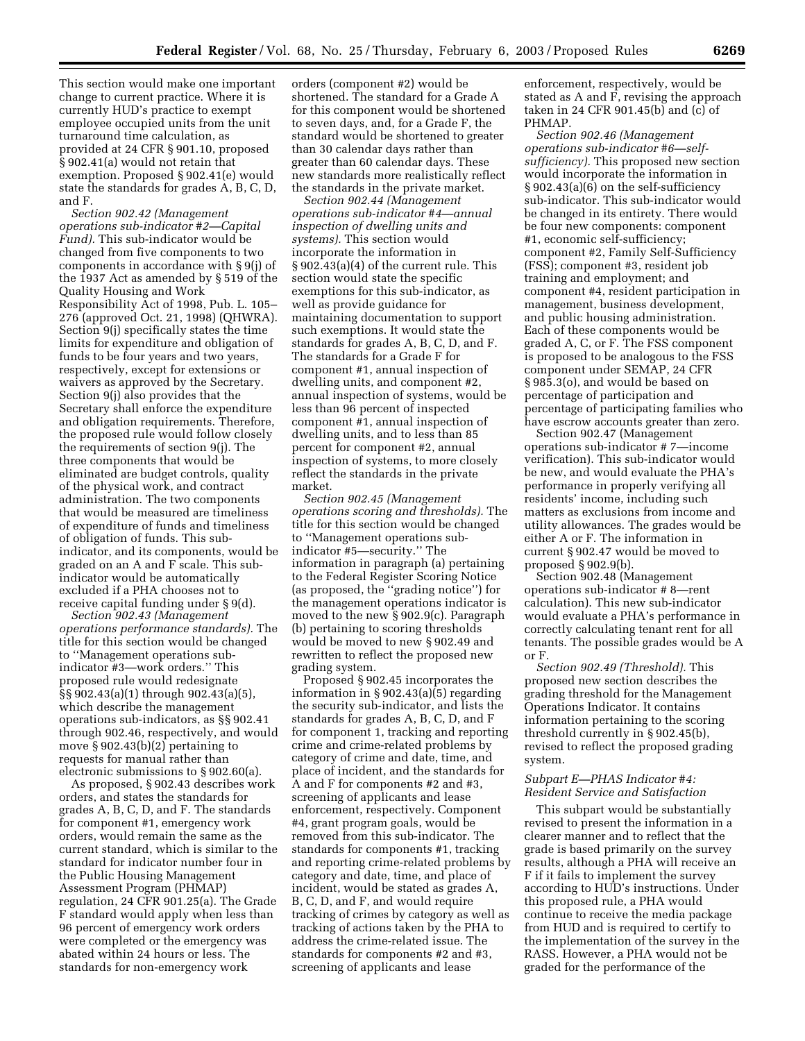This section would make one important change to current practice. Where it is currently HUD's practice to exempt employee occupied units from the unit turnaround time calculation, as provided at 24 CFR § 901.10, proposed § 902.41(a) would not retain that exemption. Proposed § 902.41(e) would state the standards for grades A, B, C, D, and F.

*Section 902.42 (Management operations sub-indicator #2—Capital Fund).* This sub-indicator would be changed from five components to two components in accordance with § 9(j) of the 1937 Act as amended by § 519 of the Quality Housing and Work Responsibility Act of 1998, Pub. L. 105–276 (approved Oct. 21, 1998) (QHWRA). Section 9(j) specifically states the time limits for expenditure and obligation of funds to be four years and two years, respectively, except for extensions or waivers as approved by the Secretary. Section 9(j) also provides that the Secretary shall enforce the expenditure and obligation requirements. Therefore, the proposed rule would follow closely the requirements of section 9(j). The three components that would be eliminated are budget controls, quality of the physical work, and contract administration. The two components that would be measured are timeliness of expenditure of funds and timeliness of obligation of funds. This sub-indicator, and its components, would be graded on an A and F scale. This sub-indicator would be automatically excluded if a PHA chooses not to receive capital funding under § 9(d).

*Section 902.43 (Management operations performance standards).* The title for this section would be changed to ''Management operations sub-indicator #3—work orders.'' This proposed rule would redesignate §§ 902.43(a)(1) through 902.43(a)(5), which describe the management operations sub-indicators, as §§ 902.41 through 902.46, respectively, and would move § 902.43(b)(2) pertaining to requests for manual rather than electronic submissions to § 902.60(a).

As proposed, § 902.43 describes work orders, and states the standards for grades A, B, C, D, and F. The standards for component #1, emergency work orders, would remain the same as the current standard, which is similar to the standard for indicator number four in the Public Housing Management Assessment Program (PHMAP) regulation, 24 CFR 901.25(a). The Grade F standard would apply when less than 96 percent of emergency work orders were completed or the emergency was abated within 24 hours or less. The standards for non-emergency work orders (component #2) would be shortened. The standard for a Grade A for this component would be shortened to seven days, and, for a Grade F, the standard would be shortened to greater than 30 calendar days rather than greater than 60 calendar days. These new standards more realistically reflect the standards in the private market.

*Section 902.44 (Management operations sub-indicator #4—annual inspection of dwelling units and systems).* This section would incorporate the information in § 902.43(a)(4) of the current rule. This section would state the specific exemptions for this sub-indicator, as well as provide guidance for maintaining documentation to support such exemptions. It would state the standards for grades A, B, C, D, and F. The standards for a Grade F for component #1, annual inspection of dwelling units, and component #2, annual inspection of systems, would be less than 96 percent of inspected component #1, annual inspection of dwelling units, and to less than 85 percent for component #2, annual inspection of systems, to more closely reflect the standards in the private market.

*Section 902.45 (Management operations scoring and thresholds).* The title for this section would be changed to ''Management operations sub-indicator #5—security.'' The information in paragraph (a) pertaining to the Federal Register Scoring Notice (as proposed, the ''grading notice'') for the management operations indicator is moved to the new § 902.9(c). Paragraph (b) pertaining to scoring thresholds would be moved to new § 902.49 and rewritten to reflect the proposed new grading system.

Proposed § 902.45 incorporates the information in § 902.43(a)(5) regarding the security sub-indicator, and lists the standards for grades A, B, C, D, and F for component 1, tracking and reporting crime and crime-related problems by category of crime and date, time, and place of incident, and the standards for A and F for components #2 and #3, screening of applicants and lease enforcement, respectively. Component #4, grant program goals, would be removed from this sub-indicator. The standards for components #1, tracking and reporting crime-related problems by category and date, time, and place of incident, would be stated as grades A, B, C, D, and F, and would require tracking of crimes by category as well as tracking of actions taken by the PHA to address the crime-related issue. The standards for components #2 and #3, screening of applicants and lease enforcement, respectively, would be stated as A and F, revising the approach taken in 24 CFR 901.45(b) and (c) of PHMAP.

*Section 902.46 (Management operations sub-indicator #6—self-sufficiency).* This proposed new section would incorporate the information in § 902.43(a)(6) on the self-sufficiency sub-indicator. This sub-indicator would be changed in its entirety. There would be four new components: component #1, economic self-sufficiency; component #2, Family Self-Sufficiency (FSS); component #3, resident job training and employment; and component #4, resident participation in management, business development, and public housing administration. Each of these components would be graded A, C, or F. The FSS component is proposed to be analogous to the FSS component under SEMAP, 24 CFR § 985.3(o), and would be based on percentage of participation and percentage of participating families who have escrow accounts greater than zero.

Section 902.47 (Management operations sub-indicator # 7—income verification). This sub-indicator would be new, and would evaluate the PHA's performance in properly verifying all residents' income, including such matters as exclusions from income and utility allowances. The grades would be either A or F. The information in current § 902.47 would be moved to proposed § 902.9(b).

Section 902.48 (Management operations sub-indicator # 8—rent calculation). This new sub-indicator would evaluate a PHA's performance in correctly calculating tenant rent for all tenants. The possible grades would be A or F.

*Section 902.49 (Threshold).* This proposed new section describes the grading threshold for the Management Operations Indicator. It contains information pertaining to the scoring threshold currently in § 902.45(b), revised to reflect the proposed grading system.

### *Subpart E—PHAS Indicator #4: Resident Service and Satisfaction*

This subpart would be substantially revised to present the information in a clearer manner and to reflect that the grade is based primarily on the survey results, although a PHA will receive an F if it fails to implement the survey according to HUD's instructions. Under this proposed rule, a PHA would continue to receive the media package from HUD and is required to certify to the implementation of the survey in the RASS. However, a PHA would not be graded for the performance of the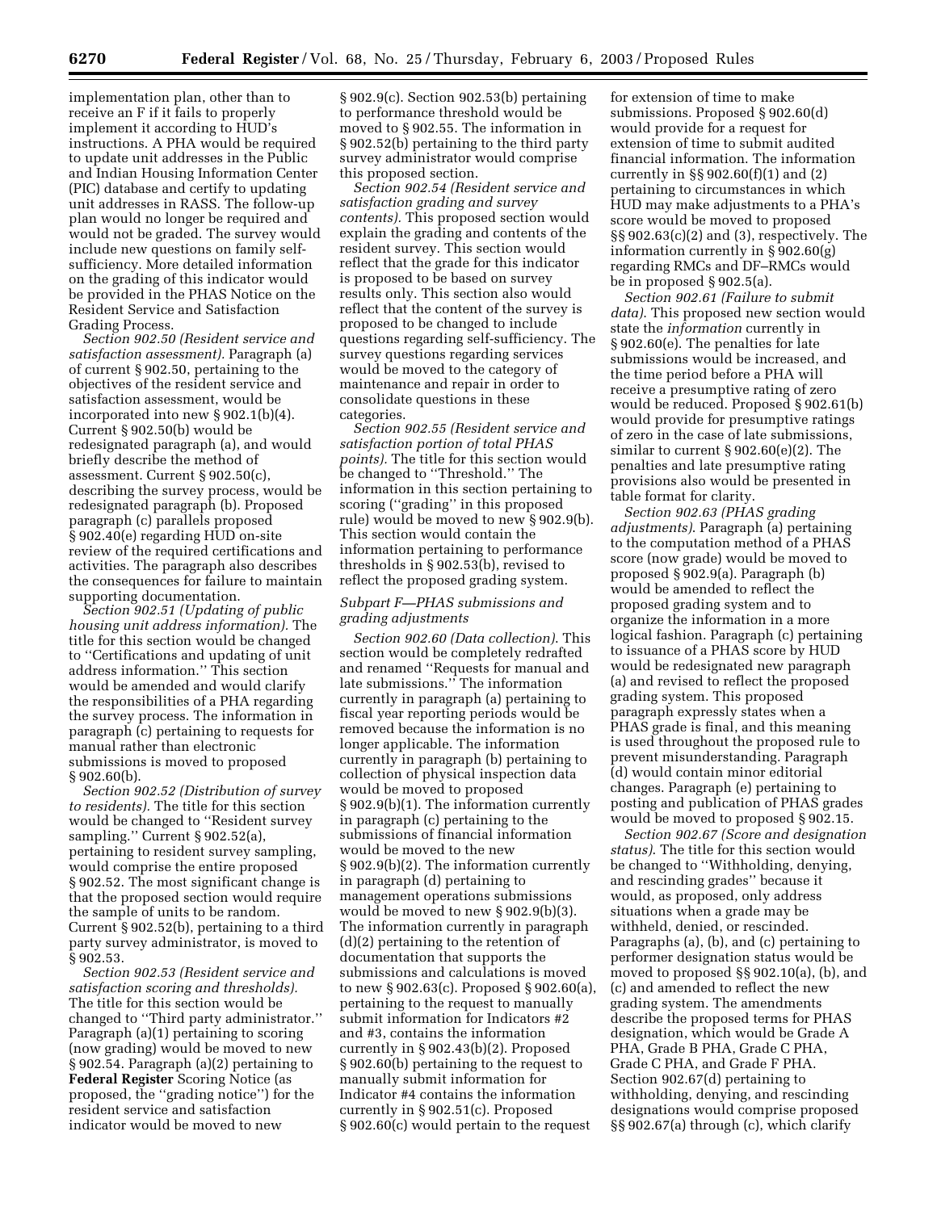implementation plan, other than to receive an F if it fails to properly implement it according to HUD's instructions. A PHA would be required to update unit addresses in the Public and Indian Housing Information Center (PIC) database and certify to updating unit addresses in RASS. The follow-up plan would no longer be required and would not be graded. The survey would include new questions on family self-sufficiency. More detailed information on the grading of this indicator would be provided in the PHAS Notice on the Resident Service and Satisfaction Grading Process.

*Section 902.50 (Resident service and satisfaction assessment).* Paragraph (a) of current § 902.50, pertaining to the objectives of the resident service and satisfaction assessment, would be incorporated into new § 902.1(b)(4). Current § 902.50(b) would be redesignated paragraph (a), and would briefly describe the method of assessment. Current § 902.50(c), describing the survey process, would be redesignated paragraph (b). Proposed paragraph (c) parallels proposed § 902.40(e) regarding HUD on-site review of the required certifications and activities. The paragraph also describes the consequences for failure to maintain supporting documentation.

*Section 902.51 (Updating of public housing unit address information).* The title for this section would be changed to ''Certifications and updating of unit address information.'' This section would be amended and would clarify the responsibilities of a PHA regarding the survey process. The information in paragraph (c) pertaining to requests for manual rather than electronic submissions is moved to proposed § 902.60(b).

*Section 902.52 (Distribution of survey to residents).* The title for this section would be changed to ''Resident survey sampling.'' Current § 902.52(a), pertaining to resident survey sampling, would comprise the entire proposed § 902.52. The most significant change is that the proposed section would require the sample of units to be random. Current § 902.52(b), pertaining to a third party survey administrator, is moved to § 902.53.

*Section 902.53 (Resident service and satisfaction scoring and thresholds).* The title for this section would be changed to ''Third party administrator.'' Paragraph (a)(1) pertaining to scoring (now grading) would be moved to new § 902.54. Paragraph (a)(2) pertaining to **Federal Register** Scoring Notice (as proposed, the ''grading notice'') for the resident service and satisfaction indicator would be moved to new § 902.9(c). Section 902.53(b) pertaining to performance threshold would be moved to § 902.55. The information in § 902.52(b) pertaining to the third party survey administrator would comprise this proposed section.

*Section 902.54 (Resident service and satisfaction grading and survey contents).* This proposed section would explain the grading and contents of the resident survey. This section would reflect that the grade for this indicator is proposed to be based on survey results only. This section also would reflect that the content of the survey is proposed to be changed to include questions regarding self-sufficiency. The survey questions regarding services would be moved to the category of maintenance and repair in order to consolidate questions in these categories.

*Section 902.55 (Resident service and satisfaction portion of total PHAS points).* The title for this section would be changed to ''Threshold.'' The information in this section pertaining to scoring (''grading'' in this proposed rule) would be moved to new § 902.9(b). This section would contain the information pertaining to performance thresholds in § 902.53(b), revised to reflect the proposed grading system.

*Subpart F—PHAS submissions and grading adjustments*

*Section 902.60 (Data collection).* This section would be completely redrafted and renamed ''Requests for manual and late submissions.'' The information currently in paragraph (a) pertaining to fiscal year reporting periods would be removed because the information is no longer applicable. The information currently in paragraph (b) pertaining to collection of physical inspection data would be moved to proposed § 902.9(b)(1). The information currently in paragraph (c) pertaining to the submissions of financial information would be moved to the new § 902.9(b)(2). The information currently in paragraph (d) pertaining to management operations submissions would be moved to new § 902.9(b)(3). The information currently in paragraph (d)(2) pertaining to the retention of documentation that supports the submissions and calculations is moved to new § 902.63(c). Proposed § 902.60(a), pertaining to the request to manually submit information for Indicators #2 and #3, contains the information currently in § 902.43(b)(2). Proposed § 902.60(b) pertaining to the request to manually submit information for Indicator #4 contains the information currently in § 902.51(c). Proposed § 902.60(c) would pertain to the request for extension of time to make submissions. Proposed § 902.60(d) would provide for a request for extension of time to submit audited financial information. The information currently in §§ 902.60(f)(1) and (2) pertaining to circumstances in which HUD may make adjustments to a PHA's score would be moved to proposed §§ 902.63(c)(2) and (3), respectively. The information currently in § 902.60(g) regarding RMCs and DF–RMCs would be in proposed § 902.5(a).

*Section 902.61 (Failure to submit data).* This proposed new section would state the *information* currently in § 902.60(e). The penalties for late submissions would be increased, and the time period before a PHA will receive a presumptive rating of zero would be reduced. Proposed § 902.61(b) would provide for presumptive ratings of zero in the case of late submissions, similar to current § 902.60(e)(2). The penalties and late presumptive rating provisions also would be presented in table format for clarity.

*Section 902.63 (PHAS grading adjustments).* Paragraph (a) pertaining to the computation method of a PHAS score (now grade) would be moved to proposed § 902.9(a). Paragraph (b) would be amended to reflect the proposed grading system and to organize the information in a more logical fashion. Paragraph (c) pertaining to issuance of a PHAS score by HUD would be redesignated new paragraph (a) and revised to reflect the proposed grading system. This proposed paragraph expressly states when a PHAS grade is final, and this meaning is used throughout the proposed rule to prevent misunderstanding. Paragraph (d) would contain minor editorial changes. Paragraph (e) pertaining to posting and publication of PHAS grades would be moved to proposed § 902.15.

*Section 902.67 (Score and designation status).* The title for this section would be changed to ''Withholding, denying, and rescinding grades'' because it would, as proposed, only address situations when a grade may be withheld, denied, or rescinded. Paragraphs (a), (b), and (c) pertaining to performer designation status would be moved to proposed §§ 902.10(a), (b), and (c) and amended to reflect the new grading system. The amendments describe the proposed terms for PHAS designation, which would be Grade A PHA, Grade B PHA, Grade C PHA, Grade C PHA, and Grade F PHA. Section 902.67(d) pertaining to withholding, denying, and rescinding designations would comprise proposed §§ 902.67(a) through (c), which clarify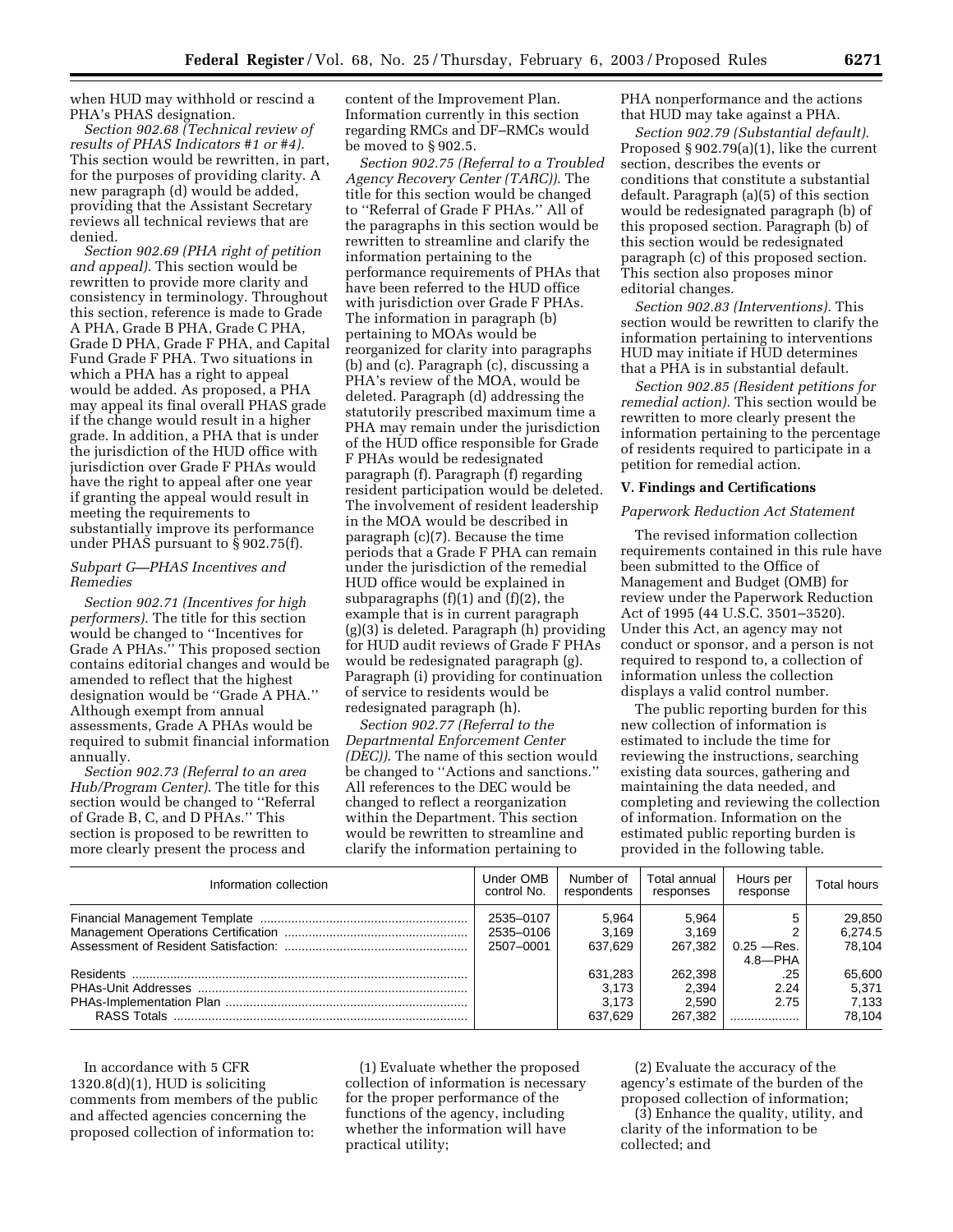when HUD may withhold or rescind a PHA's PHAS designation.

*Section 902.68 (Technical review of results of PHAS Indicators #1 or #4).* This section would be rewritten, in part, for the purposes of providing clarity. A new paragraph (d) would be added, providing that the Assistant Secretary reviews all technical reviews that are denied.

*Section 902.69 (PHA right of petition and appeal).* This section would be rewritten to provide more clarity and consistency in terminology. Throughout this section, reference is made to Grade A PHA, Grade B PHA, Grade C PHA, Grade D PHA, Grade F PHA, and Capital Fund Grade F PHA. Two situations in which a PHA has a right to appeal would be added. As proposed, a PHA may appeal its final overall PHAS grade if the change would result in a higher grade. In addition, a PHA that is under the jurisdiction of the HUD office with jurisdiction over Grade F PHAs would have the right to appeal after one year if granting the appeal would result in meeting the requirements to substantially improve its performance under PHAS pursuant to § 902.75(f).

*Subpart G—PHAS Incentives and Remedies*

*Section 902.71 (Incentives for high performers).* The title for this section would be changed to ''Incentives for Grade A PHAs.'' This proposed section contains editorial changes and would be amended to reflect that the highest designation would be ''Grade A PHA.'' Although exempt from annual assessments, Grade A PHAs would be required to submit financial information annually.

*Section 902.73 (Referral to an area Hub/Program Center).* The title for this section would be changed to ''Referral of Grade B, C, and D PHAs.'' This section is proposed to be rewritten to more clearly present the process and content of the Improvement Plan. Information currently in this section regarding RMCs and DF–RMCs would be moved to § 902.5.

*Section 902.75 (Referral to a Troubled Agency Recovery Center (TARC)).* The title for this section would be changed to ''Referral of Grade F PHAs.'' All of the paragraphs in this section would be rewritten to streamline and clarify the information pertaining to the performance requirements of PHAs that have been referred to the HUD office with jurisdiction over Grade F PHAs. The information in paragraph (b) pertaining to MOAs would be reorganized for clarity into paragraphs (b) and (c). Paragraph (c), discussing a PHA's review of the MOA, would be deleted. Paragraph (d) addressing the statutorily prescribed maximum time a PHA may remain under the jurisdiction of the HUD office responsible for Grade F PHAs would be redesignated paragraph (f). Paragraph (f) regarding resident participation would be deleted. The involvement of resident leadership in the MOA would be described in paragraph (c)(7). Because the time periods that a Grade F PHA can remain under the jurisdiction of the remedial HUD office would be explained in subparagraphs (f)(1) and (f)(2), the example that is in current paragraph (g)(3) is deleted. Paragraph (h) providing for HUD audit reviews of Grade F PHAs would be redesignated paragraph (g). Paragraph (i) providing for continuation of service to residents would be redesignated paragraph (h).

*Section 902.77 (Referral to the Departmental Enforcement Center (DEC)).* The name of this section would be changed to ''Actions and sanctions.'' All references to the DEC would be changed to reflect a reorganization within the Department. This section would be rewritten to streamline and clarify the information pertaining to PHA nonperformance and the actions that HUD may take against a PHA.

*Section 902.79 (Substantial default).* Proposed § 902.79(a)(1), like the current section, describes the events or conditions that constitute a substantial default. Paragraph (a)(5) of this section would be redesignated paragraph (b) of this proposed section. Paragraph (b) of this section would be redesignated paragraph (c) of this proposed section. This section also proposes minor editorial changes.

*Section 902.83 (Interventions).* This section would be rewritten to clarify the information pertaining to interventions HUD may initiate if HUD determines that a PHA is in substantial default.

*Section 902.85 (Resident petitions for remedial action).* This section would be rewritten to more clearly present the information pertaining to the percentage of residents required to participate in a petition for remedial action.

## V. Findings and Certifications

*Paperwork Reduction Act Statement*

The revised information collection requirements contained in this rule have been submitted to the Office of Management and Budget (OMB) for review under the Paperwork Reduction Act of 1995 (44 U.S.C. 3501–3520). Under this Act, an agency may not conduct or sponsor, and a person is not required to respond to, a collection of information unless the collection displays a valid control number.

The public reporting burden for this new collection of information is estimated to include the time for reviewing the instructions, searching existing data sources, gathering and maintaining the data needed, and completing and reviewing the collection of information. Information on the estimated public reporting burden is provided in the following table.

| Information collection | Under OMB control No. | Number of respondents | Total annual responses | Hours per response | Total hours |
|---|---|---|---|---|---|
| Financial Management Template | 2535–0107 | 5,964 | 5,964 | 5 | 29,850 |
| Management Operations Certification | 2535–0106 | 3,169 | 3,169 | 2 | 6,274.5 |
| Assessment of Resident Satisfaction: | 2507–0001 | 637,629 | 267,382 | 0.25 —Res. 4.8—PHA | 78,104 |
| Residents | | 631,283 | 262,398 | .25 | 65,600 |
| PHAs-Unit Addresses | | 3,173 | 2,394 | 2.24 | 5,371 |
| PHAs-Implementation Plan | | 3,173 | 2,590 | 2.75 | 7,133 |
| RASS Totals | | 637,629 | 267,382 | | 78,104 |

In accordance with 5 CFR 1320.8(d)(1), HUD is soliciting comments from members of the public and affected agencies concerning the proposed collection of information to:

(1) Evaluate whether the proposed collection of information is necessary for the proper performance of the functions of the agency, including whether the information will have practical utility;

(2) Evaluate the accuracy of the agency's estimate of the burden of the proposed collection of information;

(3) Enhance the quality, utility, and clarity of the information to be collected; and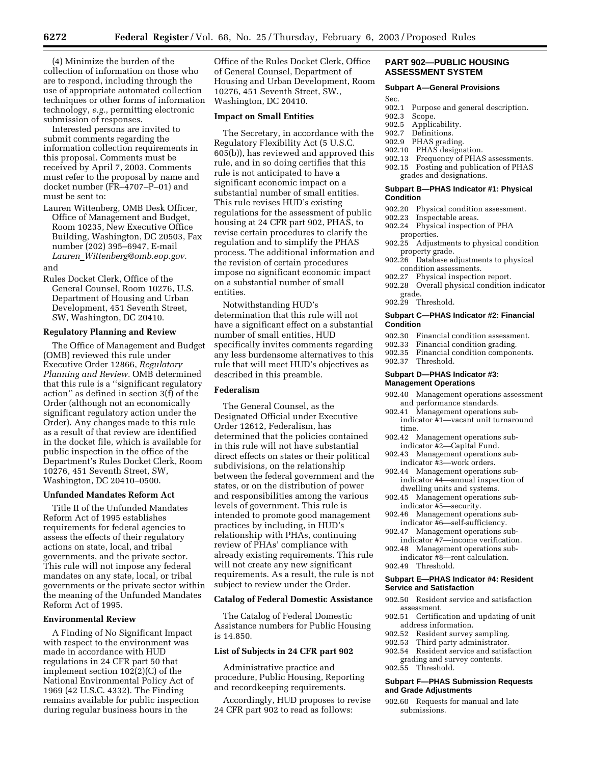(4) Minimize the burden of the collection of information on those who are to respond, including through the use of appropriate automated collection techniques or other forms of information technology, *e.g.*, permitting electronic submission of responses.

Interested persons are invited to submit comments regarding the information collection requirements in this proposal. Comments must be received by April 7, 2003. Comments must refer to the proposal by name and docket number (FR–4707–P–01) and must be sent to:

Lauren Wittenberg, OMB Desk Officer, Office of Management and Budget, Room 10235, New Executive Office Building, Washington, DC 20503, Fax number (202) 395–6947, E-mail *Lauren_Wittenberg@omb.eop.gov.*

and

Rules Docket Clerk, Office of the General Counsel, Room 10276, U.S. Department of Housing and Urban Development, 451 Seventh Street, SW, Washington, DC 20410.

**Regulatory Planning and Review**

The Office of Management and Budget (OMB) reviewed this rule under Executive Order 12866, *Regulatory Planning and Review.* OMB determined that this rule is a ''significant regulatory action'' as defined in section 3(f) of the Order (although not an economically significant regulatory action under the Order). Any changes made to this rule as a result of that review are identified in the docket file, which is available for public inspection in the office of the Department's Rules Docket Clerk, Room 10276, 451 Seventh Street, SW, Washington, DC 20410–0500.

**Unfunded Mandates Reform Act**

Title II of the Unfunded Mandates Reform Act of 1995 establishes requirements for federal agencies to assess the effects of their regulatory actions on state, local, and tribal governments, and the private sector. This rule will not impose any federal mandates on any state, local, or tribal governments or the private sector within the meaning of the Unfunded Mandates Reform Act of 1995.

**Environmental Review**

A Finding of No Significant Impact with respect to the environment was made in accordance with HUD regulations in 24 CFR part 50 that implement section 102(2)(C) of the National Environmental Policy Act of 1969 (42 U.S.C. 4332). The Finding remains available for public inspection during regular business hours in the Office of the Rules Docket Clerk, Office of General Counsel, Department of Housing and Urban Development, Room 10276, 451 Seventh Street, SW., Washington, DC 20410.

**Impact on Small Entities**

The Secretary, in accordance with the Regulatory Flexibility Act (5 U.S.C. 605(b)), has reviewed and approved this rule, and in so doing certifies that this rule is not anticipated to have a significant economic impact on a substantial number of small entities. This rule revises HUD's existing regulations for the assessment of public housing at 24 CFR part 902, PHAS, to revise certain procedures to clarify the regulation and to simplify the PHAS process. The additional information and the revision of certain procedures impose no significant economic impact on a substantial number of small entities.

Notwithstanding HUD's determination that this rule will not have a significant effect on a substantial number of small entities, HUD specifically invites comments regarding any less burdensome alternatives to this rule that will meet HUD's objectives as described in this preamble.

**Federalism**

The General Counsel, as the Designated Official under Executive Order 12612, Federalism, has determined that the policies contained in this rule will not have substantial direct effects on states or their political subdivisions, on the relationship between the federal government and the states, or on the distribution of power and responsibilities among the various levels of government. This rule is intended to promote good management practices by including, in HUD's relationship with PHAs, continuing review of PHAs' compliance with already existing requirements. This rule will not create any new significant requirements. As a result, the rule is not subject to review under the Order.

**Catalog of Federal Domestic Assistance**

The Catalog of Federal Domestic Assistance numbers for Public Housing is 14.850.

**List of Subjects in 24 CFR part 902**

Administrative practice and procedure, Public Housing, Reporting and recordkeeping requirements.

Accordingly, HUD proposes to revise 24 CFR part 902 to read as follows:

## PART 902—PUBLIC HOUSING ASSESSMENT SYSTEM

### Subpart A—General Provisions

Sec.
902.1 Purpose and general description.
902.3 Scope.
902.5 Applicability.
902.7 Definitions.
902.9 PHAS grading.
902.10 PHAS designation.
902.13 Frequency of PHAS assessments.
902.15 Posting and publication of PHAS grades and designations.

### Subpart B—PHAS Indicator #1: Physical Condition

902.20 Physical condition assessment.
902.23 Inspectable areas.
902.24 Physical inspection of PHA properties.
902.25 Adjustments to physical condition property grade.
902.26 Database adjustments to physical condition assessments.
902.27 Physical inspection report.
902.28 Overall physical condition indicator grade.
902.29 Threshold.

### Subpart C—PHAS Indicator #2: Financial Condition

902.30 Financial condition assessment.
902.33 Financial condition grading.
902.35 Financial condition components.
902.37 Threshold.

### Subpart D—PHAS Indicator #3: Management Operations

902.40 Management operations assessment and performance standards.
902.41 Management operations sub-indicator #1—vacant unit turnaround time.
902.42 Management operations sub-indicator #2—Capital Fund.
902.43 Management operations sub-indicator #3—work orders.
902.44 Management operations sub-indicator #4—annual inspection of dwelling units and systems.
902.45 Management operations sub-indicator #5—security.
902.46 Management operations sub-indicator #6—self-sufficiency.
902.47 Management operations sub-indicator #7—income verification.
902.48 Management operations sub-indicator #8—rent calculation.
902.49 Threshold.

### Subpart E—PHAS Indicator #4: Resident Service and Satisfaction

902.50 Resident service and satisfaction assessment.
902.51 Certification and updating of unit address information.
902.52 Resident survey sampling.
902.53 Third party administrator.
902.54 Resident service and satisfaction grading and survey contents.
902.55 Threshold.

### Subpart F—PHAS Submission Requests and Grade Adjustments

902.60 Requests for manual and late submissions.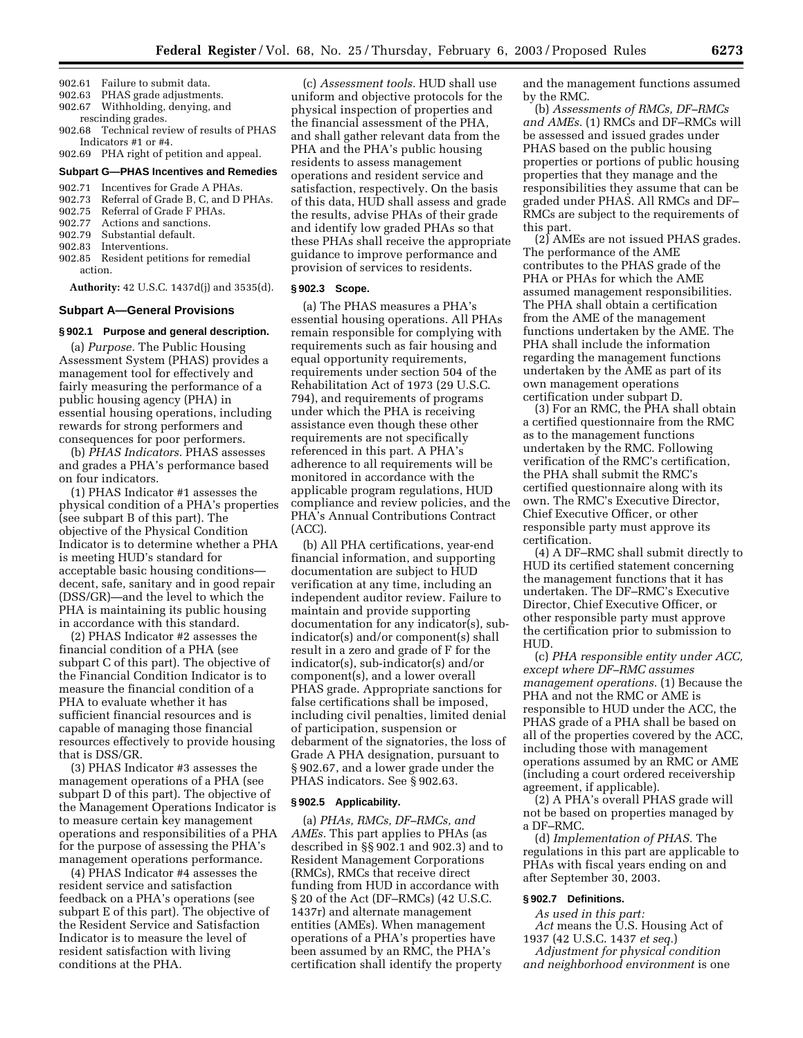902.61 Failure to submit data.
902.63 PHAS grade adjustments.
902.67 Withholding, denying, and rescinding grades.
902.68 Technical review of results of PHAS Indicators #1 or #4.
902.69 PHA right of petition and appeal.

**Subpart G—PHAS Incentives and Remedies**

902.71 Incentives for Grade A PHAs.
902.73 Referral of Grade B, C, and D PHAs.
902.75 Referral of Grade F PHAs.
902.77 Actions and sanctions.
902.79 Substantial default.
902.83 Interventions.
902.85 Resident petitions for remedial action.

**Authority:** 42 U.S.C. 1437d(j) and 3535(d).

## Subpart A—General Provisions

### § 902.1 Purpose and general description.

(a) *Purpose.* The Public Housing Assessment System (PHAS) provides a management tool for effectively and fairly measuring the performance of a public housing agency (PHA) in essential housing operations, including rewards for strong performers and consequences for poor performers.

(b) *PHAS Indicators.* PHAS assesses and grades a PHA's performance based on four indicators.

(1) PHAS Indicator #1 assesses the physical condition of a PHA's properties (see subpart B of this part). The objective of the Physical Condition Indicator is to determine whether a PHA is meeting HUD's standard for acceptable basic housing conditions—decent, safe, sanitary and in good repair (DSS/GR)—and the level to which the PHA is maintaining its public housing in accordance with this standard.

(2) PHAS Indicator #2 assesses the financial condition of a PHA (see subpart C of this part). The objective of the Financial Condition Indicator is to measure the financial condition of a PHA to evaluate whether it has sufficient financial resources and is capable of managing those financial resources effectively to provide housing that is DSS/GR.

(3) PHAS Indicator #3 assesses the management operations of a PHA (see subpart D of this part). The objective of the Management Operations Indicator is to measure certain key management operations and responsibilities of a PHA for the purpose of assessing the PHA's management operations performance.

(4) PHAS Indicator #4 assesses the resident service and satisfaction feedback on a PHA's operations (see subpart E of this part). The objective of the Resident Service and Satisfaction Indicator is to measure the level of resident satisfaction with living conditions at the PHA.

(c) *Assessment tools.* HUD shall use uniform and objective protocols for the physical inspection of properties and the financial assessment of the PHA, and shall gather relevant data from the PHA and the PHA's public housing residents to assess management operations and resident service and satisfaction, respectively. On the basis of this data, HUD shall assess and grade the results, advise PHAs of their grade and identify low graded PHAs so that these PHAs shall receive the appropriate guidance to improve performance and provision of services to residents.

### § 902.3 Scope.

(a) The PHAS measures a PHA's essential housing operations. All PHAs remain responsible for complying with requirements such as fair housing and equal opportunity requirements, requirements under section 504 of the Rehabilitation Act of 1973 (29 U.S.C. 794), and requirements of programs under which the PHA is receiving assistance even though these other requirements are not specifically referenced in this part. A PHA's adherence to all requirements will be monitored in accordance with the applicable program regulations, HUD compliance and review policies, and the PHA's Annual Contributions Contract (ACC).

(b) All PHA certifications, year-end financial information, and supporting documentation are subject to HUD verification at any time, including an independent auditor review. Failure to maintain and provide supporting documentation for any indicator(s), sub-indicator(s) and/or component(s) shall result in a zero and grade of F for the indicator(s), sub-indicator(s) and/or component(s), and a lower overall PHAS grade. Appropriate sanctions for false certifications shall be imposed, including civil penalties, limited denial of participation, suspension or debarment of the signatories, the loss of Grade A PHA designation, pursuant to § 902.67, and a lower grade under the PHAS indicators. See § 902.63.

### § 902.5 Applicability.

(a) *PHAs, RMCs, DF–RMCs, and AMEs.* This part applies to PHAs (as described in §§ 902.1 and 902.3) and to Resident Management Corporations (RMCs), RMCs that receive direct funding from HUD in accordance with § 20 of the Act (DF–RMCs) (42 U.S.C. 1437r) and alternate management entities (AMEs). When management operations of a PHA's properties have been assumed by an RMC, the PHA's certification shall identify the property and the management functions assumed by the RMC.

(b) *Assessments of RMCs, DF–RMCs and AMEs.* (1) RMCs and DF–RMCs will be assessed and issued grades under PHAS based on the public housing properties or portions of public housing properties that they manage and the responsibilities they assume that can be graded under PHAS. All RMCs and DF–RMCs are subject to the requirements of this part.

(2) AMEs are not issued PHAS grades. The performance of the AME contributes to the PHAS grade of the PHA or PHAs for which the AME assumed management responsibilities. The PHA shall obtain a certification from the AME of the management functions undertaken by the AME. The PHA shall include the information regarding the management functions undertaken by the AME as part of its own management operations certification under subpart D.

(3) For an RMC, the PHA shall obtain a certified questionnaire from the RMC as to the management functions undertaken by the RMC. Following verification of the RMC's certification, the PHA shall submit the RMC's certified questionnaire along with its own. The RMC's Executive Director, Chief Executive Officer, or other responsible party must approve its certification.

(4) A DF–RMC shall submit directly to HUD its certified statement concerning the management functions that it has undertaken. The DF–RMC's Executive Director, Chief Executive Officer, or other responsible party must approve the certification prior to submission to HUD.

(c) *PHA responsible entity under ACC, except where DF–RMC assumes management operations.* (1) Because the PHA and not the RMC or AME is responsible to HUD under the ACC, the PHAS grade of a PHA shall be based on all of the properties covered by the ACC, including those with management operations assumed by an RMC or AME (including a court ordered receivership agreement, if applicable).

(2) A PHA's overall PHAS grade will not be based on properties managed by a DF–RMC.

(d) *Implementation of PHAS.* The regulations in this part are applicable to PHAs with fiscal years ending on and after September 30, 2003.

### § 902.7 Definitions.

*As used in this part:*

*Act* means the U.S. Housing Act of 1937 (42 U.S.C. 1437 *et seq.*)

*Adjustment for physical condition and neighborhood environment* is one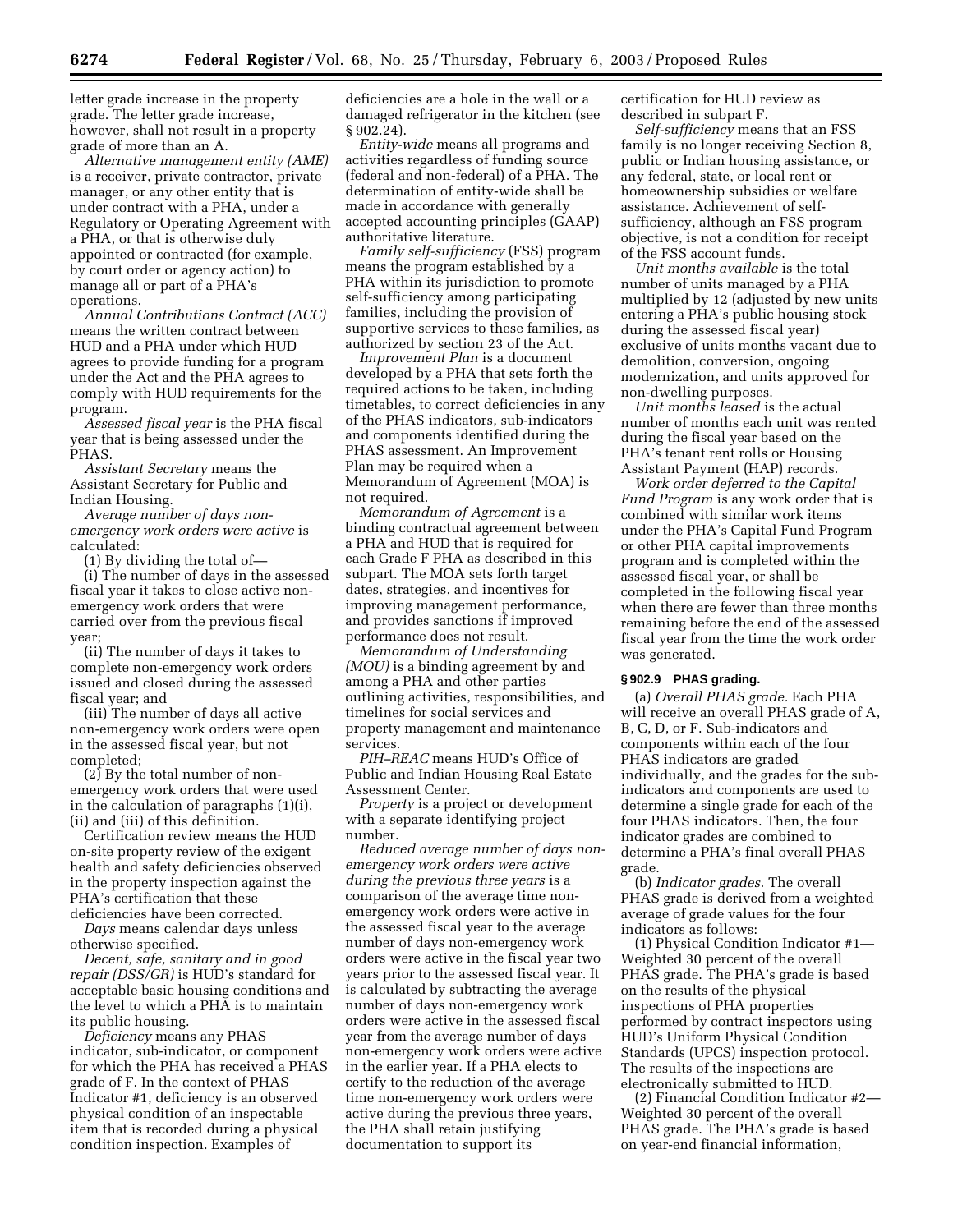letter grade increase in the property grade. The letter grade increase, however, shall not result in a property grade of more than an A.

*Alternative management entity (AME)* is a receiver, private contractor, private manager, or any other entity that is under contract with a PHA, under a Regulatory or Operating Agreement with a PHA, or that is otherwise duly appointed or contracted (for example, by court order or agency action) to manage all or part of a PHA's operations.

*Annual Contributions Contract (ACC)* means the written contract between HUD and a PHA under which HUD agrees to provide funding for a program under the Act and the PHA agrees to comply with HUD requirements for the program.

*Assessed fiscal year* is the PHA fiscal year that is being assessed under the PHAS.

*Assistant Secretary* means the Assistant Secretary for Public and Indian Housing.

*Average number of days non-emergency work orders were active* is calculated:

(1) By dividing the total of—

(i) The number of days in the assessed fiscal year it takes to close active non-emergency work orders that were carried over from the previous fiscal year;

(ii) The number of days it takes to complete non-emergency work orders issued and closed during the assessed fiscal year; and

(iii) The number of days all active non-emergency work orders were open in the assessed fiscal year, but not completed;

(2) By the total number of non-emergency work orders that were used in the calculation of paragraphs (1)(i), (ii) and (iii) of this definition.

Certification review means the HUD on-site property review of the exigent health and safety deficiencies observed in the property inspection against the PHA's certification that these deficiencies have been corrected.

*Days* means calendar days unless otherwise specified.

*Decent, safe, sanitary and in good repair (DSS/GR)* is HUD's standard for acceptable basic housing conditions and the level to which a PHA is to maintain its public housing.

*Deficiency* means any PHAS indicator, sub-indicator, or component for which the PHA has received a PHAS grade of F. In the context of PHAS Indicator #1, deficiency is an observed physical condition of an inspectable item that is recorded during a physical condition inspection. Examples of deficiencies are a hole in the wall or a damaged refrigerator in the kitchen (see § 902.24).

*Entity-wide* means all programs and activities regardless of funding source (federal and non-federal) of a PHA. The determination of entity-wide shall be made in accordance with generally accepted accounting principles (GAAP) authoritative literature.

*Family self-sufficiency* (FSS) program means the program established by a PHA within its jurisdiction to promote self-sufficiency among participating families, including the provision of supportive services to these families, as authorized by section 23 of the Act.

*Improvement Plan* is a document developed by a PHA that sets forth the required actions to be taken, including timetables, to correct deficiencies in any of the PHAS indicators, sub-indicators and components identified during the PHAS assessment. An Improvement Plan may be required when a Memorandum of Agreement (MOA) is not required.

*Memorandum of Agreement* is a binding contractual agreement between a PHA and HUD that is required for each Grade F PHA as described in this subpart. The MOA sets forth target dates, strategies, and incentives for improving management performance, and provides sanctions if improved performance does not result.

*Memorandum of Understanding (MOU)* is a binding agreement by and among a PHA and other parties outlining activities, responsibilities, and timelines for social services and property management and maintenance services.

*PIH–REAC* means HUD's Office of Public and Indian Housing Real Estate Assessment Center.

*Property* is a project or development with a separate identifying project number.

*Reduced average number of days non-emergency work orders were active during the previous three years* is a comparison of the average time non-emergency work orders were active in the assessed fiscal year to the average number of days non-emergency work orders were active in the fiscal year two years prior to the assessed fiscal year. It is calculated by subtracting the average number of days non-emergency work orders were active in the assessed fiscal year from the average number of days non-emergency work orders were active in the earlier year. If a PHA elects to certify to the reduction of the average time non-emergency work orders were active during the previous three years, the PHA shall retain justifying documentation to support its certification for HUD review as described in subpart F.

*Self-sufficiency* means that an FSS family is no longer receiving Section 8, public or Indian housing assistance, or any federal, state, or local rent or homeownership subsidies or welfare assistance. Achievement of self-sufficiency, although an FSS program objective, is not a condition for receipt of the FSS account funds.

*Unit months available* is the total number of units managed by a PHA multiplied by 12 (adjusted by new units entering a PHA's public housing stock during the assessed fiscal year) exclusive of units months vacant due to demolition, conversion, ongoing modernization, and units approved for non-dwelling purposes.

*Unit months leased* is the actual number of months each unit was rented during the fiscal year based on the PHA's tenant rent rolls or Housing Assistant Payment (HAP) records.

*Work order deferred to the Capital Fund Program* is any work order that is combined with similar work items under the PHA's Capital Fund Program or other PHA capital improvements program and is completed within the assessed fiscal year, or shall be completed in the following fiscal year when there are fewer than three months remaining before the end of the assessed fiscal year from the time the work order was generated.

### § 902.9 PHAS grading.

(a) *Overall PHAS grade.* Each PHA will receive an overall PHAS grade of A, B, C, D, or F. Sub-indicators and components within each of the four PHAS indicators are graded individually, and the grades for the sub-indicators and components are used to determine a single grade for each of the four PHAS indicators. Then, the four indicator grades are combined to determine a PHA's final overall PHAS grade.

(b) *Indicator grades.* The overall PHAS grade is derived from a weighted average of grade values for the four indicators as follows:

(1) Physical Condition Indicator #1—Weighted 30 percent of the overall PHAS grade. The PHA's grade is based on the results of the physical inspections of PHA properties performed by contract inspectors using HUD's Uniform Physical Condition Standards (UPCS) inspection protocol. The results of the inspections are electronically submitted to HUD.

(2) Financial Condition Indicator #2—Weighted 30 percent of the overall PHAS grade. The PHA's grade is based on year-end financial information,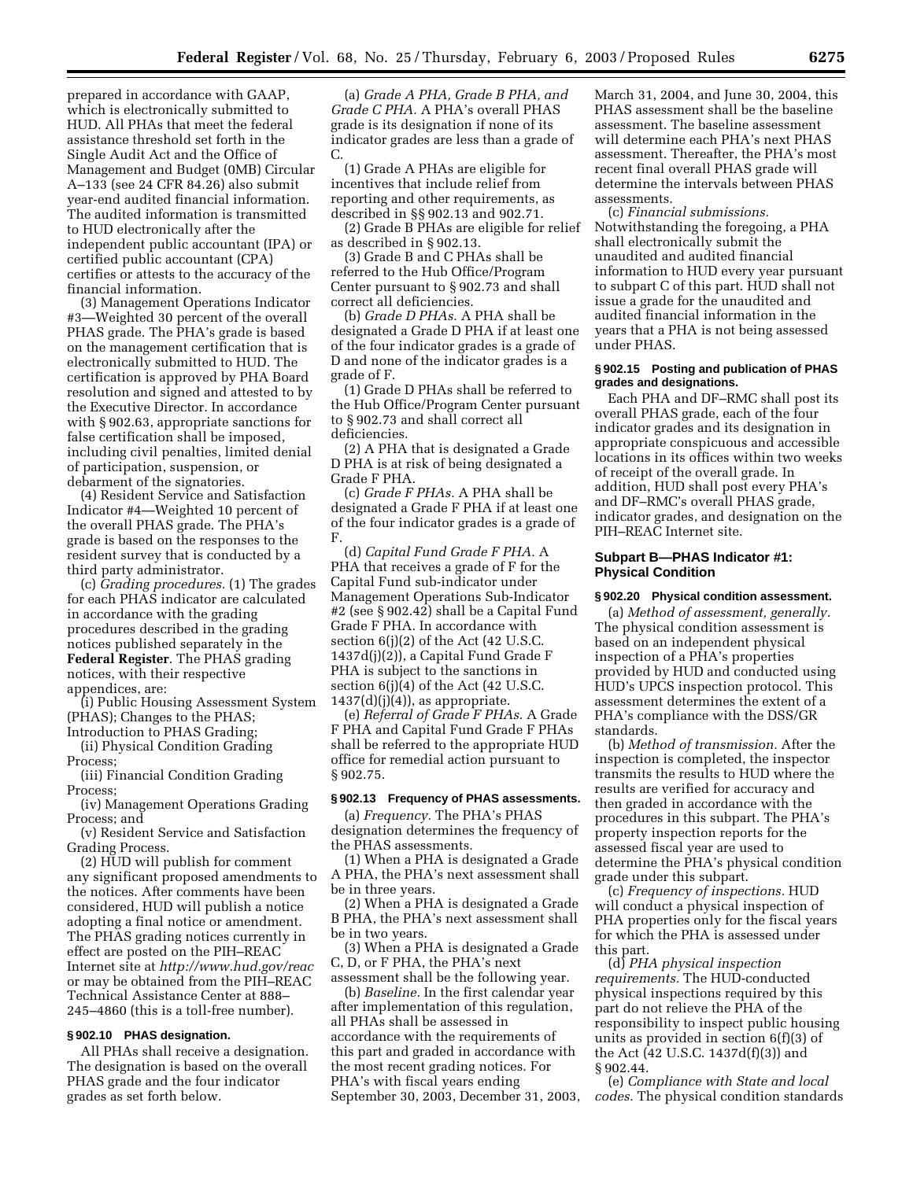prepared in accordance with GAAP, which is electronically submitted to HUD. All PHAs that meet the federal assistance threshold set forth in the Single Audit Act and the Office of Management and Budget (0MB) Circular A–133 (see 24 CFR 84.26) also submit year-end audited financial information. The audited information is transmitted to HUD electronically after the independent public accountant (IPA) or certified public accountant (CPA) certifies or attests to the accuracy of the financial information.

(3) Management Operations Indicator #3—Weighted 30 percent of the overall PHAS grade. The PHA's grade is based on the management certification that is electronically submitted to HUD. The certification is approved by PHA Board resolution and signed and attested to by the Executive Director. In accordance with § 902.63, appropriate sanctions for false certification shall be imposed, including civil penalties, limited denial of participation, suspension, or debarment of the signatories.

(4) Resident Service and Satisfaction Indicator #4—Weighted 10 percent of the overall PHAS grade. The PHA's grade is based on the responses to the resident survey that is conducted by a third party administrator.

(c) *Grading procedures.* (1) The grades for each PHAS indicator are calculated in accordance with the grading procedures described in the grading notices published separately in the **Federal Register**. The PHAS grading notices, with their respective appendices, are:

(i) Public Housing Assessment System (PHAS); Changes to the PHAS; Introduction to PHAS Grading;

(ii) Physical Condition Grading Process;

(iii) Financial Condition Grading Process;

(iv) Management Operations Grading Process; and

(v) Resident Service and Satisfaction Grading Process.

(2) HUD will publish for comment any significant proposed amendments to the notices. After comments have been considered, HUD will publish a notice adopting a final notice or amendment. The PHAS grading notices currently in effect are posted on the PIH–REAC Internet site at *http://www.hud.gov/reac* or may be obtained from the PIH–REAC Technical Assistance Center at 888–245–4860 (this is a toll-free number).

### § 902.10 PHAS designation.

All PHAs shall receive a designation. The designation is based on the overall PHAS grade and the four indicator grades as set forth below.

(a) *Grade A PHA, Grade B PHA, and Grade C PHA.* A PHA's overall PHAS grade is its designation if none of its indicator grades are less than a grade of C.

(1) Grade A PHAs are eligible for incentives that include relief from reporting and other requirements, as described in §§ 902.13 and 902.71.

(2) Grade B PHAs are eligible for relief as described in § 902.13.

(3) Grade B and C PHAs shall be referred to the Hub Office/Program Center pursuant to § 902.73 and shall correct all deficiencies.

(b) *Grade D PHAs.* A PHA shall be designated a Grade D PHA if at least one of the four indicator grades is a grade of D and none of the indicator grades is a grade of F.

(1) Grade D PHAs shall be referred to the Hub Office/Program Center pursuant to § 902.73 and shall correct all deficiencies.

(2) A PHA that is designated a Grade D PHA is at risk of being designated a Grade F PHA.

(c) *Grade F PHAs.* A PHA shall be designated a Grade F PHA if at least one of the four indicator grades is a grade of F.

(d) *Capital Fund Grade F PHA.* A PHA that receives a grade of F for the Capital Fund sub-indicator under Management Operations Sub-Indicator #2 (see § 902.42) shall be a Capital Fund Grade F PHA. In accordance with section 6(j)(2) of the Act (42 U.S.C. 1437d(j)(2)), a Capital Fund Grade F PHA is subject to the sanctions in section 6(j)(4) of the Act (42 U.S.C. 1437(d)(j)(4)), as appropriate.

(e) *Referral of Grade F PHAs.* A Grade F PHA and Capital Fund Grade F PHAs shall be referred to the appropriate HUD office for remedial action pursuant to § 902.75.

### § 902.13 Frequency of PHAS assessments.

(a) *Frequency.* The PHA's PHAS designation determines the frequency of the PHAS assessments.

(1) When a PHA is designated a Grade A PHA, the PHA's next assessment shall be in three years.

(2) When a PHA is designated a Grade B PHA, the PHA's next assessment shall be in two years.

(3) When a PHA is designated a Grade C, D, or F PHA, the PHA's next assessment shall be the following year.

(b) *Baseline.* In the first calendar year after implementation of this regulation, all PHAs shall be assessed in accordance with the requirements of this part and graded in accordance with the most recent grading notices. For PHA's with fiscal years ending September 30, 2003, December 31, 2003, March 31, 2004, and June 30, 2004, this PHAS assessment shall be the baseline assessment. The baseline assessment will determine each PHA's next PHAS assessment. Thereafter, the PHA's most recent final overall PHAS grade will determine the intervals between PHAS assessments.

(c) *Financial submissions.* Notwithstanding the foregoing, a PHA shall electronically submit the unaudited and audited financial information to HUD every year pursuant to subpart C of this part. HUD shall not issue a grade for the unaudited and audited financial information in the years that a PHA is not being assessed under PHAS.

### § 902.15 Posting and publication of PHAS grades and designations.

Each PHA and DF–RMC shall post its overall PHAS grade, each of the four indicator grades and its designation in appropriate conspicuous and accessible locations in its offices within two weeks of receipt of the overall grade. In addition, HUD shall post every PHA's and DF–RMC's overall PHAS grade, indicator grades, and designation on the PIH–REAC Internet site.

## Subpart B—PHAS Indicator #1: Physical Condition

### § 902.20 Physical condition assessment.

(a) *Method of assessment, generally.* The physical condition assessment is based on an independent physical inspection of a PHA's properties provided by HUD and conducted using HUD's UPCS inspection protocol. This assessment determines the extent of a PHA's compliance with the DSS/GR standards.

(b) *Method of transmission.* After the inspection is completed, the inspector transmits the results to HUD where the results are verified for accuracy and then graded in accordance with the procedures in this subpart. The PHA's property inspection reports for the assessed fiscal year are used to determine the PHA's physical condition grade under this subpart.

(c) *Frequency of inspections.* HUD will conduct a physical inspection of PHA properties only for the fiscal years for which the PHA is assessed under this part.

(d) *PHA physical inspection requirements.* The HUD-conducted physical inspections required by this part do not relieve the PHA of the responsibility to inspect public housing units as provided in section 6(f)(3) of the Act (42 U.S.C. 1437d(f)(3)) and § 902.44.

(e) *Compliance with State and local codes.* The physical condition standards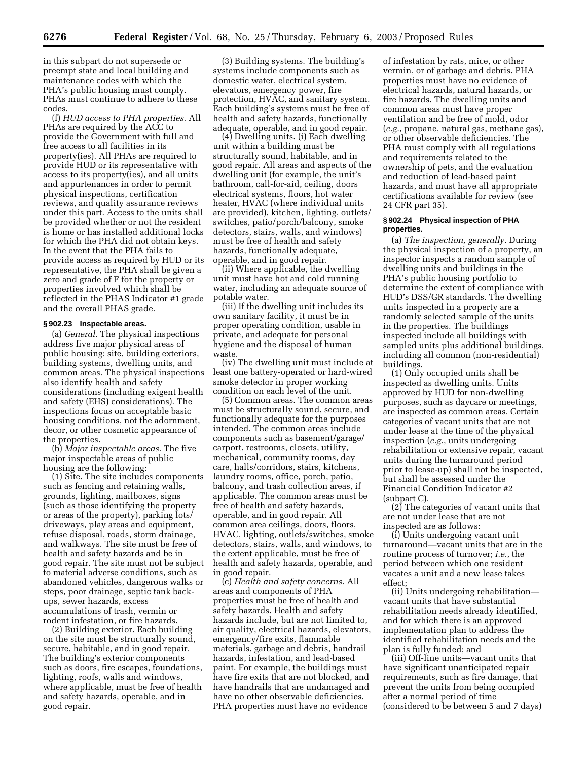in this subpart do not supersede or preempt state and local building and maintenance codes with which the PHA's public housing must comply. PHAs must continue to adhere to these codes.

(f) *HUD access to PHA properties.* All PHAs are required by the ACC to provide the Government with full and free access to all facilities in its property(ies). All PHAs are required to provide HUD or its representative with access to its property(ies), and all units and appurtenances in order to permit physical inspections, certification reviews, and quality assurance reviews under this part. Access to the units shall be provided whether or not the resident is home or has installed additional locks for which the PHA did not obtain keys. In the event that the PHA fails to provide access as required by HUD or its representative, the PHA shall be given a zero and grade of F for the property or properties involved which shall be reflected in the PHAS Indicator #1 grade and the overall PHAS grade.

### § 902.23 Inspectable areas.

(a) *General.* The physical inspections address five major physical areas of public housing: site, building exteriors, building systems, dwelling units, and common areas. The physical inspections also identify health and safety considerations (including exigent health and safety (EHS) considerations). The inspections focus on acceptable basic housing conditions, not the adornment, decor, or other cosmetic appearance of the properties.

(b) *Major inspectable areas.* The five major inspectable areas of public housing are the following:

(1) Site. The site includes components such as fencing and retaining walls, grounds, lighting, mailboxes, signs (such as those identifying the property or areas of the property), parking lots/driveways, play areas and equipment, refuse disposal, roads, storm drainage, and walkways. The site must be free of health and safety hazards and be in good repair. The site must not be subject to material adverse conditions, such as abandoned vehicles, dangerous walks or steps, poor drainage, septic tank back-ups, sewer hazards, excess accumulations of trash, vermin or rodent infestation, or fire hazards.

(2) Building exterior. Each building on the site must be structurally sound, secure, habitable, and in good repair. The building's exterior components such as doors, fire escapes, foundations, lighting, roofs, walls and windows, where applicable, must be free of health and safety hazards, operable, and in good repair.

(3) Building systems. The building's systems include components such as domestic water, electrical system, elevators, emergency power, fire protection, HVAC, and sanitary system. Each building's systems must be free of health and safety hazards, functionally adequate, operable, and in good repair.

(4) Dwelling units. (i) Each dwelling unit within a building must be structurally sound, habitable, and in good repair. All areas and aspects of the dwelling unit (for example, the unit's bathroom, call-for-aid, ceiling, doors electrical systems, floors, hot water heater, HVAC (where individual units are provided), kitchen, lighting, outlets/switches, patio/porch/balcony, smoke detectors, stairs, walls, and windows) must be free of health and safety hazards, functionally adequate, operable, and in good repair.

(ii) Where applicable, the dwelling unit must have hot and cold running water, including an adequate source of potable water.

(iii) If the dwelling unit includes its own sanitary facility, it must be in proper operating condition, usable in private, and adequate for personal hygiene and the disposal of human waste.

(iv) The dwelling unit must include at least one battery-operated or hard-wired smoke detector in proper working condition on each level of the unit.

(5) Common areas. The common areas must be structurally sound, secure, and functionally adequate for the purposes intended. The common areas include components such as basement/garage/carport, restrooms, closets, utility, mechanical, community rooms, day care, halls/corridors, stairs, kitchens, laundry rooms, office, porch, patio, balcony, and trash collection areas, if applicable. The common areas must be free of health and safety hazards, operable, and in good repair. All common area ceilings, doors, floors, HVAC, lighting, outlets/switches, smoke detectors, stairs, walls, and windows, to the extent applicable, must be free of health and safety hazards, operable, and in good repair.

(c) *Health and safety concerns.* All areas and components of PHA properties must be free of health and safety hazards. Health and safety hazards include, but are not limited to, air quality, electrical hazards, elevators, emergency/fire exits, flammable materials, garbage and debris, handrail hazards, infestation, and lead-based paint. For example, the buildings must have fire exits that are not blocked, and have handrails that are undamaged and have no other observable deficiencies. PHA properties must have no evidence of infestation by rats, mice, or other vermin, or of garbage and debris. PHA properties must have no evidence of electrical hazards, natural hazards, or fire hazards. The dwelling units and common areas must have proper ventilation and be free of mold, odor (*e.g.*, propane, natural gas, methane gas), or other observable deficiencies. The PHA must comply with all regulations and requirements related to the ownership of pets, and the evaluation and reduction of lead-based paint hazards, and must have all appropriate certifications available for review (see 24 CFR part 35).

### § 902.24 Physical inspection of PHA properties.

(a) *The inspection, generally.* During the physical inspection of a property, an inspector inspects a random sample of dwelling units and buildings in the PHA's public housing portfolio to determine the extent of compliance with HUD's DSS/GR standards. The dwelling units inspected in a property are a randomly selected sample of the units in the properties. The buildings inspected include all buildings with sampled units plus additional buildings, including all common (non-residential) buildings.

(1) Only occupied units shall be inspected as dwelling units. Units approved by HUD for non-dwelling purposes, such as daycare or meetings, are inspected as common areas. Certain categories of vacant units that are not under lease at the time of the physical inspection (*e.g.*, units undergoing rehabilitation or extensive repair, vacant units during the turnaround period prior to lease-up) shall not be inspected, but shall be assessed under the Financial Condition Indicator #2 (subpart C).

(2) The categories of vacant units that are not under lease that are not inspected are as follows:

(i) Units undergoing vacant unit turnaround—vacant units that are in the routine process of turnover; *i.e.*, the period between which one resident vacates a unit and a new lease takes effect;

(ii) Units undergoing rehabilitation—vacant units that have substantial rehabilitation needs already identified, and for which there is an approved implementation plan to address the identified rehabilitation needs and the plan is fully funded; and

(iii) Off-line units—vacant units that have significant unanticipated repair requirements, such as fire damage, that prevent the units from being occupied after a normal period of time (considered to be between 5 and 7 days)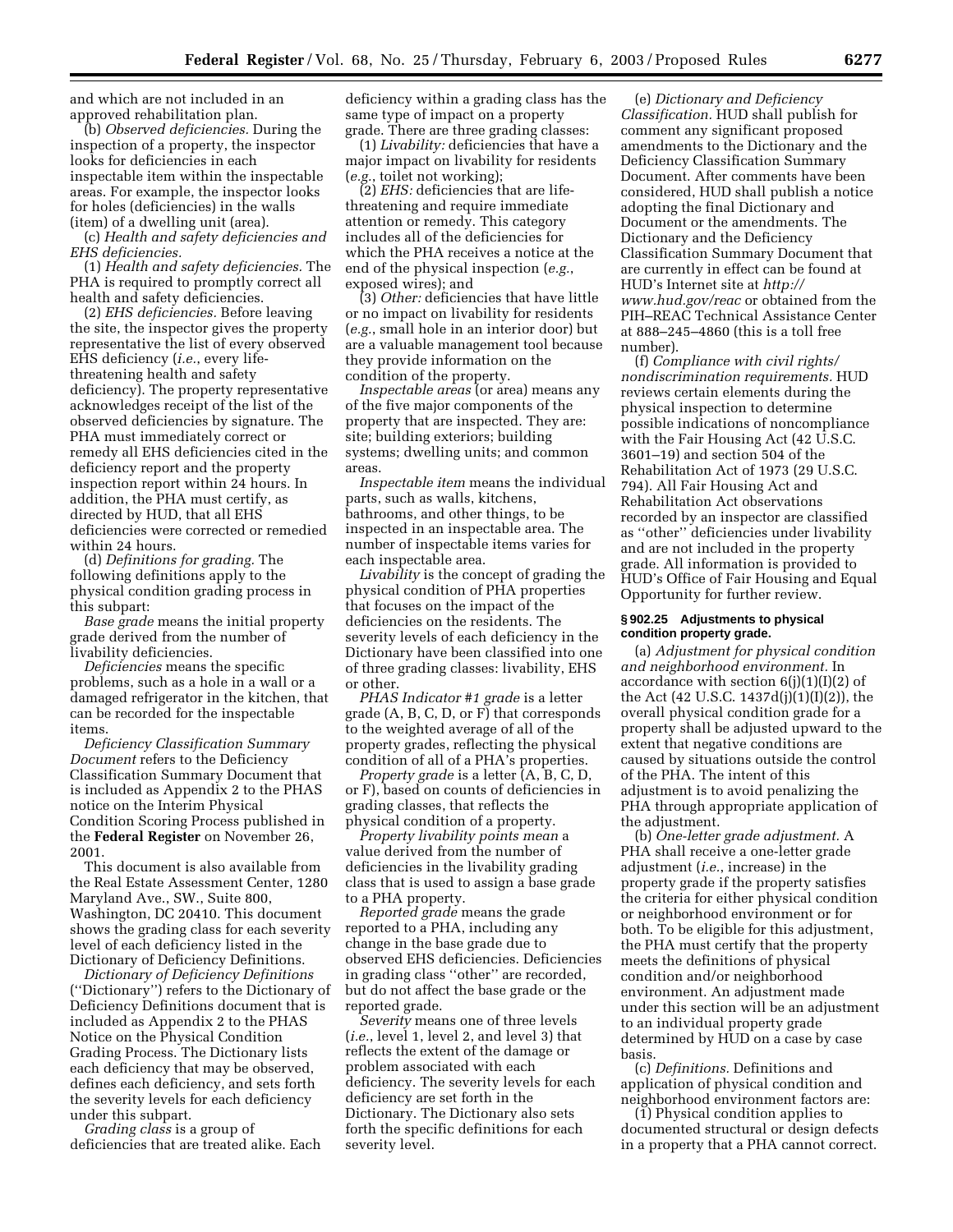and which are not included in an approved rehabilitation plan.

(b) *Observed deficiencies.* During the inspection of a property, the inspector looks for deficiencies in each inspectable item within the inspectable areas. For example, the inspector looks for holes (deficiencies) in the walls (item) of a dwelling unit (area).

(c) *Health and safety deficiencies and EHS deficiencies.*

(1) *Health and safety deficiencies.* The PHA is required to promptly correct all health and safety deficiencies.

(2) *EHS deficiencies.* Before leaving the site, the inspector gives the property representative the list of every observed EHS deficiency (*i.e.*, every life-threatening health and safety deficiency). The property representative acknowledges receipt of the list of the observed deficiencies by signature. The PHA must immediately correct or remedy all EHS deficiencies cited in the deficiency report and the property inspection report within 24 hours. In addition, the PHA must certify, as directed by HUD, that all EHS deficiencies were corrected or remedied within 24 hours.

(d) *Definitions for grading.* The following definitions apply to the physical condition grading process in this subpart:

*Base grade* means the initial property grade derived from the number of livability deficiencies.

*Deficiencies* means the specific problems, such as a hole in a wall or a damaged refrigerator in the kitchen, that can be recorded for the inspectable items.

*Deficiency Classification Summary Document* refers to the Deficiency Classification Summary Document that is included as Appendix 2 to the PHAS notice on the Interim Physical Condition Scoring Process published in the **Federal Register** on November 26, 2001.

This document is also available from the Real Estate Assessment Center, 1280 Maryland Ave., SW., Suite 800, Washington, DC 20410. This document shows the grading class for each severity level of each deficiency listed in the Dictionary of Deficiency Definitions.

*Dictionary of Deficiency Definitions* (''Dictionary'') refers to the Dictionary of Deficiency Definitions document that is included as Appendix 2 to the PHAS Notice on the Physical Condition Grading Process. The Dictionary lists each deficiency that may be observed, defines each deficiency, and sets forth the severity levels for each deficiency under this subpart.

*Grading class* is a group of deficiencies that are treated alike. Each deficiency within a grading class has the same type of impact on a property grade. There are three grading classes:

(1) *Livability:* deficiencies that have a major impact on livability for residents (*e.g.*, toilet not working);

(2) *EHS:* deficiencies that are life-threatening and require immediate attention or remedy. This category includes all of the deficiencies for which the PHA receives a notice at the end of the physical inspection (*e.g.*, exposed wires); and

(3) *Other:* deficiencies that have little or no impact on livability for residents (*e.g.*, small hole in an interior door) but are a valuable management tool because they provide information on the condition of the property.

*Inspectable areas* (or area) means any of the five major components of the property that are inspected. They are: site; building exteriors; building systems; dwelling units; and common areas.

*Inspectable item* means the individual parts, such as walls, kitchens, bathrooms, and other things, to be inspected in an inspectable area. The number of inspectable items varies for each inspectable area.

*Livability* is the concept of grading the physical condition of PHA properties that focuses on the impact of the deficiencies on the residents. The severity levels of each deficiency in the Dictionary have been classified into one of three grading classes: livability, EHS or other.

*PHAS Indicator #1 grade* is a letter grade (A, B, C, D, or F) that corresponds to the weighted average of all of the property grades, reflecting the physical condition of all of a PHA's properties.

*Property grade* is a letter (A, B, C, D, or F), based on counts of deficiencies in grading classes, that reflects the physical condition of a property.

*Property livability points mean* a value derived from the number of deficiencies in the livability grading class that is used to assign a base grade to a PHA property.

*Reported grade* means the grade reported to a PHA, including any change in the base grade due to observed EHS deficiencies. Deficiencies in grading class ''other'' are recorded, but do not affect the base grade or the reported grade.

*Severity* means one of three levels (*i.e.*, level 1, level 2, and level 3) that reflects the extent of the damage or problem associated with each deficiency. The severity levels for each deficiency are set forth in the Dictionary. The Dictionary also sets forth the specific definitions for each severity level.

(e) *Dictionary and Deficiency Classification.* HUD shall publish for comment any significant proposed amendments to the Dictionary and the Deficiency Classification Summary Document. After comments have been considered, HUD shall publish a notice adopting the final Dictionary and Document or the amendments. The Dictionary and the Deficiency Classification Summary Document that are currently in effect can be found at HUD's Internet site at *http://www.hud.gov/reac* or obtained from the PIH–REAC Technical Assistance Center at 888–245–4860 (this is a toll free number).

(f) *Compliance with civil rights/nondiscrimination requirements.* HUD reviews certain elements during the physical inspection to determine possible indications of noncompliance with the Fair Housing Act (42 U.S.C. 3601–19) and section 504 of the Rehabilitation Act of 1973 (29 U.S.C. 794). All Fair Housing Act and Rehabilitation Act observations recorded by an inspector are classified as ''other'' deficiencies under livability and are not included in the property grade. All information is provided to HUD's Office of Fair Housing and Equal Opportunity for further review.

#### § 902.25 Adjustments to physical condition property grade.

(a) *Adjustment for physical condition and neighborhood environment.* In accordance with section 6(j)(1)(I)(2) of the Act (42 U.S.C. 1437d(j)(1)(I)(2)), the overall physical condition grade for a property shall be adjusted upward to the extent that negative conditions are caused by situations outside the control of the PHA. The intent of this adjustment is to avoid penalizing the PHA through appropriate application of the adjustment.

(b) *One-letter grade adjustment.* A PHA shall receive a one-letter grade adjustment (*i.e.*, increase) in the property grade if the property satisfies the criteria for either physical condition or neighborhood environment or for both. To be eligible for this adjustment, the PHA must certify that the property meets the definitions of physical condition and/or neighborhood environment. An adjustment made under this section will be an adjustment to an individual property grade determined by HUD on a case by case basis.

(c) *Definitions.* Definitions and application of physical condition and neighborhood environment factors are:

(1) Physical condition applies to documented structural or design defects in a property that a PHA cannot correct.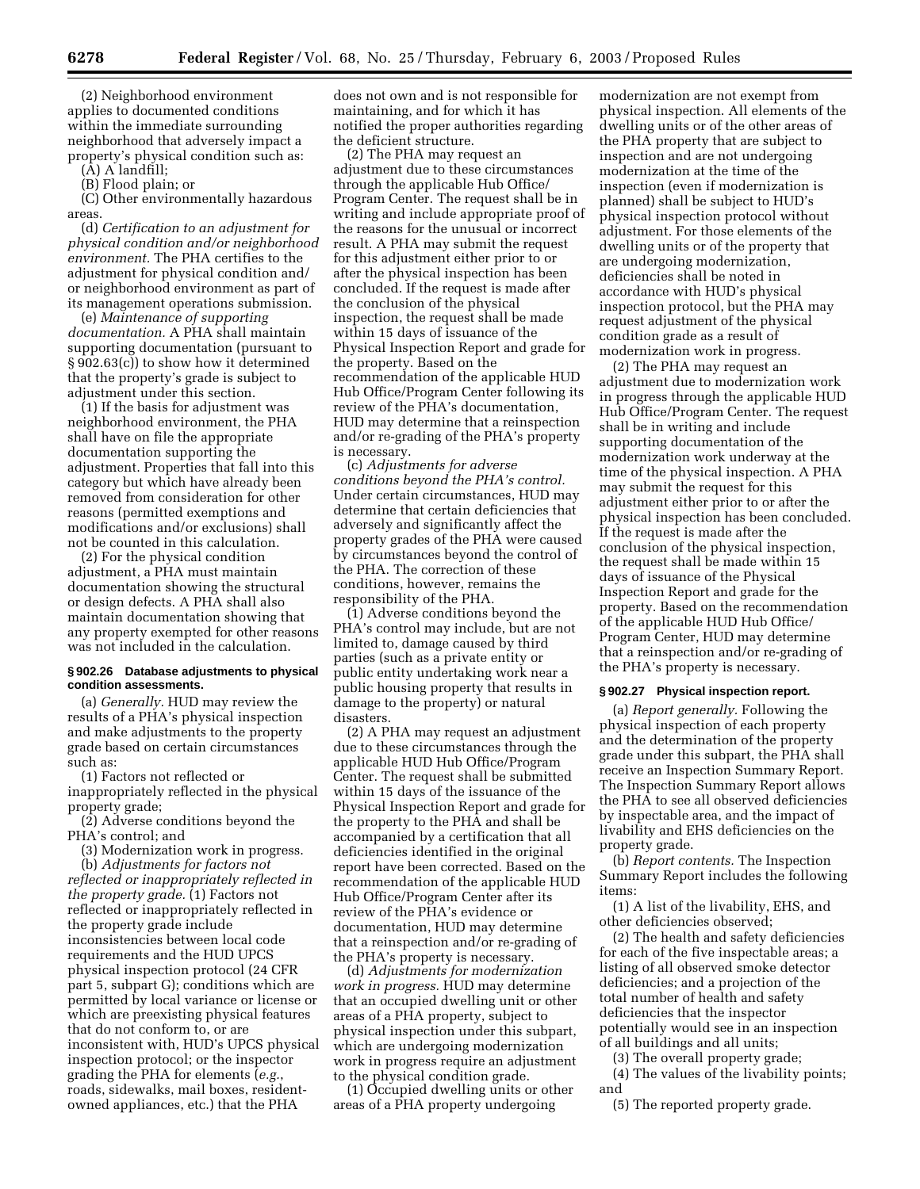(2) Neighborhood environment applies to documented conditions within the immediate surrounding neighborhood that adversely impact a property's physical condition such as:

(A) A landfill;

(B) Flood plain; or

(C) Other environmentally hazardous areas.

(d) *Certification to an adjustment for physical condition and/or neighborhood environment.* The PHA certifies to the adjustment for physical condition and/or neighborhood environment as part of its management operations submission.

(e) *Maintenance of supporting documentation.* A PHA shall maintain supporting documentation (pursuant to § 902.63(c)) to show how it determined that the property's grade is subject to adjustment under this section.

(1) If the basis for adjustment was neighborhood environment, the PHA shall have on file the appropriate documentation supporting the adjustment. Properties that fall into this category but which have already been removed from consideration for other reasons (permitted exemptions and modifications and/or exclusions) shall not be counted in this calculation.

(2) For the physical condition adjustment, a PHA must maintain documentation showing the structural or design defects. A PHA shall also maintain documentation showing that any property exempted for other reasons was not included in the calculation.

#### § 902.26 Database adjustments to physical condition assessments.

(a) *Generally.* HUD may review the results of a PHA's physical inspection and make adjustments to the property grade based on certain circumstances such as:

(1) Factors not reflected or inappropriately reflected in the physical property grade;

(2) Adverse conditions beyond the PHA's control; and

(3) Modernization work in progress.

(b) *Adjustments for factors not reflected or inappropriately reflected in the property grade.* (1) Factors not reflected or inappropriately reflected in the property grade include inconsistencies between local code requirements and the HUD UPCS physical inspection protocol (24 CFR part 5, subpart G); conditions which are permitted by local variance or license or which are preexisting physical features that do not conform to, or are inconsistent with, HUD's UPCS physical inspection protocol; or the inspector grading the PHA for elements (*e.g.*, roads, sidewalks, mail boxes, resident-owned appliances, etc.) that the PHA does not own and is not responsible for maintaining, and for which it has notified the proper authorities regarding the deficient structure.

(2) The PHA may request an adjustment due to these circumstances through the applicable Hub Office/Program Center. The request shall be in writing and include appropriate proof of the reasons for the unusual or incorrect result. A PHA may submit the request for this adjustment either prior to or after the physical inspection has been concluded. If the request is made after the conclusion of the physical inspection, the request shall be made within 15 days of issuance of the Physical Inspection Report and grade for the property. Based on the recommendation of the applicable HUD Hub Office/Program Center following its review of the PHA's documentation, HUD may determine that a reinspection and/or re-grading of the PHA's property is necessary.

(c) *Adjustments for adverse conditions beyond the PHA's control.* Under certain circumstances, HUD may determine that certain deficiencies that adversely and significantly affect the property grades of the PHA were caused by circumstances beyond the control of the PHA. The correction of these conditions, however, remains the responsibility of the PHA.

(1) Adverse conditions beyond the PHA's control may include, but are not limited to, damage caused by third parties (such as a private entity or public entity undertaking work near a public housing property that results in damage to the property) or natural disasters.

(2) A PHA may request an adjustment due to these circumstances through the applicable HUD Hub Office/Program Center. The request shall be submitted within 15 days of the issuance of the Physical Inspection Report and grade for the property to the PHA and shall be accompanied by a certification that all deficiencies identified in the original report have been corrected. Based on the recommendation of the applicable HUD Hub Office/Program Center after its review of the PHA's evidence or documentation, HUD may determine that a reinspection and/or re-grading of the PHA's property is necessary.

(d) *Adjustments for modernization work in progress.* HUD may determine that an occupied dwelling unit or other areas of a PHA property, subject to physical inspection under this subpart, which are undergoing modernization work in progress require an adjustment to the physical condition grade.

(1) Occupied dwelling units or other areas of a PHA property undergoing modernization are not exempt from physical inspection. All elements of the dwelling units or of the other areas of the PHA property that are subject to inspection and are not undergoing modernization at the time of the inspection (even if modernization is planned) shall be subject to HUD's physical inspection protocol without adjustment. For those elements of the dwelling units or of the property that are undergoing modernization, deficiencies shall be noted in accordance with HUD's physical inspection protocol, but the PHA may request adjustment of the physical condition grade as a result of modernization work in progress.

(2) The PHA may request an adjustment due to modernization work in progress through the applicable HUD Hub Office/Program Center. The request shall be in writing and include supporting documentation of the modernization work underway at the time of the physical inspection. A PHA may submit the request for this adjustment either prior to or after the physical inspection has been concluded. If the request is made after the conclusion of the physical inspection, the request shall be made within 15 days of issuance of the Physical Inspection Report and grade for the property. Based on the recommendation of the applicable HUD Hub Office/Program Center, HUD may determine that a reinspection and/or re-grading of the PHA's property is necessary.

#### § 902.27 Physical inspection report.

(a) *Report generally.* Following the physical inspection of each property and the determination of the property grade under this subpart, the PHA shall receive an Inspection Summary Report. The Inspection Summary Report allows the PHA to see all observed deficiencies by inspectable area, and the impact of livability and EHS deficiencies on the property grade.

(b) *Report contents.* The Inspection Summary Report includes the following items:

(1) A list of the livability, EHS, and other deficiencies observed;

(2) The health and safety deficiencies for each of the five inspectable areas; a listing of all observed smoke detector deficiencies; and a projection of the total number of health and safety deficiencies that the inspector potentially would see in an inspection of all buildings and all units;

(3) The overall property grade;

(4) The values of the livability points; and

(5) The reported property grade.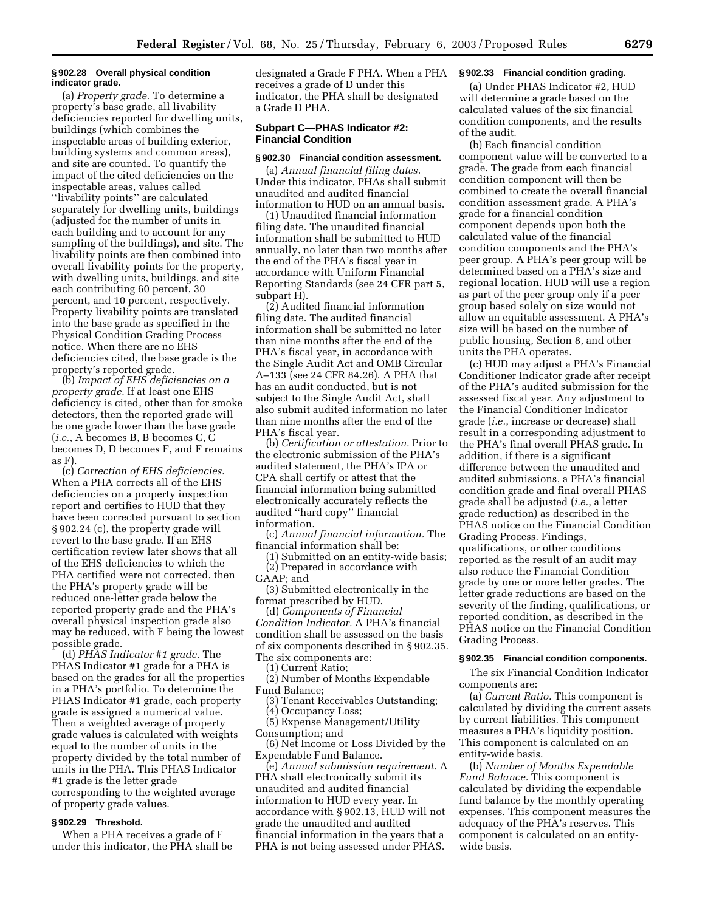### § 902.28 Overall physical condition indicator grade.

(a) *Property grade.* To determine a property's base grade, all livability deficiencies reported for dwelling units, buildings (which combines the inspectable areas of building exterior, building systems and common areas), and site are counted. To quantify the impact of the cited deficiencies on the inspectable areas, values called ''livability points'' are calculated separately for dwelling units, buildings (adjusted for the number of units in each building and to account for any sampling of the buildings), and site. The livability points are then combined into overall livability points for the property, with dwelling units, buildings, and site each contributing 60 percent, 30 percent, and 10 percent, respectively. Property livability points are translated into the base grade as specified in the Physical Condition Grading Process notice. When there are no EHS deficiencies cited, the base grade is the property's reported grade.

(b) *Impact of EHS deficiencies on a property grade.* If at least one EHS deficiency is cited, other than for smoke detectors, then the reported grade will be one grade lower than the base grade (*i.e.*, A becomes B, B becomes C, C becomes D, D becomes F, and F remains as F).

(c) *Correction of EHS deficiencies.* When a PHA corrects all of the EHS deficiencies on a property inspection report and certifies to HUD that they have been corrected pursuant to section § 902.24 (c), the property grade will revert to the base grade. If an EHS certification review later shows that all of the EHS deficiencies to which the PHA certified were not corrected, then the PHA's property grade will be reduced one-letter grade below the reported property grade and the PHA's overall physical inspection grade also may be reduced, with F being the lowest possible grade.

(d) *PHAS Indicator #1 grade.* The PHAS Indicator #1 grade for a PHA is based on the grades for all the properties in a PHA's portfolio. To determine the PHAS Indicator #1 grade, each property grade is assigned a numerical value. Then a weighted average of property grade values is calculated with weights equal to the number of units in the property divided by the total number of units in the PHA. This PHAS Indicator #1 grade is the letter grade corresponding to the weighted average of property grade values.

### § 902.29 Threshold.

When a PHA receives a grade of F under this indicator, the PHA shall be designated a Grade F PHA. When a PHA receives a grade of D under this indicator, the PHA shall be designated a Grade D PHA.

## Subpart C—PHAS Indicator #2: Financial Condition

### § 902.30 Financial condition assessment.

(a) *Annual financial filing dates.* Under this indicator, PHAs shall submit unaudited and audited financial information to HUD on an annual basis.

(1) Unaudited financial information filing date. The unaudited financial information shall be submitted to HUD annually, no later than two months after the end of the PHA's fiscal year in accordance with Uniform Financial Reporting Standards (see 24 CFR part 5, subpart H).

(2) Audited financial information filing date. The audited financial information shall be submitted no later than nine months after the end of the PHA's fiscal year, in accordance with the Single Audit Act and OMB Circular A–133 (see 24 CFR 84.26). A PHA that has an audit conducted, but is not subject to the Single Audit Act, shall also submit audited information no later than nine months after the end of the PHA's fiscal year.

(b) *Certification or attestation.* Prior to the electronic submission of the PHA's audited statement, the PHA's IPA or CPA shall certify or attest that the financial information being submitted electronically accurately reflects the audited ''hard copy'' financial information.

(c) *Annual financial information.* The financial information shall be:

(1) Submitted on an entity-wide basis;

(2) Prepared in accordance with GAAP; and

(3) Submitted electronically in the format prescribed by HUD.

(d) *Components of Financial Condition Indicator.* A PHA's financial condition shall be assessed on the basis of six components described in § 902.35. The six components are:

(1) Current Ratio;

(2) Number of Months Expendable Fund Balance;

(3) Tenant Receivables Outstanding;

(4) Occupancy Loss;

(5) Expense Management/Utility Consumption; and

(6) Net Income or Loss Divided by the Expendable Fund Balance.

(e) *Annual submission requirement.* A PHA shall electronically submit its unaudited and audited financial information to HUD every year. In accordance with § 902.13, HUD will not grade the unaudited and audited financial information in the years that a PHA is not being assessed under PHAS.

### § 902.33 Financial condition grading.

(a) Under PHAS Indicator #2, HUD will determine a grade based on the calculated values of the six financial condition components, and the results of the audit.

(b) Each financial condition component value will be converted to a grade. The grade from each financial condition component will then be combined to create the overall financial condition assessment grade. A PHA's grade for a financial condition component depends upon both the calculated value of the financial condition components and the PHA's peer group. A PHA's peer group will be determined based on a PHA's size and regional location. HUD will use a region as part of the peer group only if a peer group based solely on size would not allow an equitable assessment. A PHA's size will be based on the number of public housing, Section 8, and other units the PHA operates.

(c) HUD may adjust a PHA's Financial Conditioner Indicator grade after receipt of the PHA's audited submission for the assessed fiscal year. Any adjustment to the Financial Conditioner Indicator grade (*i.e.*, increase or decrease) shall result in a corresponding adjustment to the PHA's final overall PHAS grade. In addition, if there is a significant difference between the unaudited and audited submissions, a PHA's financial condition grade and final overall PHAS grade shall be adjusted (*i.e.*, a letter grade reduction) as described in the PHAS notice on the Financial Condition Grading Process. Findings, qualifications, or other conditions reported as the result of an audit may also reduce the Financial Condition grade by one or more letter grades. The letter grade reductions are based on the severity of the finding, qualifications, or reported condition, as described in the PHAS notice on the Financial Condition Grading Process.

### § 902.35 Financial condition components.

The six Financial Condition Indicator components are:

(a) *Current Ratio.* This component is calculated by dividing the current assets by current liabilities. This component measures a PHA's liquidity position. This component is calculated on an entity-wide basis.

(b) *Number of Months Expendable Fund Balance.* This component is calculated by dividing the expendable fund balance by the monthly operating expenses. This component measures the adequacy of the PHA's reserves. This component is calculated on an entity-wide basis.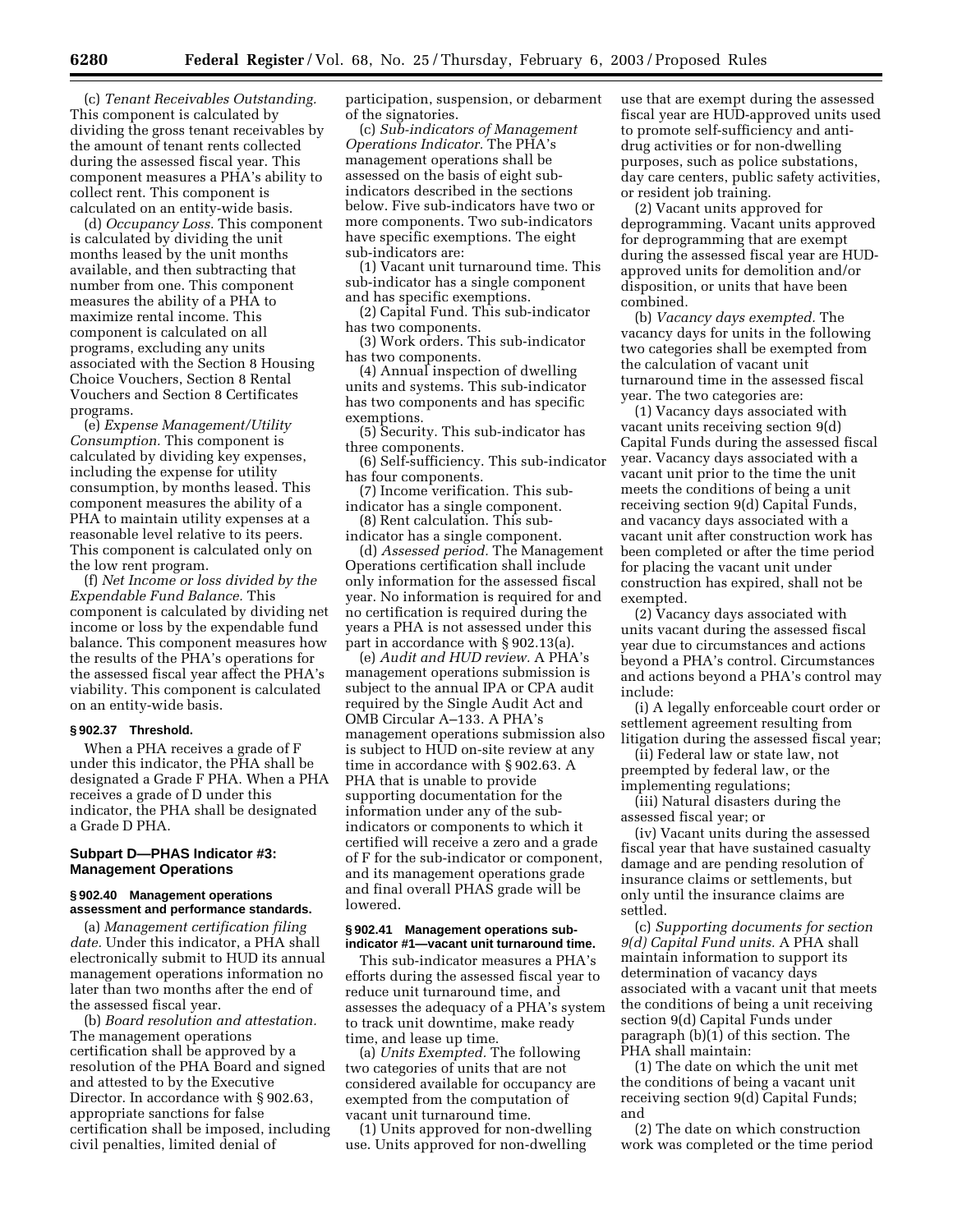(c) *Tenant Receivables Outstanding.* This component is calculated by dividing the gross tenant receivables by the amount of tenant rents collected during the assessed fiscal year. This component measures a PHA's ability to collect rent. This component is calculated on an entity-wide basis.

(d) *Occupancy Loss.* This component is calculated by dividing the unit months leased by the unit months available, and then subtracting that number from one. This component measures the ability of a PHA to maximize rental income. This component is calculated on all programs, excluding any units associated with the Section 8 Housing Choice Vouchers, Section 8 Rental Vouchers and Section 8 Certificates programs.

(e) *Expense Management/Utility Consumption.* This component is calculated by dividing key expenses, including the expense for utility consumption, by months leased. This component measures the ability of a PHA to maintain utility expenses at a reasonable level relative to its peers. This component is calculated only on the low rent program.

(f) *Net Income or loss divided by the Expendable Fund Balance.* This component is calculated by dividing net income or loss by the expendable fund balance. This component measures how the results of the PHA's operations for the assessed fiscal year affect the PHA's viability. This component is calculated on an entity-wide basis.

#### § 902.37 Threshold.

When a PHA receives a grade of F under this indicator, the PHA shall be designated a Grade F PHA. When a PHA receives a grade of D under this indicator, the PHA shall be designated a Grade D PHA.

### Subpart D—PHAS Indicator #3: Management Operations

#### § 902.40 Management operations assessment and performance standards.

(a) *Management certification filing date.* Under this indicator, a PHA shall electronically submit to HUD its annual management operations information no later than two months after the end of the assessed fiscal year.

(b) *Board resolution and attestation.* The management operations certification shall be approved by a resolution of the PHA Board and signed and attested to by the Executive Director. In accordance with § 902.63, appropriate sanctions for false certification shall be imposed, including civil penalties, limited denial of participation, suspension, or debarment of the signatories.

(c) *Sub-indicators of Management Operations Indicator.* The PHA's management operations shall be assessed on the basis of eight sub-indicators described in the sections below. Five sub-indicators have two or more components. Two sub-indicators have specific exemptions. The eight sub-indicators are:

(1) Vacant unit turnaround time. This sub-indicator has a single component and has specific exemptions.

(2) Capital Fund. This sub-indicator has two components.

(3) Work orders. This sub-indicator has two components.

(4) Annual inspection of dwelling units and systems. This sub-indicator has two components and has specific exemptions.

(5) Security. This sub-indicator has three components.

(6) Self-sufficiency. This sub-indicator has four components.

(7) Income verification. This sub-indicator has a single component.

(8) Rent calculation. This sub-indicator has a single component.

(d) *Assessed period.* The Management Operations certification shall include only information for the assessed fiscal year. No information is required for and no certification is required during the years a PHA is not assessed under this part in accordance with § 902.13(a).

(e) *Audit and HUD review.* A PHA's management operations submission is subject to the annual IPA or CPA audit required by the Single Audit Act and OMB Circular A–133. A PHA's management operations submission also is subject to HUD on-site review at any time in accordance with § 902.63. A PHA that is unable to provide supporting documentation for the information under any of the sub-indicators or components to which it certified will receive a zero and a grade of F for the sub-indicator or component, and its management operations grade and final overall PHAS grade will be lowered.

#### § 902.41 Management operations sub-indicator #1—vacant unit turnaround time.

This sub-indicator measures a PHA's efforts during the assessed fiscal year to reduce unit turnaround time, and assesses the adequacy of a PHA's system to track unit downtime, make ready time, and lease up time.

(a) *Units Exempted.* The following two categories of units that are not considered available for occupancy are exempted from the computation of vacant unit turnaround time.

(1) Units approved for non-dwelling use. Units approved for non-dwelling use that are exempt during the assessed fiscal year are HUD-approved units used to promote self-sufficiency and anti-drug activities or for non-dwelling purposes, such as police substations, day care centers, public safety activities, or resident job training.

(2) Vacant units approved for deprogramming. Vacant units approved for deprogramming that are exempt during the assessed fiscal year are HUD-approved units for demolition and/or disposition, or units that have been combined.

(b) *Vacancy days exempted.* The vacancy days for units in the following two categories shall be exempted from the calculation of vacant unit turnaround time in the assessed fiscal year. The two categories are:

(1) Vacancy days associated with vacant units receiving section 9(d) Capital Funds during the assessed fiscal year. Vacancy days associated with a vacant unit prior to the time the unit meets the conditions of being a unit receiving section 9(d) Capital Funds, and vacancy days associated with a vacant unit after construction work has been completed or after the time period for placing the vacant unit under construction has expired, shall not be exempted.

(2) Vacancy days associated with units vacant during the assessed fiscal year due to circumstances and actions beyond a PHA's control. Circumstances and actions beyond a PHA's control may include:

(i) A legally enforceable court order or settlement agreement resulting from litigation during the assessed fiscal year;

(ii) Federal law or state law, not preempted by federal law, or the implementing regulations;

(iii) Natural disasters during the assessed fiscal year; or

(iv) Vacant units during the assessed fiscal year that have sustained casualty damage and are pending resolution of insurance claims or settlements, but only until the insurance claims are settled.

(c) *Supporting documents for section 9(d) Capital Fund units.* A PHA shall maintain information to support its determination of vacancy days associated with a vacant unit that meets the conditions of being a unit receiving section 9(d) Capital Funds under paragraph (b)(1) of this section. The PHA shall maintain:

(1) The date on which the unit met the conditions of being a vacant unit receiving section 9(d) Capital Funds; and

(2) The date on which construction work was completed or the time period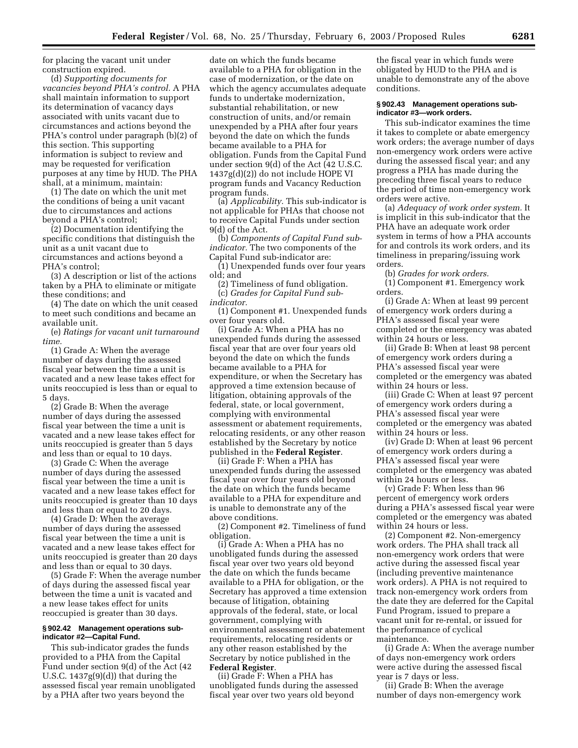for placing the vacant unit under construction expired.

(d) *Supporting documents for vacancies beyond PHA's control.* A PHA shall maintain information to support its determination of vacancy days associated with units vacant due to circumstances and actions beyond the PHA's control under paragraph (b)(2) of this section. This supporting information is subject to review and may be requested for verification purposes at any time by HUD. The PHA shall, at a minimum, maintain:

(1) The date on which the unit met the conditions of being a unit vacant due to circumstances and actions beyond a PHA's control;

(2) Documentation identifying the specific conditions that distinguish the unit as a unit vacant due to circumstances and actions beyond a PHA's control;

(3) A description or list of the actions taken by a PHA to eliminate or mitigate these conditions; and

(4) The date on which the unit ceased to meet such conditions and became an available unit.

(e) *Ratings for vacant unit turnaround time.*

(1) Grade A: When the average number of days during the assessed fiscal year between the time a unit is vacated and a new lease takes effect for units reoccupied is less than or equal to 5 days.

(2) Grade B: When the average number of days during the assessed fiscal year between the time a unit is vacated and a new lease takes effect for units reoccupied is greater than 5 days and less than or equal to 10 days.

(3) Grade C: When the average number of days during the assessed fiscal year between the time a unit is vacated and a new lease takes effect for units reoccupied is greater than 10 days and less than or equal to 20 days.

(4) Grade D: When the average number of days during the assessed fiscal year between the time a unit is vacated and a new lease takes effect for units reoccupied is greater than 20 days and less than or equal to 30 days.

(5) Grade F: When the average number of days during the assessed fiscal year between the time a unit is vacated and a new lease takes effect for units reoccupied is greater than 30 days.

### § 902.42 Management operations sub-indicator #2—Capital Fund.

This sub-indicator grades the funds provided to a PHA from the Capital Fund under section 9(d) of the Act (42 U.S.C. 1437g(9)(d)) that during the assessed fiscal year remain unobligated by a PHA after two years beyond the date on which the funds became available to a PHA for obligation in the case of modernization, or the date on which the agency accumulates adequate funds to undertake modernization, substantial rehabilitation, or new construction of units, and/or remain unexpended by a PHA after four years beyond the date on which the funds became available to a PHA for obligation. Funds from the Capital Fund under section 9(d) of the Act (42 U.S.C. 1437g(d)(2)) do not include HOPE VI program funds and Vacancy Reduction program funds.

(a) *Applicability.* This sub-indicator is not applicable for PHAs that choose not to receive Capital Funds under section 9(d) of the Act.

(b) *Components of Capital Fund sub-indicator.* The two components of the Capital Fund sub-indicator are:

(1) Unexpended funds over four years old; and

(2) Timeliness of fund obligation.

(c) *Grades for Capital Fund sub-indicator.*

(1) Component #1. Unexpended funds over four years old.

(i) Grade A: When a PHA has no unexpended funds during the assessed fiscal year that are over four years old beyond the date on which the funds became available to a PHA for expenditure, or when the Secretary has approved a time extension because of litigation, obtaining approvals of the federal, state, or local government, complying with environmental assessment or abatement requirements, relocating residents, or any other reason established by the Secretary by notice published in the **Federal Register**.

(ii) Grade F: When a PHA has unexpended funds during the assessed fiscal year over four years old beyond the date on which the funds became available to a PHA for expenditure and is unable to demonstrate any of the above conditions.

(2) Component #2. Timeliness of fund obligation.

(i) Grade A: When a PHA has no unobligated funds during the assessed fiscal year over two years old beyond the date on which the funds became available to a PHA for obligation, or the Secretary has approved a time extension because of litigation, obtaining approvals of the federal, state, or local government, complying with environmental assessment or abatement requirements, relocating residents or any other reason established by the Secretary by notice published in the **Federal Register**.

(ii) Grade F: When a PHA has unobligated funds during the assessed fiscal year over two years old beyond the fiscal year in which funds were obligated by HUD to the PHA and is unable to demonstrate any of the above conditions.

### § 902.43 Management operations sub-indicator #3—work orders.

This sub-indicator examines the time it takes to complete or abate emergency work orders; the average number of days non-emergency work orders were active during the assessed fiscal year; and any progress a PHA has made during the preceding three fiscal years to reduce the period of time non-emergency work orders were active.

(a) *Adequacy of work order system.* It is implicit in this sub-indicator that the PHA have an adequate work order system in terms of how a PHA accounts for and controls its work orders, and its timeliness in preparing/issuing work orders.

(b) *Grades for work orders.*

(1) Component #1. Emergency work orders.

(i) Grade A: When at least 99 percent of emergency work orders during a PHA's assessed fiscal year were completed or the emergency was abated within 24 hours or less.

(ii) Grade B: When at least 98 percent of emergency work orders during a PHA's assessed fiscal year were completed or the emergency was abated within 24 hours or less.

(iii) Grade C: When at least 97 percent of emergency work orders during a PHA's assessed fiscal year were completed or the emergency was abated within 24 hours or less.

(iv) Grade D: When at least 96 percent of emergency work orders during a PHA's assessed fiscal year were completed or the emergency was abated within 24 hours or less.

(v) Grade F: When less than 96 percent of emergency work orders during a PHA's assessed fiscal year were completed or the emergency was abated within 24 hours or less.

(2) Component #2. Non-emergency work orders. The PHA shall track all non-emergency work orders that were active during the assessed fiscal year (including preventive maintenance work orders). A PHA is not required to track non-emergency work orders from the date they are deferred for the Capital Fund Program, issued to prepare a vacant unit for re-rental, or issued for the performance of cyclical maintenance.

(i) Grade A: When the average number of days non-emergency work orders were active during the assessed fiscal year is 7 days or less.

(ii) Grade B: When the average number of days non-emergency work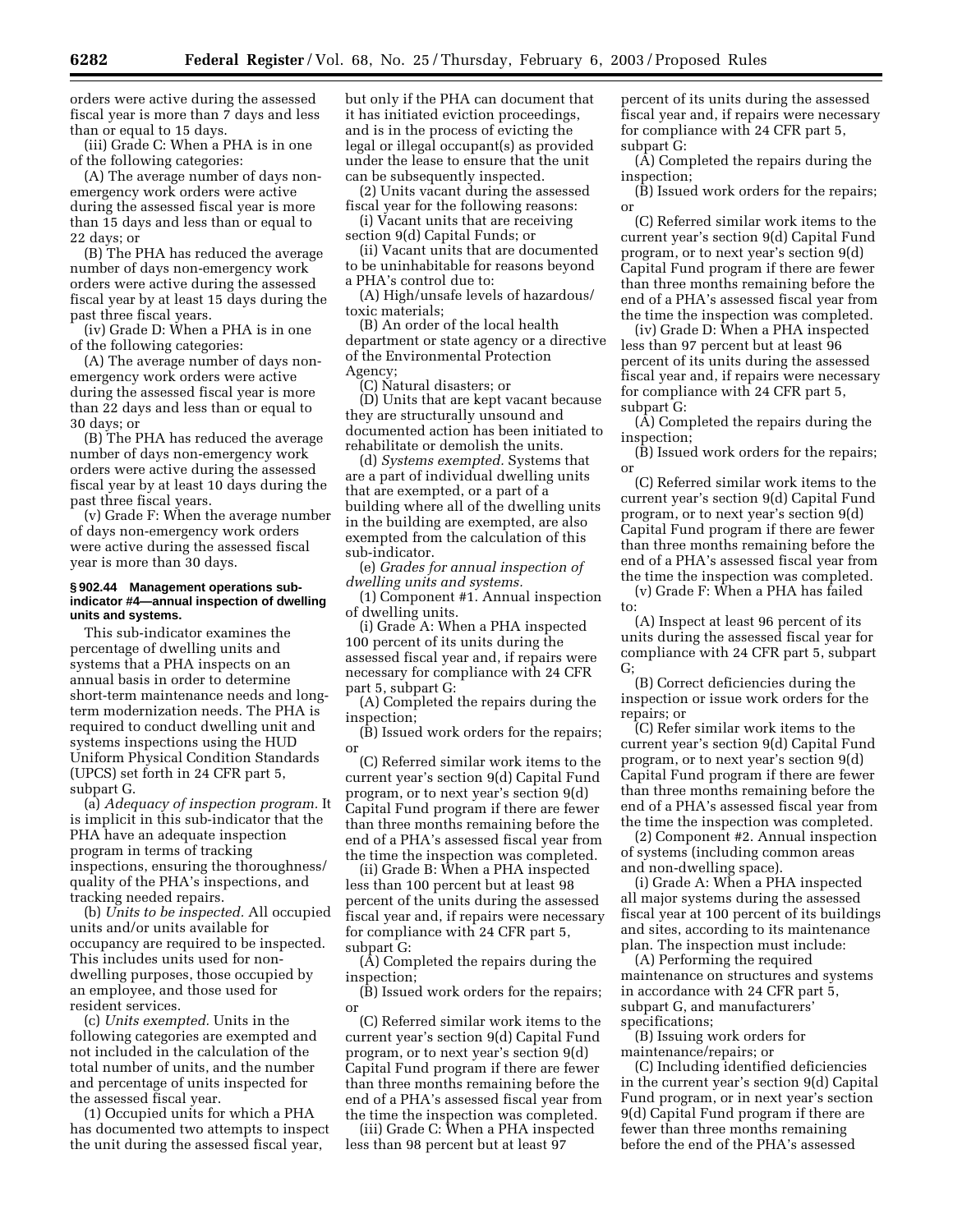orders were active during the assessed fiscal year is more than 7 days and less than or equal to 15 days.

(iii) Grade C: When a PHA is in one of the following categories:

(A) The average number of days non-emergency work orders were active during the assessed fiscal year is more than 15 days and less than or equal to 22 days; or

(B) The PHA has reduced the average number of days non-emergency work orders were active during the assessed fiscal year by at least 15 days during the past three fiscal years.

(iv) Grade D: When a PHA is in one of the following categories:

(A) The average number of days non-emergency work orders were active during the assessed fiscal year is more than 22 days and less than or equal to 30 days; or

(B) The PHA has reduced the average number of days non-emergency work orders were active during the assessed fiscal year by at least 10 days during the past three fiscal years.

(v) Grade F: When the average number of days non-emergency work orders were active during the assessed fiscal year is more than 30 days.

#### § 902.44 Management operations sub-indicator #4—annual inspection of dwelling units and systems.

This sub-indicator examines the percentage of dwelling units and systems that a PHA inspects on an annual basis in order to determine short-term maintenance needs and long-term modernization needs. The PHA is required to conduct dwelling unit and systems inspections using the HUD Uniform Physical Condition Standards (UPCS) set forth in 24 CFR part 5, subpart G.

(a) *Adequacy of inspection program.* It is implicit in this sub-indicator that the PHA have an adequate inspection program in terms of tracking inspections, ensuring the thoroughness/quality of the PHA's inspections, and tracking needed repairs.

(b) *Units to be inspected.* All occupied units and/or units available for occupancy are required to be inspected. This includes units used for non-dwelling purposes, those occupied by an employee, and those used for resident services.

(c) *Units exempted.* Units in the following categories are exempted and not included in the calculation of the total number of units, and the number and percentage of units inspected for the assessed fiscal year.

(1) Occupied units for which a PHA has documented two attempts to inspect the unit during the assessed fiscal year, but only if the PHA can document that it has initiated eviction proceedings, and is in the process of evicting the legal or illegal occupant(s) as provided under the lease to ensure that the unit can be subsequently inspected.

(2) Units vacant during the assessed fiscal year for the following reasons:

(i) Vacant units that are receiving section 9(d) Capital Funds; or

(ii) Vacant units that are documented to be uninhabitable for reasons beyond a PHA's control due to:

(A) High/unsafe levels of hazardous/toxic materials;

(B) An order of the local health department or state agency or a directive of the Environmental Protection Agency;

(C) Natural disasters; or

(D) Units that are kept vacant because they are structurally unsound and documented action has been initiated to rehabilitate or demolish the units.

(d) *Systems exempted.* Systems that are a part of individual dwelling units that are exempted, or a part of a building where all of the dwelling units in the building are exempted, are also exempted from the calculation of this sub-indicator.

(e) *Grades for annual inspection of dwelling units and systems.*

(1) Component #1. Annual inspection of dwelling units.

(i) Grade A: When a PHA inspected 100 percent of its units during the assessed fiscal year and, if repairs were necessary for compliance with 24 CFR part 5, subpart G:

(A) Completed the repairs during the inspection;

(B) Issued work orders for the repairs; or

(C) Referred similar work items to the current year's section 9(d) Capital Fund program, or to next year's section 9(d) Capital Fund program if there are fewer than three months remaining before the end of a PHA's assessed fiscal year from the time the inspection was completed.

(ii) Grade B: When a PHA inspected less than 100 percent but at least 98 percent of the units during the assessed fiscal year and, if repairs were necessary for compliance with 24 CFR part 5, subpart G:

(A) Completed the repairs during the inspection;

(B) Issued work orders for the repairs; or

(C) Referred similar work items to the current year's section 9(d) Capital Fund program, or to next year's section 9(d) Capital Fund program if there are fewer than three months remaining before the end of a PHA's assessed fiscal year from the time the inspection was completed.

(iii) Grade C: When a PHA inspected less than 98 percent but at least 97 percent of its units during the assessed fiscal year and, if repairs were necessary for compliance with 24 CFR part 5, subpart G:

(A) Completed the repairs during the inspection;

(B) Issued work orders for the repairs; or

(C) Referred similar work items to the current year's section 9(d) Capital Fund program, or to next year's section 9(d) Capital Fund program if there are fewer than three months remaining before the end of a PHA's assessed fiscal year from the time the inspection was completed.

(iv) Grade D: When a PHA inspected less than 97 percent but at least 96 percent of its units during the assessed fiscal year and, if repairs were necessary for compliance with 24 CFR part 5, subpart G:

(A) Completed the repairs during the inspection;

(B) Issued work orders for the repairs; or

(C) Referred similar work items to the current year's section 9(d) Capital Fund program, or to next year's section 9(d) Capital Fund program if there are fewer than three months remaining before the end of a PHA's assessed fiscal year from the time the inspection was completed.

(v) Grade F: When a PHA has failed to:

(A) Inspect at least 96 percent of its units during the assessed fiscal year for compliance with 24 CFR part 5, subpart G;

(B) Correct deficiencies during the inspection or issue work orders for the repairs; or

(C) Refer similar work items to the current year's section 9(d) Capital Fund program, or to next year's section 9(d) Capital Fund program if there are fewer than three months remaining before the end of a PHA's assessed fiscal year from the time the inspection was completed.

(2) Component #2. Annual inspection of systems (including common areas and non-dwelling space).

(i) Grade A: When a PHA inspected all major systems during the assessed fiscal year at 100 percent of its buildings and sites, according to its maintenance plan. The inspection must include:

(A) Performing the required maintenance on structures and systems in accordance with 24 CFR part 5, subpart G, and manufacturers' specifications;

(B) Issuing work orders for maintenance/repairs; or

(C) Including identified deficiencies in the current year's section 9(d) Capital Fund program, or in next year's section 9(d) Capital Fund program if there are fewer than three months remaining before the end of the PHA's assessed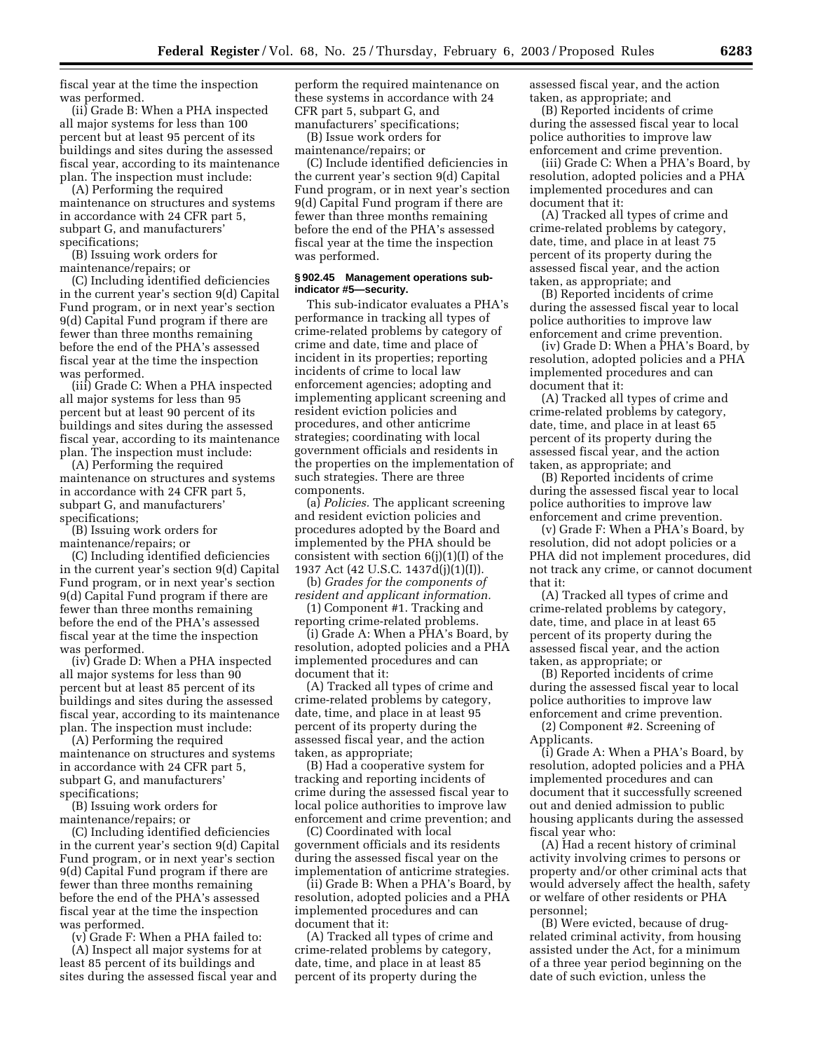fiscal year at the time the inspection was performed.

(ii) Grade B: When a PHA inspected all major systems for less than 100 percent but at least 95 percent of its buildings and sites during the assessed fiscal year, according to its maintenance plan. The inspection must include:

(A) Performing the required maintenance on structures and systems in accordance with 24 CFR part 5, subpart G, and manufacturers' specifications;

(B) Issuing work orders for maintenance/repairs; or

(C) Including identified deficiencies in the current year's section 9(d) Capital Fund program, or in next year's section 9(d) Capital Fund program if there are fewer than three months remaining before the end of the PHA's assessed fiscal year at the time the inspection was performed.

(iii) Grade C: When a PHA inspected all major systems for less than 95 percent but at least 90 percent of its buildings and sites during the assessed fiscal year, according to its maintenance plan. The inspection must include:

(A) Performing the required maintenance on structures and systems in accordance with 24 CFR part 5, subpart G, and manufacturers' specifications;

(B) Issuing work orders for maintenance/repairs; or

(C) Including identified deficiencies in the current year's section 9(d) Capital Fund program, or in next year's section 9(d) Capital Fund program if there are fewer than three months remaining before the end of the PHA's assessed fiscal year at the time the inspection was performed.

(iv) Grade D: When a PHA inspected all major systems for less than 90 percent but at least 85 percent of its buildings and sites during the assessed fiscal year, according to its maintenance plan. The inspection must include:

(A) Performing the required maintenance on structures and systems in accordance with 24 CFR part 5, subpart G, and manufacturers' specifications;

(B) Issuing work orders for maintenance/repairs; or

(C) Including identified deficiencies in the current year's section 9(d) Capital Fund program, or in next year's section 9(d) Capital Fund program if there are fewer than three months remaining before the end of the PHA's assessed fiscal year at the time the inspection was performed.

(v) Grade F: When a PHA failed to:

(A) Inspect all major systems for at least 85 percent of its buildings and sites during the assessed fiscal year and perform the required maintenance on these systems in accordance with 24 CFR part 5, subpart G, and manufacturers' specifications;

(B) Issue work orders for maintenance/repairs; or

(C) Include identified deficiencies in the current year's section 9(d) Capital Fund program, or in next year's section 9(d) Capital Fund program if there are fewer than three months remaining before the end of the PHA's assessed fiscal year at the time the inspection was performed.

#### § 902.45 Management operations sub-indicator #5—security.

This sub-indicator evaluates a PHA's performance in tracking all types of crime-related problems by category of crime and date, time and place of incident in its properties; reporting incidents of crime to local law enforcement agencies; adopting and implementing applicant screening and resident eviction policies and procedures, and other anticrime strategies; coordinating with local government officials and residents in the properties on the implementation of such strategies. There are three components.

(a) *Policies.* The applicant screening and resident eviction policies and procedures adopted by the Board and implemented by the PHA should be consistent with section 6(j)(1)(I) of the 1937 Act (42 U.S.C. 1437d(j)(1)(I)).

(b) *Grades for the components of resident and applicant information.*

(1) Component #1. Tracking and reporting crime-related problems.

(i) Grade A: When a PHA's Board, by resolution, adopted policies and a PHA implemented procedures and can document that it:

(A) Tracked all types of crime and crime-related problems by category, date, time, and place in at least 95 percent of its property during the assessed fiscal year, and the action taken, as appropriate;

(B) Had a cooperative system for tracking and reporting incidents of crime during the assessed fiscal year to local police authorities to improve law enforcement and crime prevention; and

(C) Coordinated with local government officials and its residents during the assessed fiscal year on the implementation of anticrime strategies.

(ii) Grade B: When a PHA's Board, by resolution, adopted policies and a PHA implemented procedures and can document that it:

(A) Tracked all types of crime and crime-related problems by category, date, time, and place in at least 85 percent of its property during the assessed fiscal year, and the action taken, as appropriate; and

(B) Reported incidents of crime during the assessed fiscal year to local police authorities to improve law enforcement and crime prevention.

(iii) Grade C: When a PHA's Board, by resolution, adopted policies and a PHA implemented procedures and can document that it:

(A) Tracked all types of crime and crime-related problems by category, date, time, and place in at least 75 percent of its property during the assessed fiscal year, and the action taken, as appropriate; and

(B) Reported incidents of crime during the assessed fiscal year to local police authorities to improve law enforcement and crime prevention.

(iv) Grade D: When a PHA's Board, by resolution, adopted policies and a PHA implemented procedures and can document that it:

(A) Tracked all types of crime and crime-related problems by category, date, time, and place in at least 65 percent of its property during the assessed fiscal year, and the action taken, as appropriate; and

(B) Reported incidents of crime during the assessed fiscal year to local police authorities to improve law enforcement and crime prevention.

(v) Grade F: When a PHA's Board, by resolution, did not adopt policies or a PHA did not implement procedures, did not track any crime, or cannot document that it:

(A) Tracked all types of crime and crime-related problems by category, date, time, and place in at least 65 percent of its property during the assessed fiscal year, and the action taken, as appropriate; or

(B) Reported incidents of crime during the assessed fiscal year to local police authorities to improve law enforcement and crime prevention.

(2) Component #2. Screening of Applicants.

(i) Grade A: When a PHA's Board, by resolution, adopted policies and a PHA implemented procedures and can document that it successfully screened out and denied admission to public housing applicants during the assessed fiscal year who:

(A) Had a recent history of criminal activity involving crimes to persons or property and/or other criminal acts that would adversely affect the health, safety or welfare of other residents or PHA personnel;

(B) Were evicted, because of drug-related criminal activity, from housing assisted under the Act, for a minimum of a three year period beginning on the date of such eviction, unless the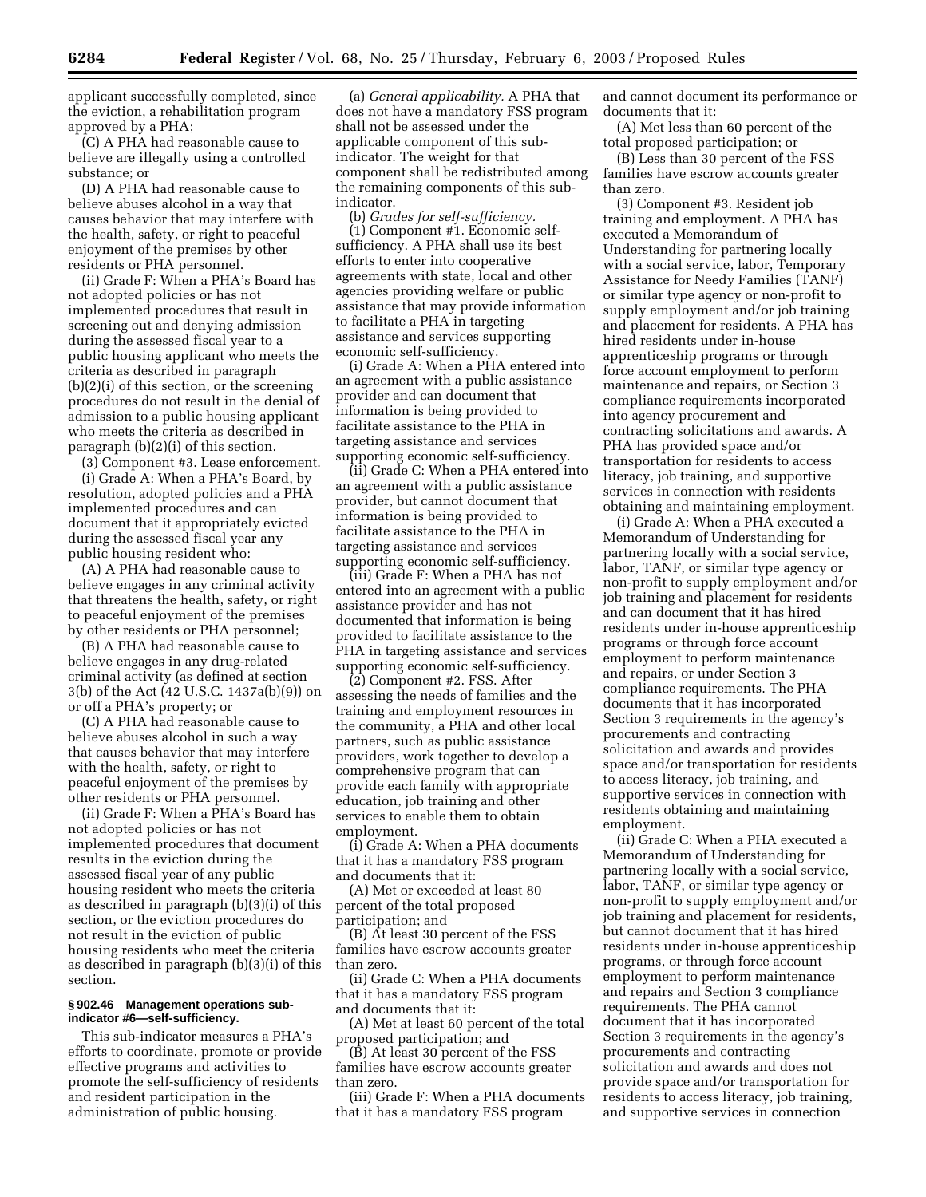applicant successfully completed, since the eviction, a rehabilitation program approved by a PHA;

(C) A PHA had reasonable cause to believe are illegally using a controlled substance; or

(D) A PHA had reasonable cause to believe abuses alcohol in a way that causes behavior that may interfere with the health, safety, or right to peaceful enjoyment of the premises by other residents or PHA personnel.

(ii) Grade F: When a PHA's Board has not adopted policies or has not implemented procedures that result in screening out and denying admission during the assessed fiscal year to a public housing applicant who meets the criteria as described in paragraph (b)(2)(i) of this section, or the screening procedures do not result in the denial of admission to a public housing applicant who meets the criteria as described in paragraph (b)(2)(i) of this section.

(3) Component #3. Lease enforcement.

(i) Grade A: When a PHA's Board, by resolution, adopted policies and a PHA implemented procedures and can document that it appropriately evicted during the assessed fiscal year any public housing resident who:

(A) A PHA had reasonable cause to believe engages in any criminal activity that threatens the health, safety, or right to peaceful enjoyment of the premises by other residents or PHA personnel;

(B) A PHA had reasonable cause to believe engages in any drug-related criminal activity (as defined at section 3(b) of the Act (42 U.S.C. 1437a(b)(9)) on or off a PHA's property; or

(C) A PHA had reasonable cause to believe abuses alcohol in such a way that causes behavior that may interfere with the health, safety, or right to peaceful enjoyment of the premises by other residents or PHA personnel.

(ii) Grade F: When a PHA's Board has not adopted policies or has not implemented procedures that document results in the eviction during the assessed fiscal year of any public housing resident who meets the criteria as described in paragraph (b)(3)(i) of this section, or the eviction procedures do not result in the eviction of public housing residents who meet the criteria as described in paragraph (b)(3)(i) of this section.

**§ 902.46 Management operations sub-indicator #6—self-sufficiency.**

This sub-indicator measures a PHA's efforts to coordinate, promote or provide effective programs and activities to promote the self-sufficiency of residents and resident participation in the administration of public housing.

(a) *General applicability.* A PHA that does not have a mandatory FSS program shall not be assessed under the applicable component of this sub-indicator. The weight for that component shall be redistributed among the remaining components of this sub-indicator.

(b) *Grades for self-sufficiency.*

(1) Component #1. Economic self-sufficiency. A PHA shall use its best efforts to enter into cooperative agreements with state, local and other agencies providing welfare or public assistance that may provide information to facilitate a PHA in targeting assistance and services supporting economic self-sufficiency.

(i) Grade A: When a PHA entered into an agreement with a public assistance provider and can document that information is being provided to facilitate assistance to the PHA in targeting assistance and services supporting economic self-sufficiency.

(ii) Grade C: When a PHA entered into an agreement with a public assistance provider, but cannot document that information is being provided to facilitate assistance to the PHA in targeting assistance and services supporting economic self-sufficiency.

(iii) Grade F: When a PHA has not entered into an agreement with a public assistance provider and has not documented that information is being provided to facilitate assistance to the PHA in targeting assistance and services supporting economic self-sufficiency.

(2) Component #2. FSS. After assessing the needs of families and the training and employment resources in the community, a PHA and other local partners, such as public assistance providers, work together to develop a comprehensive program that can provide each family with appropriate education, job training and other services to enable them to obtain employment.

(i) Grade A: When a PHA documents that it has a mandatory FSS program and documents that it:

(A) Met or exceeded at least 80 percent of the total proposed participation; and

(B) At least 30 percent of the FSS families have escrow accounts greater than zero.

(ii) Grade C: When a PHA documents that it has a mandatory FSS program and documents that it:

(A) Met at least 60 percent of the total proposed participation; and

(B) At least 30 percent of the FSS families have escrow accounts greater than zero.

(iii) Grade F: When a PHA documents that it has a mandatory FSS program and cannot document its performance or documents that it:

(A) Met less than 60 percent of the total proposed participation; or

(B) Less than 30 percent of the FSS families have escrow accounts greater than zero.

(3) Component #3. Resident job training and employment. A PHA has executed a Memorandum of Understanding for partnering locally with a social service, labor, Temporary Assistance for Needy Families (TANF) or similar type agency or non-profit to supply employment and/or job training and placement for residents. A PHA has hired residents under in-house apprenticeship programs or through force account employment to perform maintenance and repairs, or Section 3 compliance requirements incorporated into agency procurement and contracting solicitations and awards. A PHA has provided space and/or transportation for residents to access literacy, job training, and supportive services in connection with residents obtaining and maintaining employment.

(i) Grade A: When a PHA executed a Memorandum of Understanding for partnering locally with a social service, labor, TANF, or similar type agency or non-profit to supply employment and/or job training and placement for residents and can document that it has hired residents under in-house apprenticeship programs or through force account employment to perform maintenance and repairs, or under Section 3 compliance requirements. The PHA documents that it has incorporated Section 3 requirements in the agency's procurements and contracting solicitation and awards and provides space and/or transportation for residents to access literacy, job training, and supportive services in connection with residents obtaining and maintaining employment.

(ii) Grade C: When a PHA executed a Memorandum of Understanding for partnering locally with a social service, labor, TANF, or similar type agency or non-profit to supply employment and/or job training and placement for residents, but cannot document that it has hired residents under in-house apprenticeship programs, or through force account employment to perform maintenance and repairs and Section 3 compliance requirements. The PHA cannot document that it has incorporated Section 3 requirements in the agency's procurements and contracting solicitation and awards and does not provide space and/or transportation for residents to access literacy, job training, and supportive services in connection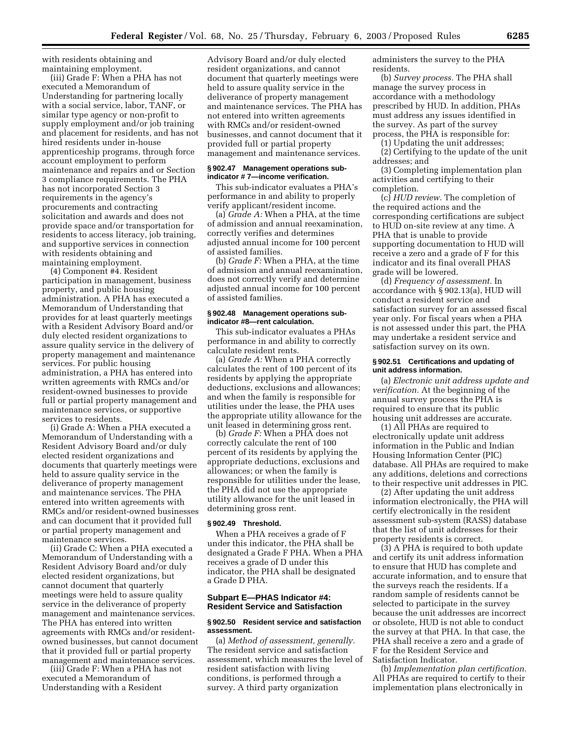with residents obtaining and maintaining employment.

(iii) Grade F: When a PHA has not executed a Memorandum of Understanding for partnering locally with a social service, labor, TANF, or similar type agency or non-profit to supply employment and/or job training and placement for residents, and has not hired residents under in-house apprenticeship programs, through force account employment to perform maintenance and repairs and or Section 3 compliance requirements. The PHA has not incorporated Section 3 requirements in the agency's procurements and contracting solicitation and awards and does not provide space and/or transportation for residents to access literacy, job training, and supportive services in connection with residents obtaining and maintaining employment.

(4) Component #4. Resident participation in management, business property, and public housing administration. A PHA has executed a Memorandum of Understanding that provides for at least quarterly meetings with a Resident Advisory Board and/or duly elected resident organizations to assure quality service in the delivery of property management and maintenance services. For public housing administration, a PHA has entered into written agreements with RMCs and/or resident-owned businesses to provide full or partial property management and maintenance services, or supportive services to residents.

(i) Grade A: When a PHA executed a Memorandum of Understanding with a Resident Advisory Board and/or duly elected resident organizations and documents that quarterly meetings were held to assure quality service in the deliverance of property management and maintenance services. The PHA entered into written agreements with RMCs and/or resident-owned businesses and can document that it provided full or partial property management and maintenance services.

(ii) Grade C: When a PHA executed a Memorandum of Understanding with a Resident Advisory Board and/or duly elected resident organizations, but cannot document that quarterly meetings were held to assure quality service in the deliverance of property management and maintenance services. The PHA has entered into written agreements with RMCs and/or resident-owned businesses, but cannot document that it provided full or partial property management and maintenance services.

(iii) Grade F: When a PHA has not executed a Memorandum of Understanding with a Resident Advisory Board and/or duly elected resident organizations, and cannot document that quarterly meetings were held to assure quality service in the deliverance of property management and maintenance services. The PHA has not entered into written agreements with RMCs and/or resident-owned businesses, and cannot document that it provided full or partial property management and maintenance services.

#### § 902.47 Management operations sub-indicator # 7—income verification.

This sub-indicator evaluates a PHA's performance in and ability to properly verify applicant/resident income.

(a) *Grade A:* When a PHA, at the time of admission and annual reexamination, correctly verifies and determines adjusted annual income for 100 percent of assisted families.

(b) *Grade F:* When a PHA, at the time of admission and annual reexamination, does not correctly verify and determine adjusted annual income for 100 percent of assisted families.

#### § 902.48 Management operations sub-indicator #8—rent calculation.

This sub-indicator evaluates a PHAs performance in and ability to correctly calculate resident rents.

(a) *Grade A:* When a PHA correctly calculates the rent of 100 percent of its residents by applying the appropriate deductions, exclusions and allowances; and when the family is responsible for utilities under the lease, the PHA uses the appropriate utility allowance for the unit leased in determining gross rent.

(b) *Grade F:* When a PHA does not correctly calculate the rent of 100 percent of its residents by applying the appropriate deductions, exclusions and allowances; or when the family is responsible for utilities under the lease, the PHA did not use the appropriate utility allowance for the unit leased in determining gross rent.

#### § 902.49 Threshold.

When a PHA receives a grade of F under this indicator, the PHA shall be designated a Grade F PHA. When a PHA receives a grade of D under this indicator, the PHA shall be designated a Grade D PHA.

### Subpart E—PHAS Indicator #4: Resident Service and Satisfaction

#### § 902.50 Resident service and satisfaction assessment.

(a) *Method of assessment, generally.* The resident service and satisfaction assessment, which measures the level of resident satisfaction with living conditions, is performed through a survey. A third party organization administers the survey to the PHA residents.

(b) *Survey process.* The PHA shall manage the survey process in accordance with a methodology prescribed by HUD. In addition, PHAs must address any issues identified in the survey. As part of the survey process, the PHA is responsible for:

(1) Updating the unit addresses;

(2) Certifying to the update of the unit addresses; and

(3) Completing implementation plan activities and certifying to their completion.

(c) *HUD review.* The completion of the required actions and the corresponding certifications are subject to HUD on-site review at any time. A PHA that is unable to provide supporting documentation to HUD will receive a zero and a grade of F for this indicator and its final overall PHAS grade will be lowered.

(d) *Frequency of assessment.* In accordance with § 902.13(a), HUD will conduct a resident service and satisfaction survey for an assessed fiscal year only. For fiscal years when a PHA is not assessed under this part, the PHA may undertake a resident service and satisfaction survey on its own.

#### § 902.51 Certifications and updating of unit address information.

(a) *Electronic unit address update and verification.* At the beginning of the annual survey process the PHA is required to ensure that its public housing unit addresses are accurate.

(1) All PHAs are required to electronically update unit address information in the Public and Indian Housing Information Center (PIC) database. All PHAs are required to make any additions, deletions and corrections to their respective unit addresses in PIC.

(2) After updating the unit address information electronically, the PHA will certify electronically in the resident assessment sub-system (RASS) database that the list of unit addresses for their property residents is correct.

(3) A PHA is required to both update and certify its unit address information to ensure that HUD has complete and accurate information, and to ensure that the surveys reach the residents. If a random sample of residents cannot be selected to participate in the survey because the unit addresses are incorrect or obsolete, HUD is not able to conduct the survey at that PHA. In that case, the PHA shall receive a zero and a grade of F for the Resident Service and Satisfaction Indicator.

(b) *Implementation plan certification.* All PHAs are required to certify to their implementation plans electronically in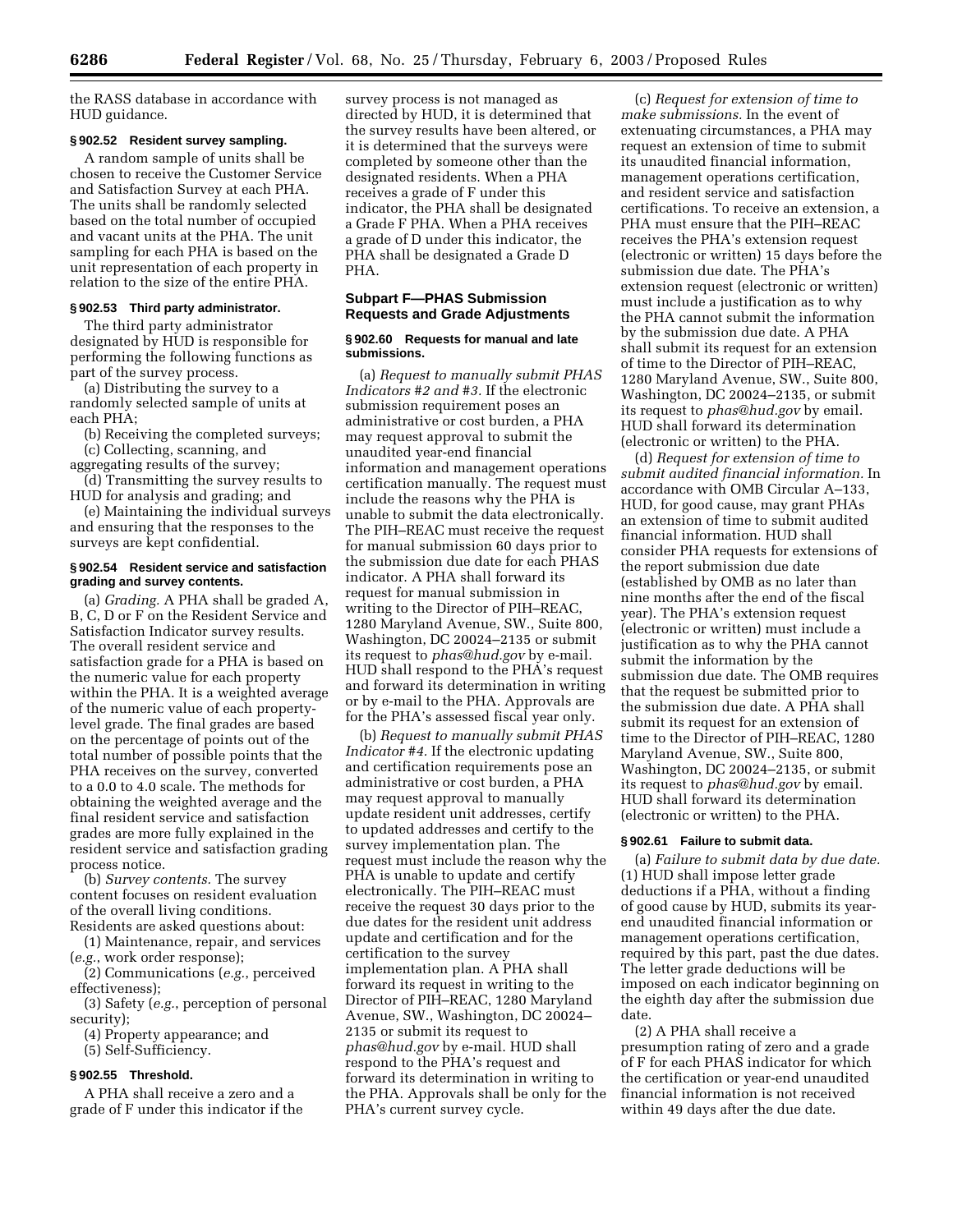the RASS database in accordance with HUD guidance.

### § 902.52 Resident survey sampling.

A random sample of units shall be chosen to receive the Customer Service and Satisfaction Survey at each PHA. The units shall be randomly selected based on the total number of occupied and vacant units at the PHA. The unit sampling for each PHA is based on the unit representation of each property in relation to the size of the entire PHA.

### § 902.53 Third party administrator.

The third party administrator designated by HUD is responsible for performing the following functions as part of the survey process.

(a) Distributing the survey to a randomly selected sample of units at each PHA;

(b) Receiving the completed surveys;

(c) Collecting, scanning, and aggregating results of the survey;

(d) Transmitting the survey results to HUD for analysis and grading; and

(e) Maintaining the individual surveys and ensuring that the responses to the surveys are kept confidential.

### § 902.54 Resident service and satisfaction grading and survey contents.

(a) *Grading.* A PHA shall be graded A, B, C, D or F on the Resident Service and Satisfaction Indicator survey results. The overall resident service and satisfaction grade for a PHA is based on the numeric value for each property within the PHA. It is a weighted average of the numeric value of each property-level grade. The final grades are based on the percentage of points out of the total number of possible points that the PHA receives on the survey, converted to a 0.0 to 4.0 scale. The methods for obtaining the weighted average and the final resident service and satisfaction grades are more fully explained in the resident service and satisfaction grading process notice.

(b) *Survey contents.* The survey content focuses on resident evaluation of the overall living conditions. Residents are asked questions about:

(1) Maintenance, repair, and services (*e.g.*, work order response);

(2) Communications (*e.g.*, perceived effectiveness);

(3) Safety (*e.g.*, perception of personal security);

(4) Property appearance; and

(5) Self-Sufficiency.

### § 902.55 Threshold.

A PHA shall receive a zero and a grade of F under this indicator if the survey process is not managed as directed by HUD, it is determined that the survey results have been altered, or it is determined that the surveys were completed by someone other than the designated residents. When a PHA receives a grade of F under this indicator, the PHA shall be designated a Grade F PHA. When a PHA receives a grade of D under this indicator, the PHA shall be designated a Grade D PHA.

## Subpart F—PHAS Submission Requests and Grade Adjustments

### § 902.60 Requests for manual and late submissions.

(a) *Request to manually submit PHAS Indicators #2 and #3.* If the electronic submission requirement poses an administrative or cost burden, a PHA may request approval to submit the unaudited year-end financial information and management operations certification manually. The request must include the reasons why the PHA is unable to submit the data electronically. The PIH–REAC must receive the request for manual submission 60 days prior to the submission due date for each PHAS indicator. A PHA shall forward its request for manual submission in writing to the Director of PIH–REAC, 1280 Maryland Avenue, SW., Suite 800, Washington, DC 20024–2135 or submit its request to *phas@hud.gov* by e-mail. HUD shall respond to the PHA's request and forward its determination in writing or by e-mail to the PHA. Approvals are for the PHA's assessed fiscal year only.

(b) *Request to manually submit PHAS Indicator #4.* If the electronic updating and certification requirements pose an administrative or cost burden, a PHA may request approval to manually update resident unit addresses, certify to updated addresses and certify to the survey implementation plan. The request must include the reason why the PHA is unable to update and certify electronically. The PIH–REAC must receive the request 30 days prior to the due dates for the resident unit address update and certification and for the certification to the survey implementation plan. A PHA shall forward its request in writing to the Director of PIH–REAC, 1280 Maryland Avenue, SW., Washington, DC 20024–2135 or submit its request to *phas@hud.gov* by e-mail. HUD shall respond to the PHA's request and forward its determination in writing to the PHA. Approvals shall be only for the PHA's current survey cycle.

(c) *Request for extension of time to make submissions.* In the event of extenuating circumstances, a PHA may request an extension of time to submit its unaudited financial information, management operations certification, and resident service and satisfaction certifications. To receive an extension, a PHA must ensure that the PIH–REAC receives the PHA's extension request (electronic or written) 15 days before the submission due date. The PHA's extension request (electronic or written) must include a justification as to why the PHA cannot submit the information by the submission due date. A PHA shall submit its request for an extension of time to the Director of PIH–REAC, 1280 Maryland Avenue, SW., Suite 800, Washington, DC 20024–2135, or submit its request to *phas@hud.gov* by email. HUD shall forward its determination (electronic or written) to the PHA.

(d) *Request for extension of time to submit audited financial information.* In accordance with OMB Circular A–133, HUD, for good cause, may grant PHAs an extension of time to submit audited financial information. HUD shall consider PHA requests for extensions of the report submission due date (established by OMB as no later than nine months after the end of the fiscal year). The PHA's extension request (electronic or written) must include a justification as to why the PHA cannot submit the information by the submission due date. The OMB requires that the request be submitted prior to the submission due date. A PHA shall submit its request for an extension of time to the Director of PIH–REAC, 1280 Maryland Avenue, SW., Suite 800, Washington, DC 20024–2135, or submit its request to *phas@hud.gov* by email. HUD shall forward its determination (electronic or written) to the PHA.

### § 902.61 Failure to submit data.

(a) *Failure to submit data by due date.* (1) HUD shall impose letter grade deductions if a PHA, without a finding of good cause by HUD, submits its year-end unaudited financial information or management operations certification, required by this part, past the due dates. The letter grade deductions will be imposed on each indicator beginning on the eighth day after the submission due date.

(2) A PHA shall receive a presumption rating of zero and a grade of F for each PHAS indicator for which the certification or year-end unaudited financial information is not received within 49 days after the due date.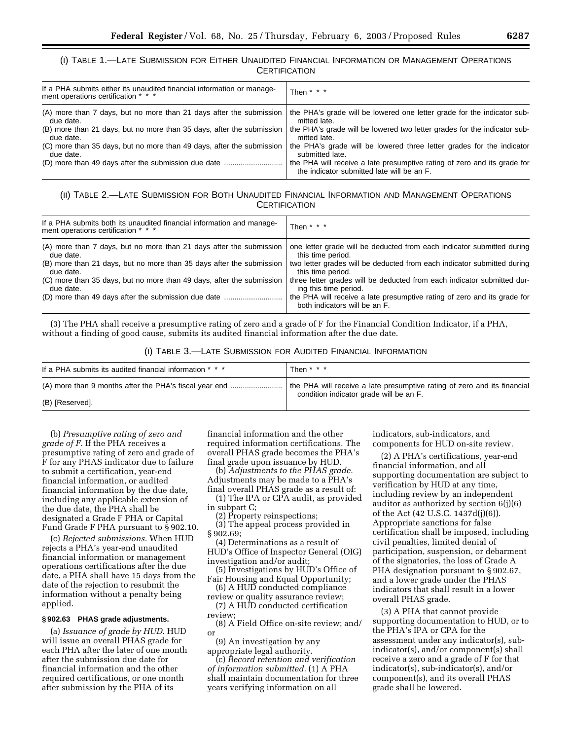(I) TABLE 1.—LATE SUBMISSION FOR EITHER UNAUDITED FINANCIAL INFORMATION OR MANAGEMENT OPERATIONS CERTIFICATION

| If a PHA submits either its unaudited financial information or management operations certification * * * | Then * * * |
|---|---|
| (A) more than 7 days, but no more than 21 days after the submission due date. | the PHA's grade will be lowered one letter grade for the indicator submitted late. |
| (B) more than 21 days, but no more than 35 days, after the submission due date. | the PHA's grade will be lowered two letter grades for the indicator submitted late. |
| (C) more than 35 days, but no more than 49 days, after the submission due date. | the PHA's grade will be lowered three letter grades for the indicator submitted late. |
| (D) more than 49 days after the submission due date ........................... | the PHA will receive a late presumptive rating of zero and its grade for the indicator submitted late will be an F. |

(II) TABLE 2.—LATE SUBMISSION FOR BOTH UNAUDITED FINANCIAL INFORMATION AND MANAGEMENT OPERATIONS CERTIFICATION

| If a PHA submits both its unaudited financial information and management operations certification * * * | Then * * * |
|---|---|
| (A) more than 7 days, but no more than 21 days after the submission due date. | one letter grade will be deducted from each indicator submitted during this time period. |
| (B) more than 21 days, but no more than 35 days after the submission due date. | two letter grades will be deducted from each indicator submitted during this time period. |
| (C) more than 35 days, but no more than 49 days, after the submission due date. | three letter grades will be deducted from each indicator submitted during this time period. |
| (D) more than 49 days after the submission due date ........................... | the PHA will receive a late presumptive rating of zero and its grade for both indicators will be an F. |

(3) The PHA shall receive a presumptive rating of zero and a grade of F for the Financial Condition Indicator, if a PHA, without a finding of good cause, submits its audited financial information after the due date.

(I) TABLE 3.—LATE SUBMISSION FOR AUDITED FINANCIAL INFORMATION

| If a PHA submits its audited financial information * * * | Then * * * |
|---|---|
| (A) more than 9 months after the PHA's fiscal year end ........................ | the PHA will receive a late presumptive rating of zero and its financial condition indicator grade will be an F. |
| (B) [Reserved]. | |

(b) *Presumptive rating of zero and grade of F.* If the PHA receives a presumptive rating of zero and grade of F for any PHAS indicator due to failure to submit a certification, year-end financial information, or audited financial information by the due date, including any applicable extension of the due date, the PHA shall be designated a Grade F PHA or Capital Fund Grade F PHA pursuant to § 902.10.

(c) *Rejected submissions.* When HUD rejects a PHA's year-end unaudited financial information or management operations certifications after the due date, a PHA shall have 15 days from the date of the rejection to resubmit the information without a penalty being applied.

**§ 902.63 PHAS grade adjustments.**

(a) *Issuance of grade by HUD.* HUD will issue an overall PHAS grade for each PHA after the later of one month after the submission due date for financial information and the other required certifications, or one month after submission by the PHA of its financial information and the other required information certifications. The overall PHAS grade becomes the PHA's final grade upon issuance by HUD.

(b) *Adjustments to the PHAS grade.* Adjustments may be made to a PHA's final overall PHAS grade as a result of:

(1) The IPA or CPA audit, as provided in subpart C;

(2) Property reinspections;

(3) The appeal process provided in § 902.69;

(4) Determinations as a result of HUD's Office of Inspector General (OIG) investigation and/or audit;

(5) Investigations by HUD's Office of Fair Housing and Equal Opportunity;

(6) A HUD conducted compliance review or quality assurance review;

(7) A HUD conducted certification review;

(8) A Field Office on-site review; and/or

(9) An investigation by any appropriate legal authority.

(c) *Record retention and verification of information submitted.* (1) A PHA shall maintain documentation for three years verifying information on all indicators, sub-indicators, and components for HUD on-site review.

(2) A PHA's certifications, year-end financial information, and all supporting documentation are subject to verification by HUD at any time, including review by an independent auditor as authorized by section 6(j)(6) of the Act (42 U.S.C. 1437d(j)(6)). Appropriate sanctions for false certification shall be imposed, including civil penalties, limited denial of participation, suspension, or debarment of the signatories, the loss of Grade A PHA designation pursuant to § 902.67, and a lower grade under the PHAS indicators that shall result in a lower overall PHAS grade.

(3) A PHA that cannot provide supporting documentation to HUD, or to the PHA's IPA or CPA for the assessment under any indicator(s), sub-indicator(s), and/or component(s) shall receive a zero and a grade of F for that indicator(s), sub-indicator(s), and/or component(s), and its overall PHAS grade shall be lowered.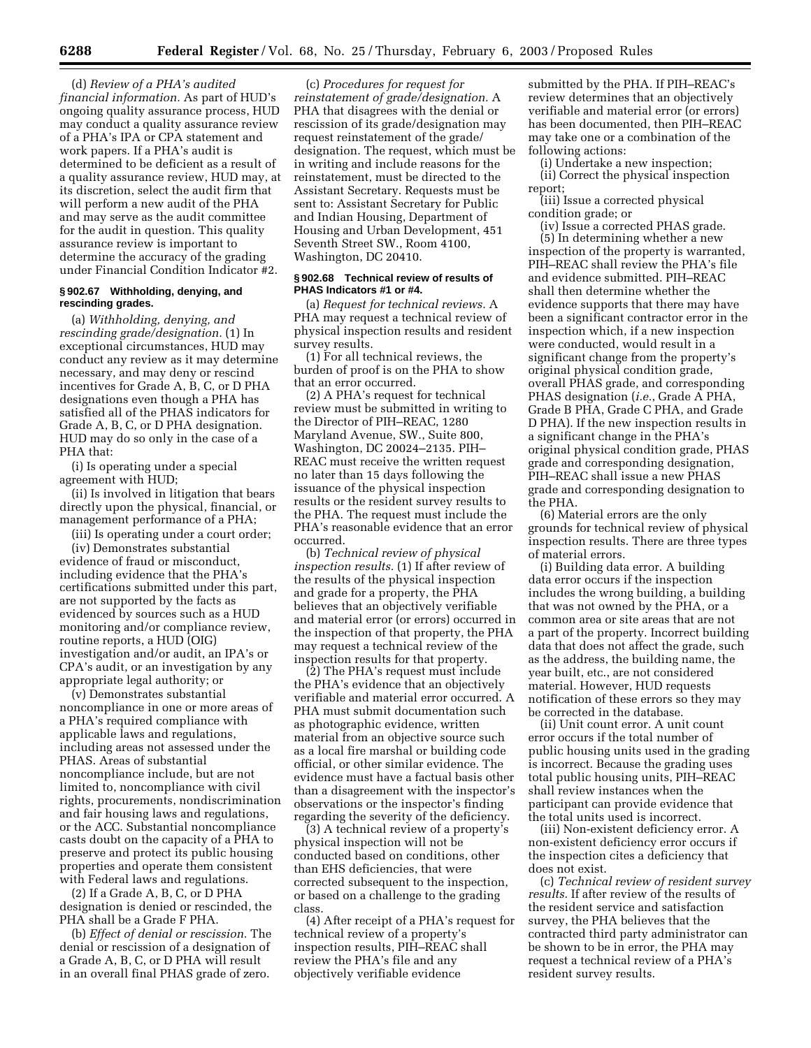(d) *Review of a PHA's audited financial information.* As part of HUD's ongoing quality assurance process, HUD may conduct a quality assurance review of a PHA's IPA or CPA statement and work papers. If a PHA's audit is determined to be deficient as a result of a quality assurance review, HUD may, at its discretion, select the audit firm that will perform a new audit of the PHA and may serve as the audit committee for the audit in question. This quality assurance review is important to determine the accuracy of the grading under Financial Condition Indicator #2.

### § 902.67 Withholding, denying, and rescinding grades.

(a) *Withholding, denying, and rescinding grade/designation.* (1) In exceptional circumstances, HUD may conduct any review as it may determine necessary, and may deny or rescind incentives for Grade A, B, C, or D PHA designations even though a PHA has satisfied all of the PHAS indicators for Grade A, B, C, or D PHA designation. HUD may do so only in the case of a PHA that:

(i) Is operating under a special agreement with HUD;

(ii) Is involved in litigation that bears directly upon the physical, financial, or management performance of a PHA;

(iii) Is operating under a court order;

(iv) Demonstrates substantial evidence of fraud or misconduct, including evidence that the PHA's certifications submitted under this part, are not supported by the facts as evidenced by sources such as a HUD monitoring and/or compliance review, routine reports, a HUD (OIG) investigation and/or audit, an IPA's or CPA's audit, or an investigation by any appropriate legal authority; or

(v) Demonstrates substantial noncompliance in one or more areas of a PHA's required compliance with applicable laws and regulations, including areas not assessed under the PHAS. Areas of substantial noncompliance include, but are not limited to, noncompliance with civil rights, procurements, nondiscrimination and fair housing laws and regulations, or the ACC. Substantial noncompliance casts doubt on the capacity of a PHA to preserve and protect its public housing properties and operate them consistent with Federal laws and regulations.

(2) If a Grade A, B, C, or D PHA designation is denied or rescinded, the PHA shall be a Grade F PHA.

(b) *Effect of denial or rescission.* The denial or rescission of a designation of a Grade A, B, C, or D PHA will result in an overall final PHAS grade of zero.

(c) *Procedures for request for reinstatement of grade/designation.* A PHA that disagrees with the denial or rescission of its grade/designation may request reinstatement of the grade/designation. The request, which must be in writing and include reasons for the reinstatement, must be directed to the Assistant Secretary. Requests must be sent to: Assistant Secretary for Public and Indian Housing, Department of Housing and Urban Development, 451 Seventh Street SW., Room 4100, Washington, DC 20410.

### § 902.68 Technical review of results of PHAS Indicators #1 or #4.

(a) *Request for technical reviews.* A PHA may request a technical review of physical inspection results and resident survey results.

(1) For all technical reviews, the burden of proof is on the PHA to show that an error occurred.

(2) A PHA's request for technical review must be submitted in writing to the Director of PIH–REAC, 1280 Maryland Avenue, SW., Suite 800, Washington, DC 20024–2135. PIH–REAC must receive the written request no later than 15 days following the issuance of the physical inspection results or the resident survey results to the PHA. The request must include the PHA's reasonable evidence that an error occurred.

(b) *Technical review of physical inspection results.* (1) If after review of the results of the physical inspection and grade for a property, the PHA believes that an objectively verifiable and material error (or errors) occurred in the inspection of that property, the PHA may request a technical review of the inspection results for that property.

(2) The PHA's request must include the PHA's evidence that an objectively verifiable and material error occurred. A PHA must submit documentation such as photographic evidence, written material from an objective source such as a local fire marshal or building code official, or other similar evidence. The evidence must have a factual basis other than a disagreement with the inspector's observations or the inspector's finding regarding the severity of the deficiency.

(3) A technical review of a property's physical inspection will not be conducted based on conditions, other than EHS deficiencies, that were corrected subsequent to the inspection, or based on a challenge to the grading class.

(4) After receipt of a PHA's request for technical review of a property's inspection results, PIH–REAC shall review the PHA's file and any objectively verifiable evidence submitted by the PHA. If PIH–REAC's review determines that an objectively verifiable and material error (or errors) has been documented, then PIH–REAC may take one or a combination of the following actions:

(i) Undertake a new inspection;

(ii) Correct the physical inspection report;

(iii) Issue a corrected physical condition grade; or

(iv) Issue a corrected PHAS grade.

(5) In determining whether a new inspection of the property is warranted, PIH–REAC shall review the PHA's file and evidence submitted. PIH–REAC shall then determine whether the evidence supports that there may have been a significant contractor error in the inspection which, if a new inspection were conducted, would result in a significant change from the property's original physical condition grade, overall PHAS grade, and corresponding PHAS designation (*i.e.*, Grade A PHA, Grade B PHA, Grade C PHA, and Grade D PHA). If the new inspection results in a significant change in the PHA's original physical condition grade, PHAS grade and corresponding designation, PIH–REAC shall issue a new PHAS grade and corresponding designation to the PHA.

(6) Material errors are the only grounds for technical review of physical inspection results. There are three types of material errors.

(i) Building data error. A building data error occurs if the inspection includes the wrong building, a building that was not owned by the PHA, or a common area or site areas that are not a part of the property. Incorrect building data that does not affect the grade, such as the address, the building name, the year built, etc., are not considered material. However, HUD requests notification of these errors so they may be corrected in the database.

(ii) Unit count error. A unit count error occurs if the total number of public housing units used in the grading is incorrect. Because the grading uses total public housing units, PIH–REAC shall review instances when the participant can provide evidence that the total units used is incorrect.

(iii) Non-existent deficiency error. A non-existent deficiency error occurs if the inspection cites a deficiency that does not exist.

(c) *Technical review of resident survey results.* If after review of the results of the resident service and satisfaction survey, the PHA believes that the contracted third party administrator can be shown to be in error, the PHA may request a technical review of a PHA's resident survey results.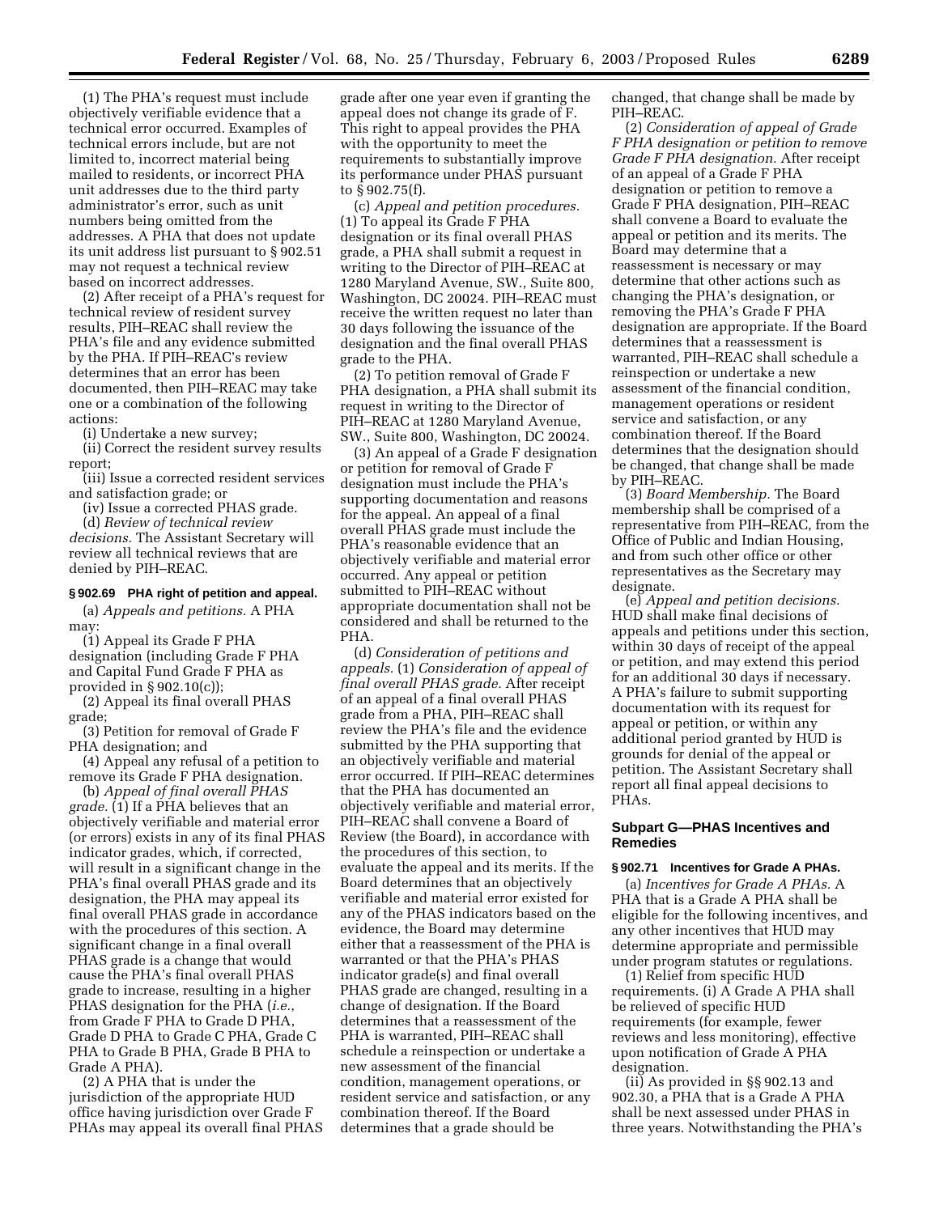(1) The PHA's request must include objectively verifiable evidence that a technical error occurred. Examples of technical errors include, but are not limited to, incorrect material being mailed to residents, or incorrect PHA unit addresses due to the third party administrator's error, such as unit numbers being omitted from the addresses. A PHA that does not update its unit address list pursuant to § 902.51 may not request a technical review based on incorrect addresses.

(2) After receipt of a PHA's request for technical review of resident survey results, PIH–REAC shall review the PHA's file and any evidence submitted by the PHA. If PIH–REAC's review determines that an error has been documented, then PIH–REAC may take one or a combination of the following actions:

(i) Undertake a new survey;

(ii) Correct the resident survey results report;

(iii) Issue a corrected resident services and satisfaction grade; or

(iv) Issue a corrected PHAS grade.

(d) *Review of technical review decisions.* The Assistant Secretary will review all technical reviews that are denied by PIH–REAC.

### § 902.69 PHA right of petition and appeal.

(a) *Appeals and petitions.* A PHA may:

(1) Appeal its Grade F PHA designation (including Grade F PHA and Capital Fund Grade F PHA as provided in § 902.10(c));

(2) Appeal its final overall PHAS grade;

(3) Petition for removal of Grade F PHA designation; and

(4) Appeal any refusal of a petition to remove its Grade F PHA designation.

(b) *Appeal of final overall PHAS grade.* (1) If a PHA believes that an objectively verifiable and material error (or errors) exists in any of its final PHAS indicator grades, which, if corrected, will result in a significant change in the PHA's final overall PHAS grade and its designation, the PHA may appeal its final overall PHAS grade in accordance with the procedures of this section. A significant change in a final overall PHAS grade is a change that would cause the PHA's final overall PHAS grade to increase, resulting in a higher PHAS designation for the PHA (*i.e.*, from Grade F PHA to Grade D PHA, Grade D PHA to Grade C PHA, Grade C PHA to Grade B PHA, Grade B PHA to Grade A PHA).

(2) A PHA that is under the jurisdiction of the appropriate HUD office having jurisdiction over Grade F PHAs may appeal its overall final PHAS grade after one year even if granting the appeal does not change its grade of F. This right to appeal provides the PHA with the opportunity to meet the requirements to substantially improve its performance under PHAS pursuant to § 902.75(f).

(c) *Appeal and petition procedures.* (1) To appeal its Grade F PHA designation or its final overall PHAS grade, a PHA shall submit a request in writing to the Director of PIH–REAC at 1280 Maryland Avenue, SW., Suite 800, Washington, DC 20024. PIH–REAC must receive the written request no later than 30 days following the issuance of the designation and the final overall PHAS grade to the PHA.

(2) To petition removal of Grade F PHA designation, a PHA shall submit its request in writing to the Director of PIH–REAC at 1280 Maryland Avenue, SW., Suite 800, Washington, DC 20024.

(3) An appeal of a Grade F designation or petition for removal of Grade F designation must include the PHA's supporting documentation and reasons for the appeal. An appeal of a final overall PHAS grade must include the PHA's reasonable evidence that an objectively verifiable and material error occurred. Any appeal or petition submitted to PIH–REAC without appropriate documentation shall not be considered and shall be returned to the PHA.

(d) *Consideration of petitions and appeals.* (1) *Consideration of appeal of final overall PHAS grade.* After receipt of an appeal of a final overall PHAS grade from a PHA, PIH–REAC shall review the PHA's file and the evidence submitted by the PHA supporting that an objectively verifiable and material error occurred. If PIH–REAC determines that the PHA has documented an objectively verifiable and material error, PIH–REAC shall convene a Board of Review (the Board), in accordance with the procedures of this section, to evaluate the appeal and its merits. If the Board determines that an objectively verifiable and material error existed for any of the PHAS indicators based on the evidence, the Board may determine either that a reassessment of the PHA is warranted or that the PHA's PHAS indicator grade(s) and final overall PHAS grade are changed, resulting in a change of designation. If the Board determines that a reassessment of the PHA is warranted, PIH–REAC shall schedule a reinspection or undertake a new assessment of the financial condition, management operations, or resident service and satisfaction, or any combination thereof. If the Board determines that a grade should be changed, that change shall be made by PIH–REAC.

(2) *Consideration of appeal of Grade F PHA designation or petition to remove Grade F PHA designation.* After receipt of an appeal of a Grade F PHA designation or petition to remove a Grade F PHA designation, PIH–REAC shall convene a Board to evaluate the appeal or petition and its merits. The Board may determine that a reassessment is necessary or may determine that other actions such as changing the PHA's designation, or removing the PHA's Grade F PHA designation are appropriate. If the Board determines that a reassessment is warranted, PIH–REAC shall schedule a reinspection or undertake a new assessment of the financial condition, management operations or resident service and satisfaction, or any combination thereof. If the Board determines that the designation should be changed, that change shall be made by PIH–REAC.

(3) *Board Membership.* The Board membership shall be comprised of a representative from PIH–REAC, from the Office of Public and Indian Housing, and from such other office or other representatives as the Secretary may designate.

(e) *Appeal and petition decisions.* HUD shall make final decisions of appeals and petitions under this section, within 30 days of receipt of the appeal or petition, and may extend this period for an additional 30 days if necessary. A PHA's failure to submit supporting documentation with its request for appeal or petition, or within any additional period granted by HUD is grounds for denial of the appeal or petition. The Assistant Secretary shall report all final appeal decisions to PHAs.

## Subpart G—PHAS Incentives and Remedies

### § 902.71 Incentives for Grade A PHAs.

(a) *Incentives for Grade A PHAs.* A PHA that is a Grade A PHA shall be eligible for the following incentives, and any other incentives that HUD may determine appropriate and permissible under program statutes or regulations.

(1) Relief from specific HUD requirements. (i) A Grade A PHA shall be relieved of specific HUD requirements (for example, fewer reviews and less monitoring), effective upon notification of Grade A PHA designation.

(ii) As provided in §§ 902.13 and 902.30, a PHA that is a Grade A PHA shall be next assessed under PHAS in three years. Notwithstanding the PHA's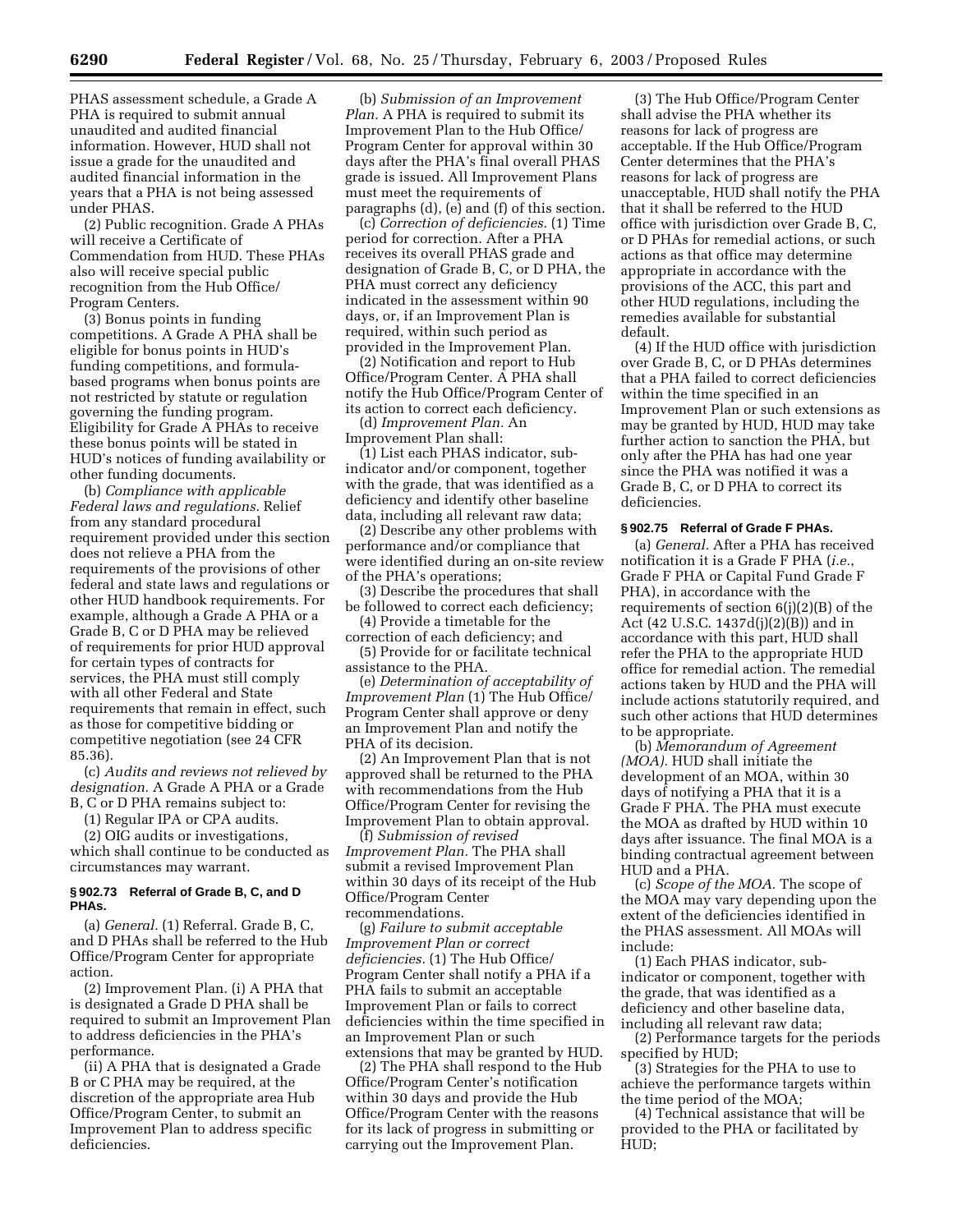PHAS assessment schedule, a Grade A PHA is required to submit annual unaudited and audited financial information. However, HUD shall not issue a grade for the unaudited and audited financial information in the years that a PHA is not being assessed under PHAS.

(2) Public recognition. Grade A PHAs will receive a Certificate of Commendation from HUD. These PHAs also will receive special public recognition from the Hub Office/Program Centers.

(3) Bonus points in funding competitions. A Grade A PHA shall be eligible for bonus points in HUD's funding competitions, and formula-based programs when bonus points are not restricted by statute or regulation governing the funding program. Eligibility for Grade A PHAs to receive these bonus points will be stated in HUD's notices of funding availability or other funding documents.

(b) *Compliance with applicable Federal laws and regulations.* Relief from any standard procedural requirement provided under this section does not relieve a PHA from the requirements of the provisions of other federal and state laws and regulations or other HUD handbook requirements. For example, although a Grade A PHA or a Grade B, C or D PHA may be relieved of requirements for prior HUD approval for certain types of contracts for services, the PHA must still comply with all other Federal and State requirements that remain in effect, such as those for competitive bidding or competitive negotiation (see 24 CFR 85.36).

(c) *Audits and reviews not relieved by designation.* A Grade A PHA or a Grade B, C or D PHA remains subject to:

(1) Regular IPA or CPA audits.

(2) OIG audits or investigations, which shall continue to be conducted as circumstances may warrant.

**§ 902.73 Referral of Grade B, C, and D PHAs.**

(a) *General.* (1) Referral. Grade B, C, and D PHAs shall be referred to the Hub Office/Program Center for appropriate action.

(2) Improvement Plan. (i) A PHA that is designated a Grade D PHA shall be required to submit an Improvement Plan to address deficiencies in the PHA's performance.

(ii) A PHA that is designated a Grade B or C PHA may be required, at the discretion of the appropriate area Hub Office/Program Center, to submit an Improvement Plan to address specific deficiencies.

(b) *Submission of an Improvement Plan.* A PHA is required to submit its Improvement Plan to the Hub Office/Program Center for approval within 30 days after the PHA's final overall PHAS grade is issued. All Improvement Plans must meet the requirements of paragraphs (d), (e) and (f) of this section.

(c) *Correction of deficiencies.* (1) Time period for correction. After a PHA receives its overall PHAS grade and designation of Grade B, C, or D PHA, the PHA must correct any deficiency indicated in the assessment within 90 days, or, if an Improvement Plan is required, within such period as provided in the Improvement Plan.

(2) Notification and report to Hub Office/Program Center. A PHA shall notify the Hub Office/Program Center of its action to correct each deficiency.

(d) *Improvement Plan.* An Improvement Plan shall:

(1) List each PHAS indicator, sub-indicator and/or component, together with the grade, that was identified as a deficiency and identify other baseline data, including all relevant raw data;

(2) Describe any other problems with performance and/or compliance that were identified during an on-site review of the PHA's operations;

(3) Describe the procedures that shall be followed to correct each deficiency;

(4) Provide a timetable for the correction of each deficiency; and

(5) Provide for or facilitate technical assistance to the PHA.

(e) *Determination of acceptability of Improvement Plan* (1) The Hub Office/Program Center shall approve or deny an Improvement Plan and notify the PHA of its decision.

(2) An Improvement Plan that is not approved shall be returned to the PHA with recommendations from the Hub Office/Program Center for revising the Improvement Plan to obtain approval.

(f) *Submission of revised Improvement Plan.* The PHA shall submit a revised Improvement Plan within 30 days of its receipt of the Hub Office/Program Center recommendations.

(g) *Failure to submit acceptable Improvement Plan or correct deficiencies.* (1) The Hub Office/Program Center shall notify a PHA if a PHA fails to submit an acceptable Improvement Plan or fails to correct deficiencies within the time specified in an Improvement Plan or such extensions that may be granted by HUD.

(2) The PHA shall respond to the Hub Office/Program Center's notification within 30 days and provide the Hub Office/Program Center with the reasons for its lack of progress in submitting or carrying out the Improvement Plan.

(3) The Hub Office/Program Center shall advise the PHA whether its reasons for lack of progress are acceptable. If the Hub Office/Program Center determines that the PHA's reasons for lack of progress are unacceptable, HUD shall notify the PHA that it shall be referred to the HUD office with jurisdiction over Grade B, C, or D PHAs for remedial actions, or such actions as that office may determine appropriate in accordance with the provisions of the ACC, this part and other HUD regulations, including the remedies available for substantial default.

(4) If the HUD office with jurisdiction over Grade B, C, or D PHAs determines that a PHA failed to correct deficiencies within the time specified in an Improvement Plan or such extensions as may be granted by HUD, HUD may take further action to sanction the PHA, but only after the PHA has had one year since the PHA was notified it was a Grade B, C, or D PHA to correct its deficiencies.

**§ 902.75 Referral of Grade F PHAs.**

(a) *General.* After a PHA has received notification it is a Grade F PHA (*i.e.*, Grade F PHA or Capital Fund Grade F PHA), in accordance with the requirements of section 6(j)(2)(B) of the Act (42 U.S.C. 1437d(j)(2)(B)) and in accordance with this part, HUD shall refer the PHA to the appropriate HUD office for remedial action. The remedial actions taken by HUD and the PHA will include actions statutorily required, and such other actions that HUD determines to be appropriate.

(b) *Memorandum of Agreement (MOA).* HUD shall initiate the development of an MOA, within 30 days of notifying a PHA that it is a Grade F PHA. The PHA must execute the MOA as drafted by HUD within 10 days after issuance. The final MOA is a binding contractual agreement between HUD and a PHA.

(c) *Scope of the MOA.* The scope of the MOA may vary depending upon the extent of the deficiencies identified in the PHAS assessment. All MOAs will include:

(1) Each PHAS indicator, sub-indicator or component, together with the grade, that was identified as a deficiency and other baseline data, including all relevant raw data;

(2) Performance targets for the periods specified by HUD;

(3) Strategies for the PHA to use to achieve the performance targets within the time period of the MOA;

(4) Technical assistance that will be provided to the PHA or facilitated by HUD;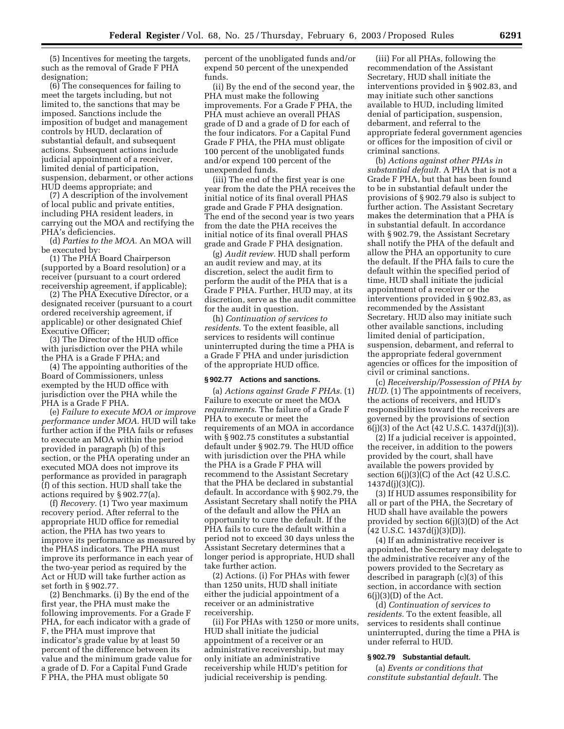(5) Incentives for meeting the targets, such as the removal of Grade F PHA designation;

(6) The consequences for failing to meet the targets including, but not limited to, the sanctions that may be imposed. Sanctions include the imposition of budget and management controls by HUD, declaration of substantial default, and subsequent actions. Subsequent actions include judicial appointment of a receiver, limited denial of participation, suspension, debarment, or other actions HUD deems appropriate; and

(7) A description of the involvement of local public and private entities, including PHA resident leaders, in carrying out the MOA and rectifying the PHA's deficiencies.

(d) *Parties to the MOA.* An MOA will be executed by:

(1) The PHA Board Chairperson (supported by a Board resolution) or a receiver (pursuant to a court ordered receivership agreement, if applicable);

(2) The PHA Executive Director, or a designated receiver (pursuant to a court ordered receivership agreement, if applicable) or other designated Chief Executive Officer;

(3) The Director of the HUD office with jurisdiction over the PHA while the PHA is a Grade F PHA; and

(4) The appointing authorities of the Board of Commissioners, unless exempted by the HUD office with jurisdiction over the PHA while the PHA is a Grade F PHA.

(e) *Failure to execute MOA or improve performance under MOA.* HUD will take further action if the PHA fails or refuses to execute an MOA within the period provided in paragraph (b) of this section, or the PHA operating under an executed MOA does not improve its performance as provided in paragraph (f) of this section. HUD shall take the actions required by § 902.77(a).

(f) *Recovery.* (1) Two year maximum recovery period. After referral to the appropriate HUD office for remedial action, the PHA has two years to improve its performance as measured by the PHAS indicators. The PHA must improve its performance in each year of the two-year period as required by the Act or HUD will take further action as set forth in § 902.77.

(2) Benchmarks. (i) By the end of the first year, the PHA must make the following improvements. For a Grade F PHA, for each indicator with a grade of F, the PHA must improve that indicator's grade value by at least 50 percent of the difference between its value and the minimum grade value for a grade of D. For a Capital Fund Grade F PHA, the PHA must obligate 50 percent of the unobligated funds and/or expend 50 percent of the unexpended funds.

(ii) By the end of the second year, the PHA must make the following improvements. For a Grade F PHA, the PHA must achieve an overall PHAS grade of D and a grade of D for each of the four indicators. For a Capital Fund Grade F PHA, the PHA must obligate 100 percent of the unobligated funds and/or expend 100 percent of the unexpended funds.

(iii) The end of the first year is one year from the date the PHA receives the initial notice of its final overall PHAS grade and Grade F PHA designation. The end of the second year is two years from the date the PHA receives the initial notice of its final overall PHAS grade and Grade F PHA designation.

(g) *Audit review.* HUD shall perform an audit review and may, at its discretion, select the audit firm to perform the audit of the PHA that is a Grade F PHA. Further, HUD may, at its discretion, serve as the audit committee for the audit in question.

(h) *Continuation of services to residents.* To the extent feasible, all services to residents will continue uninterrupted during the time a PHA is a Grade F PHA and under jurisdiction of the appropriate HUD office.

#### § 902.77 Actions and sanctions.

(a) *Actions against Grade F PHAs.* (1) Failure to execute or meet the MOA *requirements.* The failure of a Grade F PHA to execute or meet the requirements of an MOA in accordance with § 902.75 constitutes a substantial default under § 902.79. The HUD office with jurisdiction over the PHA while the PHA is a Grade F PHA will recommend to the Assistant Secretary that the PHA be declared in substantial default. In accordance with § 902.79, the Assistant Secretary shall notify the PHA of the default and allow the PHA an opportunity to cure the default. If the PHA fails to cure the default within a period not to exceed 30 days unless the Assistant Secretary determines that a longer period is appropriate, HUD shall take further action.

(2) Actions. (i) For PHAs with fewer than 1250 units, HUD shall initiate either the judicial appointment of a receiver or an administrative receivership.

(ii) For PHAs with 1250 or more units, HUD shall initiate the judicial appointment of a receiver or an administrative receivership, but may only initiate an administrative receivership while HUD's petition for judicial receivership is pending.

(iii) For all PHAs, following the recommendation of the Assistant Secretary, HUD shall initiate the interventions provided in § 902.83, and may initiate such other sanctions available to HUD, including limited denial of participation, suspension, debarment, and referral to the appropriate federal government agencies or offices for the imposition of civil or criminal sanctions.

(b) *Actions against other PHAs in substantial default.* A PHA that is not a Grade F PHA, but that has been found to be in substantial default under the provisions of § 902.79 also is subject to further action. The Assistant Secretary makes the determination that a PHA is in substantial default. In accordance with § 902.79, the Assistant Secretary shall notify the PHA of the default and allow the PHA an opportunity to cure the default. If the PHA fails to cure the default within the specified period of time, HUD shall initiate the judicial appointment of a receiver or the interventions provided in § 902.83, as recommended by the Assistant Secretary. HUD also may initiate such other available sanctions, including limited denial of participation, suspension, debarment, and referral to the appropriate federal government agencies or offices for the imposition of civil or criminal sanctions.

(c) *Receivership/Possession of PHA by HUD.* (1) The appointments of receivers, the actions of receivers, and HUD's responsibilities toward the receivers are governed by the provisions of section 6(j)(3) of the Act (42 U.S.C. 1437d(j)(3)).

(2) If a judicial receiver is appointed, the receiver, in addition to the powers provided by the court, shall have available the powers provided by section 6(j)(3)(C) of the Act (42 U.S.C. 1437d(j)(3)(C)).

(3) If HUD assumes responsibility for all or part of the PHA, the Secretary of HUD shall have available the powers provided by section 6(j)(3)(D) of the Act (42 U.S.C. 1437d(j)(3)(D)).

(4) If an administrative receiver is appointed, the Secretary may delegate to the administrative receiver any of the powers provided to the Secretary as described in paragraph (c)(3) of this section, in accordance with section 6(j)(3)(D) of the Act.

(d) *Continuation of services to residents.* To the extent feasible, all services to residents shall continue uninterrupted, during the time a PHA is under referral to HUD.

#### § 902.79 Substantial default.

(a) *Events or conditions that constitute substantial default.* The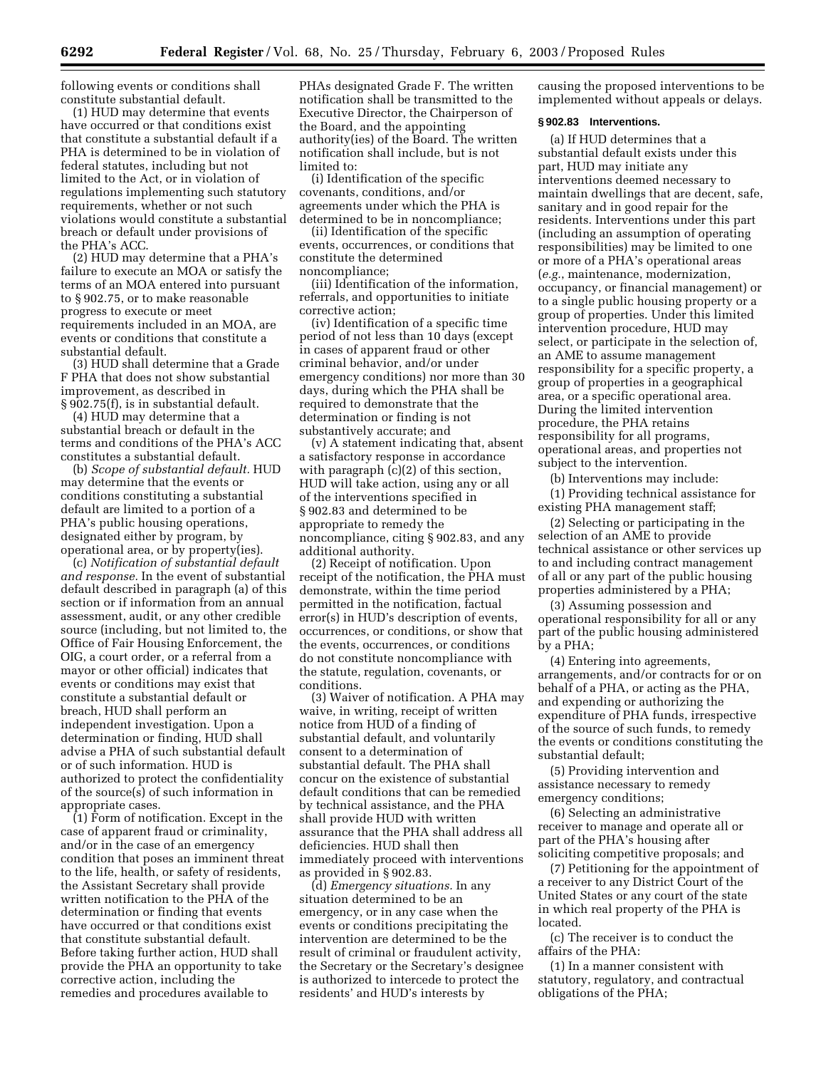following events or conditions shall constitute substantial default.

(1) HUD may determine that events have occurred or that conditions exist that constitute a substantial default if a PHA is determined to be in violation of federal statutes, including but not limited to the Act, or in violation of regulations implementing such statutory requirements, whether or not such violations would constitute a substantial breach or default under provisions of the PHA's ACC.

(2) HUD may determine that a PHA's failure to execute an MOA or satisfy the terms of an MOA entered into pursuant to § 902.75, or to make reasonable progress to execute or meet requirements included in an MOA, are events or conditions that constitute a substantial default.

(3) HUD shall determine that a Grade F PHA that does not show substantial improvement, as described in § 902.75(f), is in substantial default.

(4) HUD may determine that a substantial breach or default in the terms and conditions of the PHA's ACC constitutes a substantial default.

(b) *Scope of substantial default.* HUD may determine that the events or conditions constituting a substantial default are limited to a portion of a PHA's public housing operations, designated either by program, by operational area, or by property(ies).

(c) *Notification of substantial default and response.* In the event of substantial default described in paragraph (a) of this section or if information from an annual assessment, audit, or any other credible source (including, but not limited to, the Office of Fair Housing Enforcement, the OIG, a court order, or a referral from a mayor or other official) indicates that events or conditions may exist that constitute a substantial default or breach, HUD shall perform an independent investigation. Upon a determination or finding, HUD shall advise a PHA of such substantial default or of such information. HUD is authorized to protect the confidentiality of the source(s) of such information in appropriate cases.

(1) Form of notification. Except in the case of apparent fraud or criminality, and/or in the case of an emergency condition that poses an imminent threat to the life, health, or safety of residents, the Assistant Secretary shall provide written notification to the PHA of the determination or finding that events have occurred or that conditions exist that constitute substantial default. Before taking further action, HUD shall provide the PHA an opportunity to take corrective action, including the remedies and procedures available to PHAs designated Grade F. The written notification shall be transmitted to the Executive Director, the Chairperson of the Board, and the appointing authority(ies) of the Board. The written notification shall include, but is not limited to:

(i) Identification of the specific covenants, conditions, and/or agreements under which the PHA is determined to be in noncompliance;

(ii) Identification of the specific events, occurrences, or conditions that constitute the determined noncompliance;

(iii) Identification of the information, referrals, and opportunities to initiate corrective action;

(iv) Identification of a specific time period of not less than 10 days (except in cases of apparent fraud or other criminal behavior, and/or under emergency conditions) nor more than 30 days, during which the PHA shall be required to demonstrate that the determination or finding is not substantively accurate; and

(v) A statement indicating that, absent a satisfactory response in accordance with paragraph (c)(2) of this section, HUD will take action, using any or all of the interventions specified in § 902.83 and determined to be appropriate to remedy the noncompliance, citing § 902.83, and any additional authority.

(2) Receipt of notification. Upon receipt of the notification, the PHA must demonstrate, within the time period permitted in the notification, factual error(s) in HUD's description of events, occurrences, or conditions, or show that the events, occurrences, or conditions do not constitute noncompliance with the statute, regulation, covenants, or conditions.

(3) Waiver of notification. A PHA may waive, in writing, receipt of written notice from HUD of a finding of substantial default, and voluntarily consent to a determination of substantial default. The PHA shall concur on the existence of substantial default conditions that can be remedied by technical assistance, and the PHA shall provide HUD with written assurance that the PHA shall address all deficiencies. HUD shall then immediately proceed with interventions as provided in § 902.83.

(d) *Emergency situations.* In any situation determined to be an emergency, or in any case when the events or conditions precipitating the intervention are determined to be the result of criminal or fraudulent activity, the Secretary or the Secretary's designee is authorized to intercede to protect the residents' and HUD's interests by causing the proposed interventions to be implemented without appeals or delays.

### § 902.83 Interventions.

(a) If HUD determines that a substantial default exists under this part, HUD may initiate any interventions deemed necessary to maintain dwellings that are decent, safe, sanitary and in good repair for the residents. Interventions under this part (including an assumption of operating responsibilities) may be limited to one or more of a PHA's operational areas (*e.g.*, maintenance, modernization, occupancy, or financial management) or to a single public housing property or a group of properties. Under this limited intervention procedure, HUD may select, or participate in the selection of, an AME to assume management responsibility for a specific property, a group of properties in a geographical area, or a specific operational area. During the limited intervention procedure, the PHA retains responsibility for all programs, operational areas, and properties not subject to the intervention.

(b) Interventions may include:

(1) Providing technical assistance for existing PHA management staff;

(2) Selecting or participating in the selection of an AME to provide technical assistance or other services up to and including contract management of all or any part of the public housing properties administered by a PHA;

(3) Assuming possession and operational responsibility for all or any part of the public housing administered by a PHA;

(4) Entering into agreements, arrangements, and/or contracts for or on behalf of a PHA, or acting as the PHA, and expending or authorizing the expenditure of PHA funds, irrespective of the source of such funds, to remedy the events or conditions constituting the substantial default;

(5) Providing intervention and assistance necessary to remedy emergency conditions;

(6) Selecting an administrative receiver to manage and operate all or part of the PHA's housing after soliciting competitive proposals; and

(7) Petitioning for the appointment of a receiver to any District Court of the United States or any court of the state in which real property of the PHA is located.

(c) The receiver is to conduct the affairs of the PHA:

(1) In a manner consistent with statutory, regulatory, and contractual obligations of the PHA;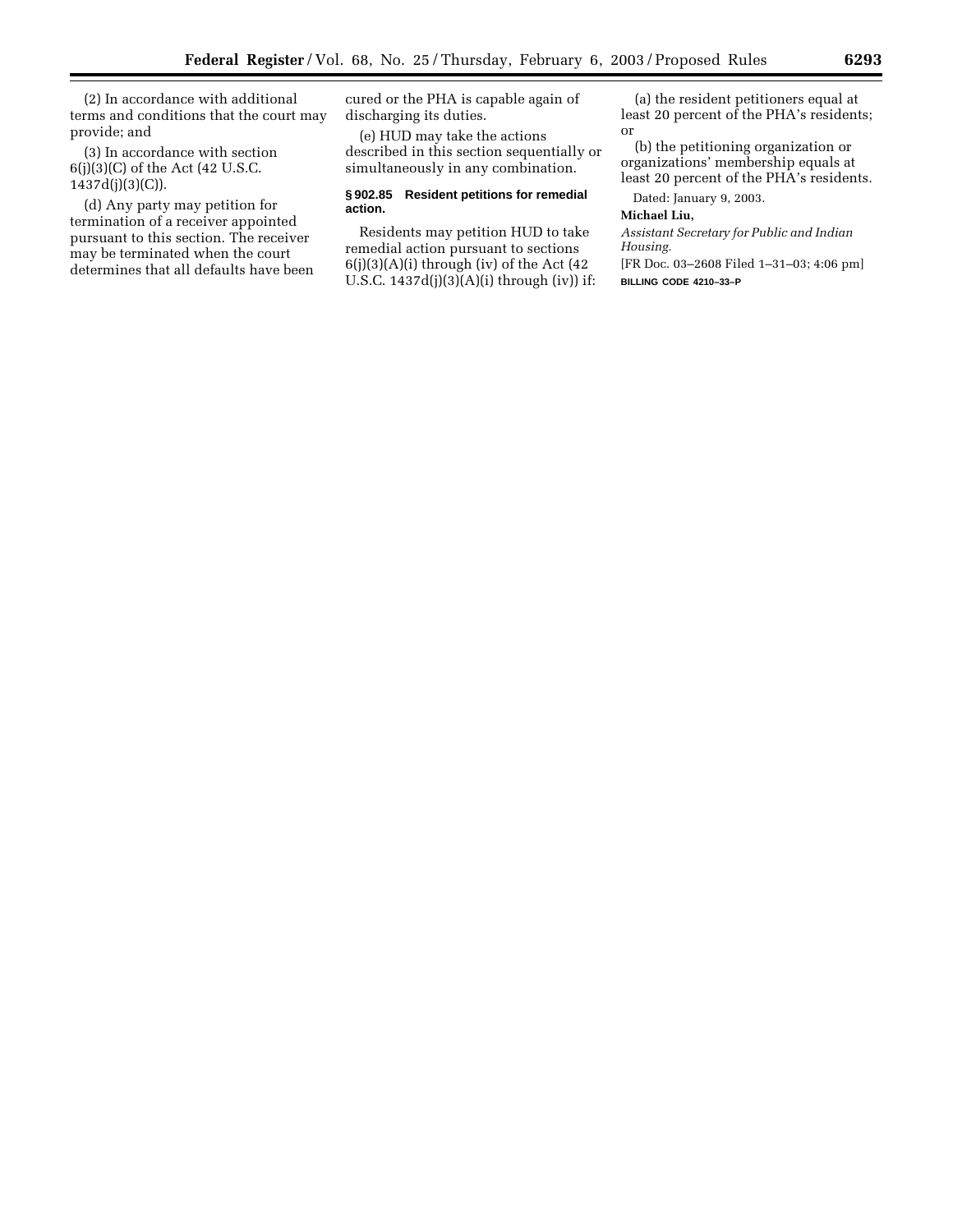(2) In accordance with additional terms and conditions that the court may provide; and

(3) In accordance with section 6(j)(3)(C) of the Act (42 U.S.C. 1437d(j)(3)(C)).

(d) Any party may petition for termination of a receiver appointed pursuant to this section. The receiver may be terminated when the court determines that all defaults have been cured or the PHA is capable again of discharging its duties.

(e) HUD may take the actions described in this section sequentially or simultaneously in any combination.

**§ 902.85 Resident petitions for remedial action.**

Residents may petition HUD to take remedial action pursuant to sections 6(j)(3)(A)(i) through (iv) of the Act (42 U.S.C. 1437d(j)(3)(A)(i) through (iv)) if:

(a) the resident petitioners equal at least 20 percent of the PHA's residents; or

(b) the petitioning organization or organizations' membership equals at least 20 percent of the PHA's residents.

Dated: January 9, 2003.

**Michael Liu,**

*Assistant Secretary for Public and Indian Housing.*

[FR Doc. 03–2608 Filed 1–31–03; 4:06 pm]

BILLING CODE 4210–33–P